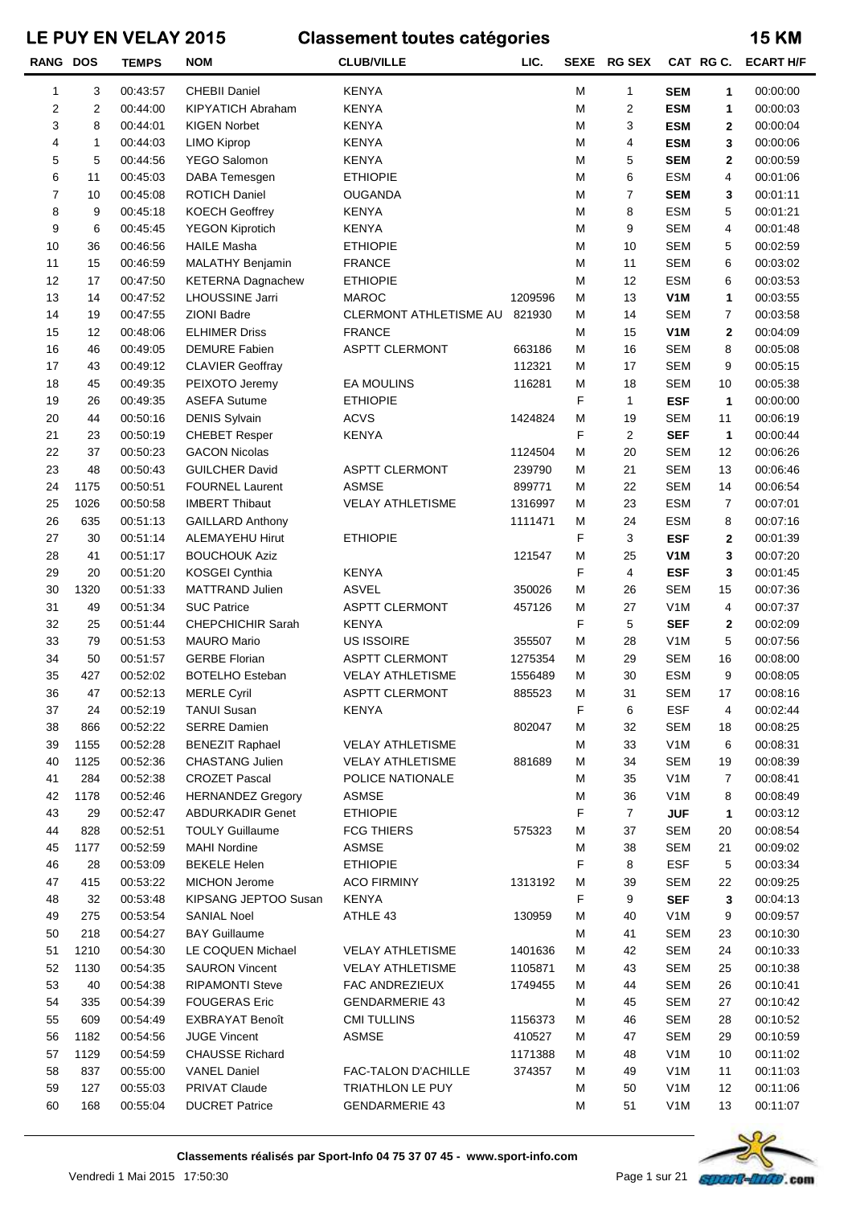# LE PUY EN VELAY 2015 — Classement toutes catégories — 15 KM

| RANG | DOS | TEMPS | NOM | CLUB/VILLE | LIC. | SEXE | RG SEX | CAT | RG C. | ECART H/F |
|---|---|---|---|---|---|---|---|---|---|---|
| 1 | 3 | 00:43:57 | CHEBII Daniel | KENYA | | M | 1 | **SEM** | **1** | 00:00:00 |
| 2 | 2 | 00:44:00 | KIPYATICH Abraham | KENYA | | M | 2 | **ESM** | **1** | 00:00:03 |
| 3 | 8 | 00:44:01 | KIGEN Norbet | KENYA | | M | 3 | **ESM** | **2** | 00:00:04 |
| 4 | 1 | 00:44:03 | LIMO Kiprop | KENYA | | M | 4 | **ESM** | **3** | 00:00:06 |
| 5 | 5 | 00:44:56 | YEGO Salomon | KENYA | | M | 5 | **SEM** | **2** | 00:00:59 |
| 6 | 11 | 00:45:03 | DABA Temesgen | ETHIOPIE | | M | 6 | ESM | 4 | 00:01:06 |
| 7 | 10 | 00:45:08 | ROTICH Daniel | OUGANDA | | M | 7 | **SEM** | **3** | 00:01:11 |
| 8 | 9 | 00:45:18 | KOECH Geoffrey | KENYA | | M | 8 | ESM | 5 | 00:01:21 |
| 9 | 6 | 00:45:45 | YEGON Kiprotich | KENYA | | M | 9 | SEM | 4 | 00:01:48 |
| 10 | 36 | 00:46:56 | HAILE Masha | ETHIOPIE | | M | 10 | SEM | 5 | 00:02:59 |
| 11 | 15 | 00:46:59 | MALATHY Benjamin | FRANCE | | M | 11 | SEM | 6 | 00:03:02 |
| 12 | 17 | 00:47:50 | KETERNA Dagnachew | ETHIOPIE | | M | 12 | ESM | 6 | 00:03:53 |
| 13 | 14 | 00:47:52 | LHOUSSINE Jarri | MAROC | 1209596 | M | 13 | **V1M** | **1** | 00:03:55 |
| 14 | 19 | 00:47:55 | ZIONI Badre | CLERMONT ATHLETISME AU | 821930 | M | 14 | SEM | 7 | 00:03:58 |
| 15 | 12 | 00:48:06 | ELHIMER Driss | FRANCE | | M | 15 | **V1M** | **2** | 00:04:09 |
| 16 | 46 | 00:49:05 | DEMURE Fabien | ASPTT CLERMONT | 663186 | M | 16 | SEM | 8 | 00:05:08 |
| 17 | 43 | 00:49:12 | CLAVIER Geoffray | | 112321 | M | 17 | SEM | 9 | 00:05:15 |
| 18 | 45 | 00:49:35 | PEIXOTO Jeremy | EA MOULINS | 116281 | M | 18 | SEM | 10 | 00:05:38 |
| 19 | 26 | 00:49:35 | ASEFA Sutume | ETHIOPIE | | F | 1 | **ESF** | **1** | 00:00:00 |
| 20 | 44 | 00:50:16 | DENIS Sylvain | ACVS | 1424824 | M | 19 | SEM | 11 | 00:06:19 |
| 21 | 23 | 00:50:19 | CHEBET Resper | KENYA | | F | 2 | **SEF** | **1** | 00:00:44 |
| 22 | 37 | 00:50:23 | GACON Nicolas | | 1124504 | M | 20 | SEM | 12 | 00:06:26 |
| 23 | 48 | 00:50:43 | GUILCHER David | ASPTT CLERMONT | 239790 | M | 21 | SEM | 13 | 00:06:46 |
| 24 | 1175 | 00:50:51 | FOURNEL Laurent | ASMSE | 899771 | M | 22 | SEM | 14 | 00:06:54 |
| 25 | 1026 | 00:50:58 | IMBERT Thibaut | VELAY ATHLETISME | 1316997 | M | 23 | ESM | 7 | 00:07:01 |
| 26 | 635 | 00:51:13 | GAILLARD Anthony | | 1111471 | M | 24 | ESM | 8 | 00:07:16 |
| 27 | 30 | 00:51:14 | ALEMAYEHU Hirut | ETHIOPIE | | F | 3 | **ESF** | **2** | 00:01:39 |
| 28 | 41 | 00:51:17 | BOUCHOUK Aziz | | 121547 | M | 25 | **V1M** | **3** | 00:07:20 |
| 29 | 20 | 00:51:20 | KOSGEI Cynthia | KENYA | | F | 4 | **ESF** | **3** | 00:01:45 |
| 30 | 1320 | 00:51:33 | MATTRAND Julien | ASVEL | 350026 | M | 26 | SEM | 15 | 00:07:36 |
| 31 | 49 | 00:51:34 | SUC Patrice | ASPTT CLERMONT | 457126 | M | 27 | V1M | 4 | 00:07:37 |
| 32 | 25 | 00:51:44 | CHEPCHICHIR Sarah | KENYA | | F | 5 | **SEF** | **2** | 00:02:09 |
| 33 | 79 | 00:51:53 | MAURO Mario | US ISSOIRE | 355507 | M | 28 | V1M | 5 | 00:07:56 |
| 34 | 50 | 00:51:57 | GERBE Florian | ASPTT CLERMONT | 1275354 | M | 29 | SEM | 16 | 00:08:00 |
| 35 | 427 | 00:52:02 | BOTELHO Esteban | VELAY ATHLETISME | 1556489 | M | 30 | ESM | 9 | 00:08:05 |
| 36 | 47 | 00:52:13 | MERLE Cyril | ASPTT CLERMONT | 885523 | M | 31 | SEM | 17 | 00:08:16 |
| 37 | 24 | 00:52:19 | TANUI Susan | KENYA | | F | 6 | ESF | 4 | 00:02:44 |
| 38 | 866 | 00:52:22 | SERRE Damien | | 802047 | M | 32 | SEM | 18 | 00:08:25 |
| 39 | 1155 | 00:52:28 | BENEZIT Raphael | VELAY ATHLETISME | | M | 33 | V1M | 6 | 00:08:31 |
| 40 | 1125 | 00:52:36 | CHASTANG Julien | VELAY ATHLETISME | 881689 | M | 34 | SEM | 19 | 00:08:39 |
| 41 | 284 | 00:52:38 | CROZET Pascal | POLICE NATIONALE | | M | 35 | V1M | 7 | 00:08:41 |
| 42 | 1178 | 00:52:46 | HERNANDEZ Gregory | ASMSE | | M | 36 | V1M | 8 | 00:08:49 |
| 43 | 29 | 00:52:47 | ABDURKADIR Genet | ETHIOPIE | | F | 7 | **JUF** | **1** | 00:03:12 |
| 44 | 828 | 00:52:51 | TOULY Guillaume | FCG THIERS | 575323 | M | 37 | SEM | 20 | 00:08:54 |
| 45 | 1177 | 00:52:59 | MAHI Nordine | ASMSE | | M | 38 | SEM | 21 | 00:09:02 |
| 46 | 28 | 00:53:09 | BEKELE Helen | ETHIOPIE | | F | 8 | ESF | 5 | 00:03:34 |
| 47 | 415 | 00:53:22 | MICHON Jerome | ACO FIRMINY | 1313192 | M | 39 | SEM | 22 | 00:09:25 |
| 48 | 32 | 00:53:48 | KIPSANG JEPTOO Susan | KENYA | | F | 9 | **SEF** | **3** | 00:04:13 |
| 49 | 275 | 00:53:54 | SANIAL Noel | ATHLE 43 | 130959 | M | 40 | V1M | 9 | 00:09:57 |
| 50 | 218 | 00:54:27 | BAY Guillaume | | | M | 41 | SEM | 23 | 00:10:30 |
| 51 | 1210 | 00:54:30 | LE COQUEN Michael | VELAY ATHLETISME | 1401636 | M | 42 | SEM | 24 | 00:10:33 |
| 52 | 1130 | 00:54:35 | SAURON Vincent | VELAY ATHLETISME | 1105871 | M | 43 | SEM | 25 | 00:10:38 |
| 53 | 40 | 00:54:38 | RIPAMONTI Steve | FAC ANDREZIEUX | 1749455 | M | 44 | SEM | 26 | 00:10:41 |
| 54 | 335 | 00:54:39 | FOUGERAS Eric | GENDARMERIE 43 | | M | 45 | SEM | 27 | 00:10:42 |
| 55 | 609 | 00:54:49 | EXBRAYAT Benoît | CMI TULLINS | 1156373 | M | 46 | SEM | 28 | 00:10:52 |
| 56 | 1182 | 00:54:56 | JUGE Vincent | ASMSE | 410527 | M | 47 | SEM | 29 | 00:10:59 |
| 57 | 1129 | 00:54:59 | CHAUSSE Richard | | 1171388 | M | 48 | V1M | 10 | 00:11:02 |
| 58 | 837 | 00:55:00 | VANEL Daniel | FAC-TALON D'ACHILLE | 374357 | M | 49 | V1M | 11 | 00:11:03 |
| 59 | 127 | 00:55:03 | PRIVAT Claude | TRIATHLON LE PUY | | M | 50 | V1M | 12 | 00:11:06 |
| 60 | 168 | 00:55:04 | DUCRET Patrice | GENDARMERIE 43 | | M | 51 | V1M | 13 | 00:11:07 |

**Classements réalisés par Sport-Info 04 75 37 07 45 - www.sport-info.com**

Vendredi 1 Mai 2015 17:50:30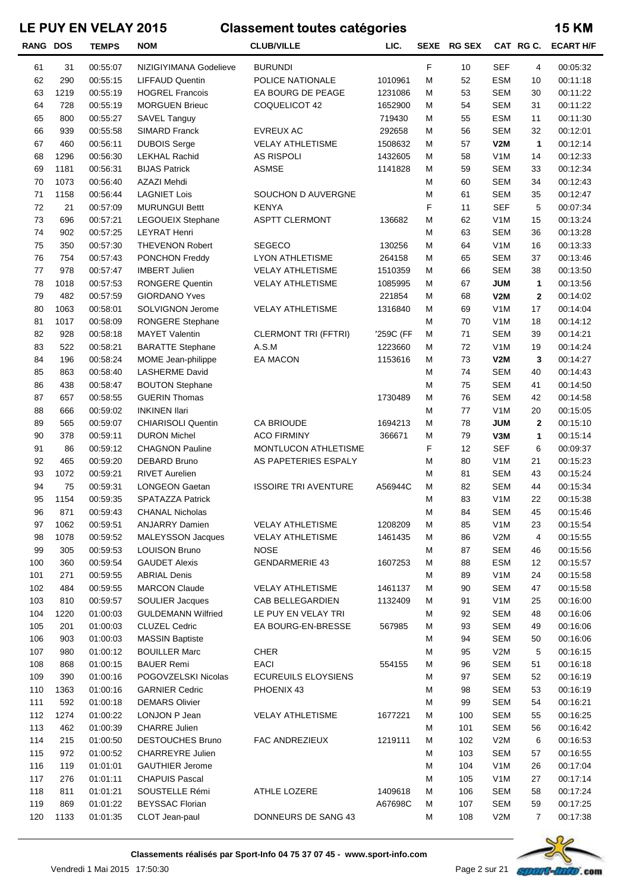# LE PUY EN VELAY 2015 — Classement toutes catégories — 15 KM

| RANG | DOS | TEMPS | NOM | CLUB/VILLE | LIC. | SEXE | RG SEX | CAT | RG C. | ECART H/F |
|---|---|---|---|---|---|---|---|---|---|---|
| 61 | 31 | 00:55:07 | NIZIGIYIMANA Godelieve | BURUNDI | | F | 10 | SEF | 4 | 00:05:32 |
| 62 | 290 | 00:55:15 | LIFFAUD Quentin | POLICE NATIONALE | 1010961 | M | 52 | ESM | 10 | 00:11:18 |
| 63 | 1219 | 00:55:19 | HOGREL Francois | EA BOURG DE PEAGE | 1231086 | M | 53 | SEM | 30 | 00:11:22 |
| 64 | 728 | 00:55:19 | MORGUEN Brieuc | COQUELICOT 42 | 1652900 | M | 54 | SEM | 31 | 00:11:22 |
| 65 | 800 | 00:55:27 | SAVEL Tanguy | | 719430 | M | 55 | ESM | 11 | 00:11:30 |
| 66 | 939 | 00:55:58 | SIMARD Franck | EVREUX AC | 292658 | M | 56 | SEM | 32 | 00:12:01 |
| 67 | 460 | 00:56:11 | DUBOIS Serge | VELAY ATHLETISME | 1508632 | M | 57 | **V2M** | **1** | 00:12:14 |
| 68 | 1296 | 00:56:30 | LEKHAL Rachid | AS RISPOLI | 1432605 | M | 58 | V1M | 14 | 00:12:33 |
| 69 | 1181 | 00:56:31 | BIJAS Patrick | ASMSE | 1141828 | M | 59 | SEM | 33 | 00:12:34 |
| 70 | 1073 | 00:56:40 | AZAZI Mehdi | | | M | 60 | SEM | 34 | 00:12:43 |
| 71 | 1158 | 00:56:44 | LAGNIET Lois | SOUCHON D AUVERGNE | | M | 61 | SEM | 35 | 00:12:47 |
| 72 | 21 | 00:57:09 | MURUNGUI Bettt | KENYA | | F | 11 | SEF | 5 | 00:07:34 |
| 73 | 696 | 00:57:21 | LEGOUEIX Stephane | ASPTT CLERMONT | 136682 | M | 62 | V1M | 15 | 00:13:24 |
| 74 | 902 | 00:57:25 | LEYRAT Henri | | | M | 63 | SEM | 36 | 00:13:28 |
| 75 | 350 | 00:57:30 | THEVENON Robert | SEGECO | 130256 | M | 64 | V1M | 16 | 00:13:33 |
| 76 | 754 | 00:57:43 | PONCHON Freddy | LYON ATHLETISME | 264158 | M | 65 | SEM | 37 | 00:13:46 |
| 77 | 978 | 00:57:47 | IMBERT Julien | VELAY ATHLETISME | 1510359 | M | 66 | SEM | 38 | 00:13:50 |
| 78 | 1018 | 00:57:53 | RONGERE Quentin | VELAY ATHLETISME | 1085995 | M | 67 | **JUM** | **1** | 00:13:56 |
| 79 | 482 | 00:57:59 | GIORDANO Yves | | 221854 | M | 68 | **V2M** | **2** | 00:14:02 |
| 80 | 1063 | 00:58:01 | SOLVIGNON Jerome | VELAY ATHLETISME | 1316840 | M | 69 | V1M | 17 | 00:14:04 |
| 81 | 1017 | 00:58:09 | RONGERE Stephane | | | M | 70 | V1M | 18 | 00:14:12 |
| 82 | 928 | 00:58:18 | MAYET Valentin | CLERMONT TRI (FFTRI) | '259C(FF | M | 71 | SEM | 39 | 00:14:21 |
| 83 | 522 | 00:58:21 | BARATTE Stephane | A.S.M | 1223660 | M | 72 | V1M | 19 | 00:14:24 |
| 84 | 196 | 00:58:24 | MOME Jean-philippe | EA MACON | 1153616 | M | 73 | **V2M** | **3** | 00:14:27 |
| 85 | 863 | 00:58:40 | LASHERME David | | | M | 74 | SEM | 40 | 00:14:43 |
| 86 | 438 | 00:58:47 | BOUTON Stephane | | | M | 75 | SEM | 41 | 00:14:50 |
| 87 | 657 | 00:58:55 | GUERIN Thomas | | 1730489 | M | 76 | SEM | 42 | 00:14:58 |
| 88 | 666 | 00:59:02 | INKINEN Ilari | | | M | 77 | V1M | 20 | 00:15:05 |
| 89 | 565 | 00:59:07 | CHIARISOLI Quentin | CA BRIOUDE | 1694213 | M | 78 | **JUM** | **2** | 00:15:10 |
| 90 | 378 | 00:59:11 | DURON Michel | ACO FIRMINY | 366671 | M | 79 | **V3M** | **1** | 00:15:14 |
| 91 | 86 | 00:59:12 | CHAGNON Pauline | MONTLUCON ATHLETISME | | F | 12 | SEF | 6 | 00:09:37 |
| 92 | 465 | 00:59:20 | DEBARD Bruno | AS PAPETERIES ESPALY | | M | 80 | V1M | 21 | 00:15:23 |
| 93 | 1072 | 00:59:21 | RIVET Aurelien | | | M | 81 | SEM | 43 | 00:15:24 |
| 94 | 75 | 00:59:31 | LONGEON Gaetan | ISSOIRE TRI AVENTURE | A56944C | M | 82 | SEM | 44 | 00:15:34 |
| 95 | 1154 | 00:59:35 | SPATAZZA Patrick | | | M | 83 | V1M | 22 | 00:15:38 |
| 96 | 871 | 00:59:43 | CHANAL Nicholas | | | M | 84 | SEM | 45 | 00:15:46 |
| 97 | 1062 | 00:59:51 | ANJARRY Damien | VELAY ATHLETISME | 1208209 | M | 85 | V1M | 23 | 00:15:54 |
| 98 | 1078 | 00:59:52 | MALEYSSON Jacques | VELAY ATHLETISME | 1461435 | M | 86 | V2M | 4 | 00:15:55 |
| 99 | 305 | 00:59:53 | LOUISON Bruno | NOSE | | M | 87 | SEM | 46 | 00:15:56 |
| 100 | 360 | 00:59:54 | GAUDET Alexis | GENDARMERIE 43 | 1607253 | M | 88 | ESM | 12 | 00:15:57 |
| 101 | 271 | 00:59:55 | ABRIAL Denis | | | M | 89 | V1M | 24 | 00:15:58 |
| 102 | 484 | 00:59:55 | MARCON Claude | VELAY ATHLETISME | 1461137 | M | 90 | SEM | 47 | 00:15:58 |
| 103 | 810 | 00:59:57 | SOULIER Jacques | CAB BELLEGARDIEN | 1132409 | M | 91 | V1M | 25 | 00:16:00 |
| 104 | 1220 | 01:00:03 | GULDEMANN Wilfried | LE PUY EN VELAY TRI | | M | 92 | SEM | 48 | 00:16:06 |
| 105 | 201 | 01:00:03 | CLUZEL Cedric | EA BOURG-EN-BRESSE | 567985 | M | 93 | SEM | 49 | 00:16:06 |
| 106 | 903 | 01:00:03 | MASSIN Baptiste | | | M | 94 | SEM | 50 | 00:16:06 |
| 107 | 980 | 01:00:12 | BOUILLER Marc | CHER | | M | 95 | V2M | 5 | 00:16:15 |
| 108 | 868 | 01:00:15 | BAUER Remi | EACI | 554155 | M | 96 | SEM | 51 | 00:16:18 |
| 109 | 390 | 01:00:16 | POGOVZELSKI Nicolas | ECUREUILS ELOYSIENS | | M | 97 | SEM | 52 | 00:16:19 |
| 110 | 1363 | 01:00:16 | GARNIER Cedric | PHOENIX 43 | | M | 98 | SEM | 53 | 00:16:19 |
| 111 | 592 | 01:00:18 | DEMARS Olivier | | | M | 99 | SEM | 54 | 00:16:21 |
| 112 | 1274 | 01:00:22 | LONJON P Jean | VELAY ATHLETISME | 1677221 | M | 100 | SEM | 55 | 00:16:25 |
| 113 | 462 | 01:00:39 | CHARRE Julien | | | M | 101 | SEM | 56 | 00:16:42 |
| 114 | 215 | 01:00:50 | DESTOUCHES Bruno | FAC ANDREZIEUX | 1219111 | M | 102 | V2M | 6 | 00:16:53 |
| 115 | 972 | 01:00:52 | CHARREYRE Julien | | | M | 103 | SEM | 57 | 00:16:55 |
| 116 | 119 | 01:01:01 | GAUTHIER Jerome | | | M | 104 | V1M | 26 | 00:17:04 |
| 117 | 276 | 01:01:11 | CHAPUIS Pascal | | | M | 105 | V1M | 27 | 00:17:14 |
| 118 | 811 | 01:01:21 | SOUSTELLE Rémi | ATHLE LOZERE | 1409618 | M | 106 | SEM | 58 | 00:17:24 |
| 119 | 869 | 01:01:22 | BEYSSAC Florian | | A67698C | M | 107 | SEM | 59 | 00:17:25 |
| 120 | 1133 | 01:01:35 | CLOT Jean-paul | DONNEURS DE SANG 43 | | M | 108 | V2M | 7 | 00:17:38 |

**Classements réalisés par Sport-Info 04 75 37 07 45 - www.sport-info.com**

Vendredi 1 Mai 2015 17:50:30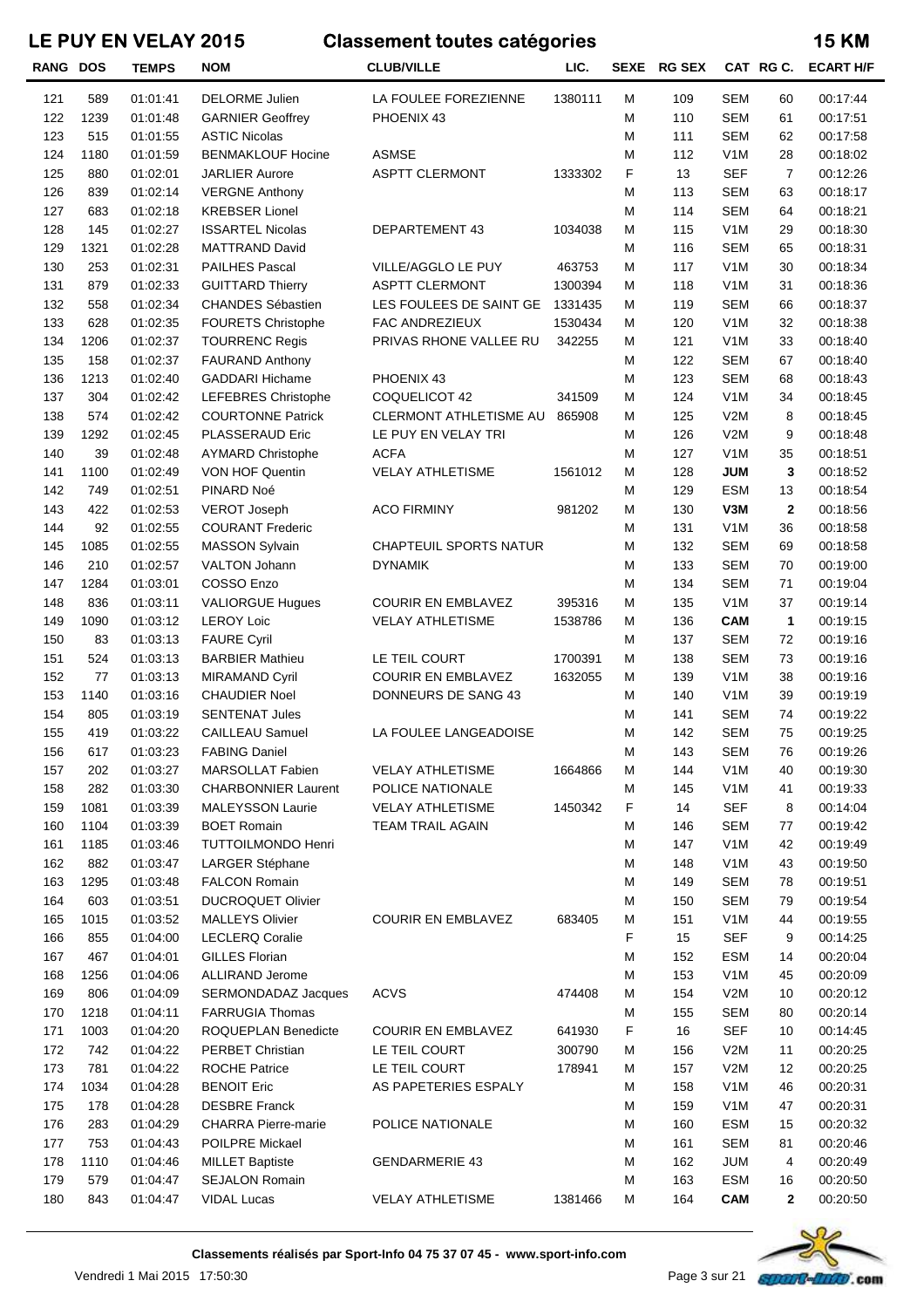# LE PUY EN VELAY 2015 — Classement toutes catégories — 15 KM

| RANG | DOS | TEMPS | NOM | CLUB/VILLE | LIC. | SEXE | RG SEX | CAT | RG C. | ECART H/F |
|---|---|---|---|---|---|---|---|---|---|---|
| 121 | 589 | 01:01:41 | DELORME Julien | LA FOULEE FOREZIENNE | 1380111 | M | 109 | SEM | 60 | 00:17:44 |
| 122 | 1239 | 01:01:48 | GARNIER Geoffrey | PHOENIX 43 | | M | 110 | SEM | 61 | 00:17:51 |
| 123 | 515 | 01:01:55 | ASTIC Nicolas | | | M | 111 | SEM | 62 | 00:17:58 |
| 124 | 1180 | 01:01:59 | BENMAKLOUF Hocine | ASMSE | | M | 112 | V1M | 28 | 00:18:02 |
| 125 | 880 | 01:02:01 | JARLIER Aurore | ASPTT CLERMONT | 1333302 | F | 13 | SEF | 7 | 00:12:26 |
| 126 | 839 | 01:02:14 | VERGNE Anthony | | | M | 113 | SEM | 63 | 00:18:17 |
| 127 | 683 | 01:02:18 | KREBSER Lionel | | | M | 114 | SEM | 64 | 00:18:21 |
| 128 | 145 | 01:02:27 | ISSARTEL Nicolas | DEPARTEMENT 43 | 1034038 | M | 115 | V1M | 29 | 00:18:30 |
| 129 | 1321 | 01:02:28 | MATTRAND David | | | M | 116 | SEM | 65 | 00:18:31 |
| 130 | 253 | 01:02:31 | PAILHES Pascal | VILLE/AGGLO LE PUY | 463753 | M | 117 | V1M | 30 | 00:18:34 |
| 131 | 879 | 01:02:33 | GUITTARD Thierry | ASPTT CLERMONT | 1300394 | M | 118 | V1M | 31 | 00:18:36 |
| 132 | 558 | 01:02:34 | CHANDES Sébastien | LES FOULEES DE SAINT GE | 1331435 | M | 119 | SEM | 66 | 00:18:37 |
| 133 | 628 | 01:02:35 | FOURETS Christophe | FAC ANDREZIEUX | 1530434 | M | 120 | V1M | 32 | 00:18:38 |
| 134 | 1206 | 01:02:37 | TOURRENC Regis | PRIVAS RHONE VALLEE RU | 342255 | M | 121 | V1M | 33 | 00:18:40 |
| 135 | 158 | 01:02:37 | FAURAND Anthony | | | M | 122 | SEM | 67 | 00:18:40 |
| 136 | 1213 | 01:02:40 | GADDARI Hichame | PHOENIX 43 | | M | 123 | SEM | 68 | 00:18:43 |
| 137 | 304 | 01:02:42 | LEFEBRES Christophe | COQUELICOT 42 | 341509 | M | 124 | V1M | 34 | 00:18:45 |
| 138 | 574 | 01:02:42 | COURTONNE Patrick | CLERMONT ATHLETISME AU | 865908 | M | 125 | V2M | 8 | 00:18:45 |
| 139 | 1292 | 01:02:45 | PLASSERAUD Eric | LE PUY EN VELAY TRI | | M | 126 | V2M | 9 | 00:18:48 |
| 140 | 39 | 01:02:48 | AYMARD Christophe | ACFA | | M | 127 | V1M | 35 | 00:18:51 |
| 141 | 1100 | 01:02:49 | VON HOF Quentin | VELAY ATHLETISME | 1561012 | M | 128 | **JUM** | **3** | 00:18:52 |
| 142 | 749 | 01:02:51 | PINARD Noé | | | M | 129 | ESM | 13 | 00:18:54 |
| 143 | 422 | 01:02:53 | VEROT Joseph | ACO FIRMINY | 981202 | M | 130 | **V3M** | **2** | 00:18:56 |
| 144 | 92 | 01:02:55 | COURANT Frederic | | | M | 131 | V1M | 36 | 00:18:58 |
| 145 | 1085 | 01:02:55 | MASSON Sylvain | CHAPTEUIL SPORTS NATUR | | M | 132 | SEM | 69 | 00:18:58 |
| 146 | 210 | 01:02:57 | VALTON Johann | DYNAMIK | | M | 133 | SEM | 70 | 00:19:00 |
| 147 | 1284 | 01:03:01 | COSSO Enzo | | | M | 134 | SEM | 71 | 00:19:04 |
| 148 | 836 | 01:03:11 | VALIORGUE Hugues | COURIR EN EMBLAVEZ | 395316 | M | 135 | V1M | 37 | 00:19:14 |
| 149 | 1090 | 01:03:12 | LEROY Loic | VELAY ATHLETISME | 1538786 | M | 136 | **CAM** | **1** | 00:19:15 |
| 150 | 83 | 01:03:13 | FAURE Cyril | | | M | 137 | SEM | 72 | 00:19:16 |
| 151 | 524 | 01:03:13 | BARBIER Mathieu | LE TEIL COURT | 1700391 | M | 138 | SEM | 73 | 00:19:16 |
| 152 | 77 | 01:03:13 | MIRAMAND Cyril | COURIR EN EMBLAVEZ | 1632055 | M | 139 | V1M | 38 | 00:19:16 |
| 153 | 1140 | 01:03:16 | CHAUDIER Noel | DONNEURS DE SANG 43 | | M | 140 | V1M | 39 | 00:19:19 |
| 154 | 805 | 01:03:19 | SENTENAT Jules | | | M | 141 | SEM | 74 | 00:19:22 |
| 155 | 419 | 01:03:22 | CAILLEAU Samuel | LA FOULEE LANGEADOISE | | M | 142 | SEM | 75 | 00:19:25 |
| 156 | 617 | 01:03:23 | FABING Daniel | | | M | 143 | SEM | 76 | 00:19:26 |
| 157 | 202 | 01:03:27 | MARSOLLAT Fabien | VELAY ATHLETISME | 1664866 | M | 144 | V1M | 40 | 00:19:30 |
| 158 | 282 | 01:03:30 | CHARBONNIER Laurent | POLICE NATIONALE | | M | 145 | V1M | 41 | 00:19:33 |
| 159 | 1081 | 01:03:39 | MALEYSSON Laurie | VELAY ATHLETISME | 1450342 | F | 14 | SEF | 8 | 00:14:04 |
| 160 | 1104 | 01:03:39 | BOET Romain | TEAM TRAIL AGAIN | | M | 146 | SEM | 77 | 00:19:42 |
| 161 | 1185 | 01:03:46 | TUTTOILMONDO Henri | | | M | 147 | V1M | 42 | 00:19:49 |
| 162 | 882 | 01:03:47 | LARGER Stéphane | | | M | 148 | V1M | 43 | 00:19:50 |
| 163 | 1295 | 01:03:48 | FALCON Romain | | | M | 149 | SEM | 78 | 00:19:51 |
| 164 | 603 | 01:03:51 | DUCROQUET Olivier | | | M | 150 | SEM | 79 | 00:19:54 |
| 165 | 1015 | 01:03:52 | MALLEYS Olivier | COURIR EN EMBLAVEZ | 683405 | M | 151 | V1M | 44 | 00:19:55 |
| 166 | 855 | 01:04:00 | LECLERQ Coralie | | | F | 15 | SEF | 9 | 00:14:25 |
| 167 | 467 | 01:04:01 | GILLES Florian | | | M | 152 | ESM | 14 | 00:20:04 |
| 168 | 1256 | 01:04:06 | ALLIRAND Jerome | | | M | 153 | V1M | 45 | 00:20:09 |
| 169 | 806 | 01:04:09 | SERMONDADAZ Jacques | ACVS | 474408 | M | 154 | V2M | 10 | 00:20:12 |
| 170 | 1218 | 01:04:11 | FARRUGIA Thomas | | | M | 155 | SEM | 80 | 00:20:14 |
| 171 | 1003 | 01:04:20 | ROQUEPLAN Benedicte | COURIR EN EMBLAVEZ | 641930 | F | 16 | SEF | 10 | 00:14:45 |
| 172 | 742 | 01:04:22 | PERBET Christian | LE TEIL COURT | 300790 | M | 156 | V2M | 11 | 00:20:25 |
| 173 | 781 | 01:04:22 | ROCHE Patrice | LE TEIL COURT | 178941 | M | 157 | V2M | 12 | 00:20:25 |
| 174 | 1034 | 01:04:28 | BENOIT Eric | AS PAPETERIES ESPALY | | M | 158 | V1M | 46 | 00:20:31 |
| 175 | 178 | 01:04:28 | DESBRE Franck | | | M | 159 | V1M | 47 | 00:20:31 |
| 176 | 283 | 01:04:29 | CHARRA Pierre-marie | POLICE NATIONALE | | M | 160 | ESM | 15 | 00:20:32 |
| 177 | 753 | 01:04:43 | POILPRE Mickael | | | M | 161 | SEM | 81 | 00:20:46 |
| 178 | 1110 | 01:04:46 | MILLET Baptiste | GENDARMERIE 43 | | M | 162 | JUM | 4 | 00:20:49 |
| 179 | 579 | 01:04:47 | SEJALON Romain | | | M | 163 | ESM | 16 | 00:20:50 |
| 180 | 843 | 01:04:47 | VIDAL Lucas | VELAY ATHLETISME | 1381466 | M | 164 | **CAM** | **2** | 00:20:50 |

**Classements réalisés par Sport-Info 04 75 37 07 45 - www.sport-info.com**

Vendredi 1 Mai 2015 17:50:30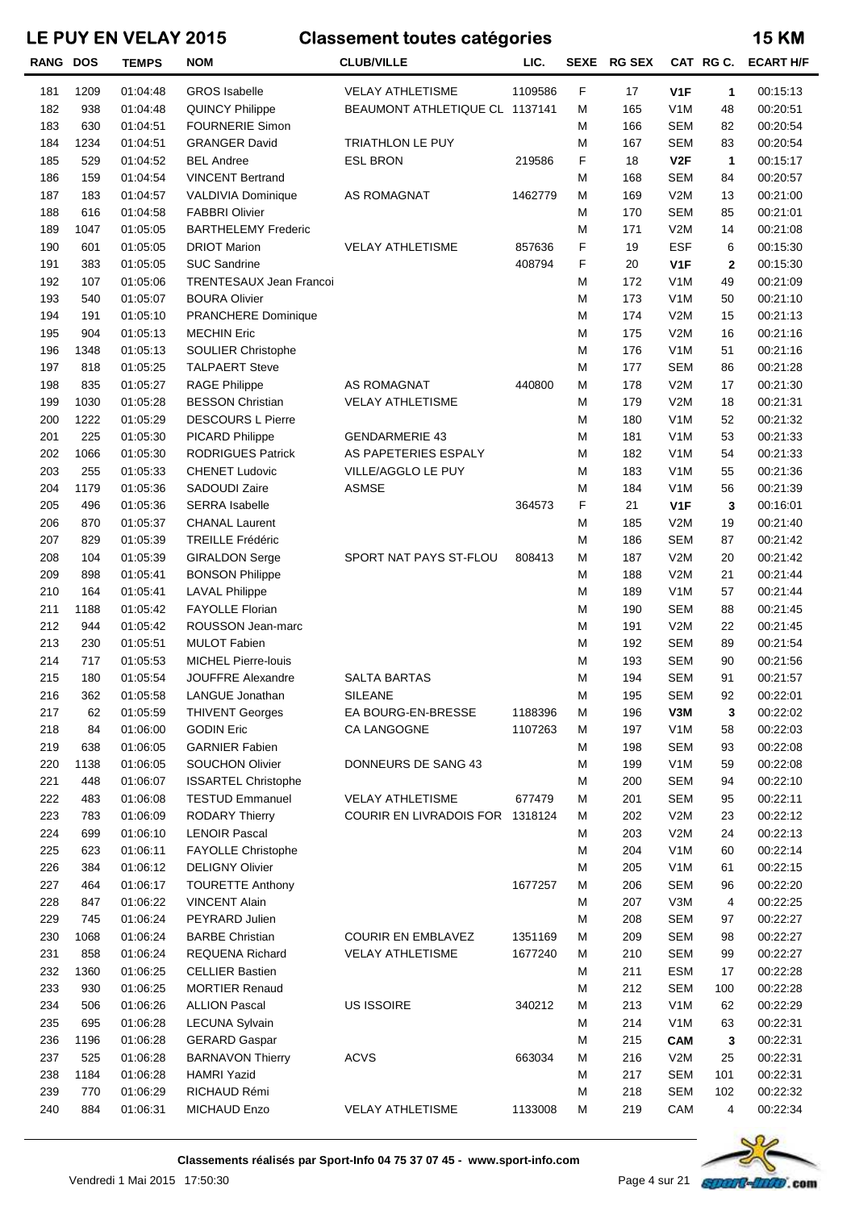# LE PUY EN VELAY 2015 — Classement toutes catégories — 15 KM

| RANG | DOS | TEMPS | NOM | CLUB/VILLE | LIC. | SEXE | RG SEX | CAT | RG C. | ECART H/F |
|---|---|---|---|---|---|---|---|---|---|---|
| 181 | 1209 | 01:04:48 | GROS Isabelle | VELAY ATHLETISME | 1109586 | F | 17 | **V1F** | **1** | 00:15:13 |
| 182 | 938 | 01:04:48 | QUINCY Philippe | BEAUMONT ATHLETIQUE CL | 1137141 | M | 165 | V1M | 48 | 00:20:51 |
| 183 | 630 | 01:04:51 | FOURNERIE Simon | | | M | 166 | SEM | 82 | 00:20:54 |
| 184 | 1234 | 01:04:51 | GRANGER David | TRIATHLON LE PUY | | M | 167 | SEM | 83 | 00:20:54 |
| 185 | 529 | 01:04:52 | BEL Andree | ESL BRON | 219586 | F | 18 | **V2F** | **1** | 00:15:17 |
| 186 | 159 | 01:04:54 | VINCENT Bertrand | | | M | 168 | SEM | 84 | 00:20:57 |
| 187 | 183 | 01:04:57 | VALDIVIA Dominique | AS ROMAGNAT | 1462779 | M | 169 | V2M | 13 | 00:21:00 |
| 188 | 616 | 01:04:58 | FABBRI Olivier | | | M | 170 | SEM | 85 | 00:21:01 |
| 189 | 1047 | 01:05:05 | BARTHELEMY Frederic | | | M | 171 | V2M | 14 | 00:21:08 |
| 190 | 601 | 01:05:05 | DRIOT Marion | VELAY ATHLETISME | 857636 | F | 19 | ESF | 6 | 00:15:30 |
| 191 | 383 | 01:05:05 | SUC Sandrine | | 408794 | F | 20 | **V1F** | **2** | 00:15:30 |
| 192 | 107 | 01:05:06 | TRENTESAUX Jean Francoi | | | M | 172 | V1M | 49 | 00:21:09 |
| 193 | 540 | 01:05:07 | BOURA Olivier | | | M | 173 | V1M | 50 | 00:21:10 |
| 194 | 191 | 01:05:10 | PRANCHERE Dominique | | | M | 174 | V2M | 15 | 00:21:13 |
| 195 | 904 | 01:05:13 | MECHIN Eric | | | M | 175 | V2M | 16 | 00:21:16 |
| 196 | 1348 | 01:05:13 | SOULIER Christophe | | | M | 176 | V1M | 51 | 00:21:16 |
| 197 | 818 | 01:05:25 | TALPAERT Steve | | | M | 177 | SEM | 86 | 00:21:28 |
| 198 | 835 | 01:05:27 | RAGE Philippe | AS ROMAGNAT | 440800 | M | 178 | V2M | 17 | 00:21:30 |
| 199 | 1030 | 01:05:28 | BESSON Christian | VELAY ATHLETISME | | M | 179 | V2M | 18 | 00:21:31 |
| 200 | 1222 | 01:05:29 | DESCOURS L Pierre | | | M | 180 | V1M | 52 | 00:21:32 |
| 201 | 225 | 01:05:30 | PICARD Philippe | GENDARMERIE 43 | | M | 181 | V1M | 53 | 00:21:33 |
| 202 | 1066 | 01:05:30 | RODRIGUES Patrick | AS PAPETERIES ESPALY | | M | 182 | V1M | 54 | 00:21:33 |
| 203 | 255 | 01:05:33 | CHENET Ludovic | VILLE/AGGLO LE PUY | | M | 183 | V1M | 55 | 00:21:36 |
| 204 | 1179 | 01:05:36 | SADOUDI Zaire | ASMSE | | M | 184 | V1M | 56 | 00:21:39 |
| 205 | 496 | 01:05:36 | SERRA Isabelle | | 364573 | F | 21 | **V1F** | **3** | 00:16:01 |
| 206 | 870 | 01:05:37 | CHANAL Laurent | | | M | 185 | V2M | 19 | 00:21:40 |
| 207 | 829 | 01:05:39 | TREILLE Frédéric | | | M | 186 | SEM | 87 | 00:21:42 |
| 208 | 104 | 01:05:39 | GIRALDON Serge | SPORT NAT PAYS ST-FLOU | 808413 | M | 187 | V2M | 20 | 00:21:42 |
| 209 | 898 | 01:05:41 | BONSON Philippe | | | M | 188 | V2M | 21 | 00:21:44 |
| 210 | 164 | 01:05:41 | LAVAL Philippe | | | M | 189 | V1M | 57 | 00:21:44 |
| 211 | 1188 | 01:05:42 | FAYOLLE Florian | | | M | 190 | SEM | 88 | 00:21:45 |
| 212 | 944 | 01:05:42 | ROUSSON Jean-marc | | | M | 191 | V2M | 22 | 00:21:45 |
| 213 | 230 | 01:05:51 | MULOT Fabien | | | M | 192 | SEM | 89 | 00:21:54 |
| 214 | 717 | 01:05:53 | MICHEL Pierre-louis | | | M | 193 | SEM | 90 | 00:21:56 |
| 215 | 180 | 01:05:54 | JOUFFRE Alexandre | SALTA BARTAS | | M | 194 | SEM | 91 | 00:21:57 |
| 216 | 362 | 01:05:58 | LANGUE Jonathan | SILEANE | | M | 195 | SEM | 92 | 00:22:01 |
| 217 | 62 | 01:05:59 | THIVENT Georges | EA BOURG-EN-BRESSE | 1188396 | M | 196 | **V3M** | **3** | 00:22:02 |
| 218 | 84 | 01:06:00 | GODIN Eric | CA LANGOGNE | 1107263 | M | 197 | V1M | 58 | 00:22:03 |
| 219 | 638 | 01:06:05 | GARNIER Fabien | | | M | 198 | SEM | 93 | 00:22:08 |
| 220 | 1138 | 01:06:05 | SOUCHON Olivier | DONNEURS DE SANG 43 | | M | 199 | V1M | 59 | 00:22:08 |
| 221 | 448 | 01:06:07 | ISSARTEL Christophe | | | M | 200 | SEM | 94 | 00:22:10 |
| 222 | 483 | 01:06:08 | TESTUD Emmanuel | VELAY ATHLETISME | 677479 | M | 201 | SEM | 95 | 00:22:11 |
| 223 | 783 | 01:06:09 | RODARY Thierry | COURIR EN LIVRADOIS FOR | 1318124 | M | 202 | V2M | 23 | 00:22:12 |
| 224 | 699 | 01:06:10 | LENOIR Pascal | | | M | 203 | V2M | 24 | 00:22:13 |
| 225 | 623 | 01:06:11 | FAYOLLE Christophe | | | M | 204 | V1M | 60 | 00:22:14 |
| 226 | 384 | 01:06:12 | DELIGNY Olivier | | | M | 205 | V1M | 61 | 00:22:15 |
| 227 | 464 | 01:06:17 | TOURETTE Anthony | | 1677257 | M | 206 | SEM | 96 | 00:22:20 |
| 228 | 847 | 01:06:22 | VINCENT Alain | | | M | 207 | V3M | 4 | 00:22:25 |
| 229 | 745 | 01:06:24 | PEYRARD Julien | | | M | 208 | SEM | 97 | 00:22:27 |
| 230 | 1068 | 01:06:24 | BARBE Christian | COURIR EN EMBLAVEZ | 1351169 | M | 209 | SEM | 98 | 00:22:27 |
| 231 | 858 | 01:06:24 | REQUENA Richard | VELAY ATHLETISME | 1677240 | M | 210 | SEM | 99 | 00:22:27 |
| 232 | 1360 | 01:06:25 | CELLIER Bastien | | | M | 211 | ESM | 17 | 00:22:28 |
| 233 | 930 | 01:06:25 | MORTIER Renaud | | | M | 212 | SEM | 100 | 00:22:28 |
| 234 | 506 | 01:06:26 | ALLION Pascal | US ISSOIRE | 340212 | M | 213 | V1M | 62 | 00:22:29 |
| 235 | 695 | 01:06:28 | LECUNA Sylvain | | | M | 214 | V1M | 63 | 00:22:31 |
| 236 | 1196 | 01:06:28 | GERARD Gaspar | | | M | 215 | **CAM** | **3** | 00:22:31 |
| 237 | 525 | 01:06:28 | BARNAVON Thierry | ACVS | 663034 | M | 216 | V2M | 25 | 00:22:31 |
| 238 | 1184 | 01:06:28 | HAMRI Yazid | | | M | 217 | SEM | 101 | 00:22:31 |
| 239 | 770 | 01:06:29 | RICHAUD Rémi | | | M | 218 | SEM | 102 | 00:22:32 |
| 240 | 884 | 01:06:31 | MICHAUD Enzo | VELAY ATHLETISME | 1133008 | M | 219 | CAM | 4 | 00:22:34 |

Classements réalisés par Sport-Info 04 75 37 07 45 - www.sport-info.com

Vendredi 1 Mai 2015 17:50:30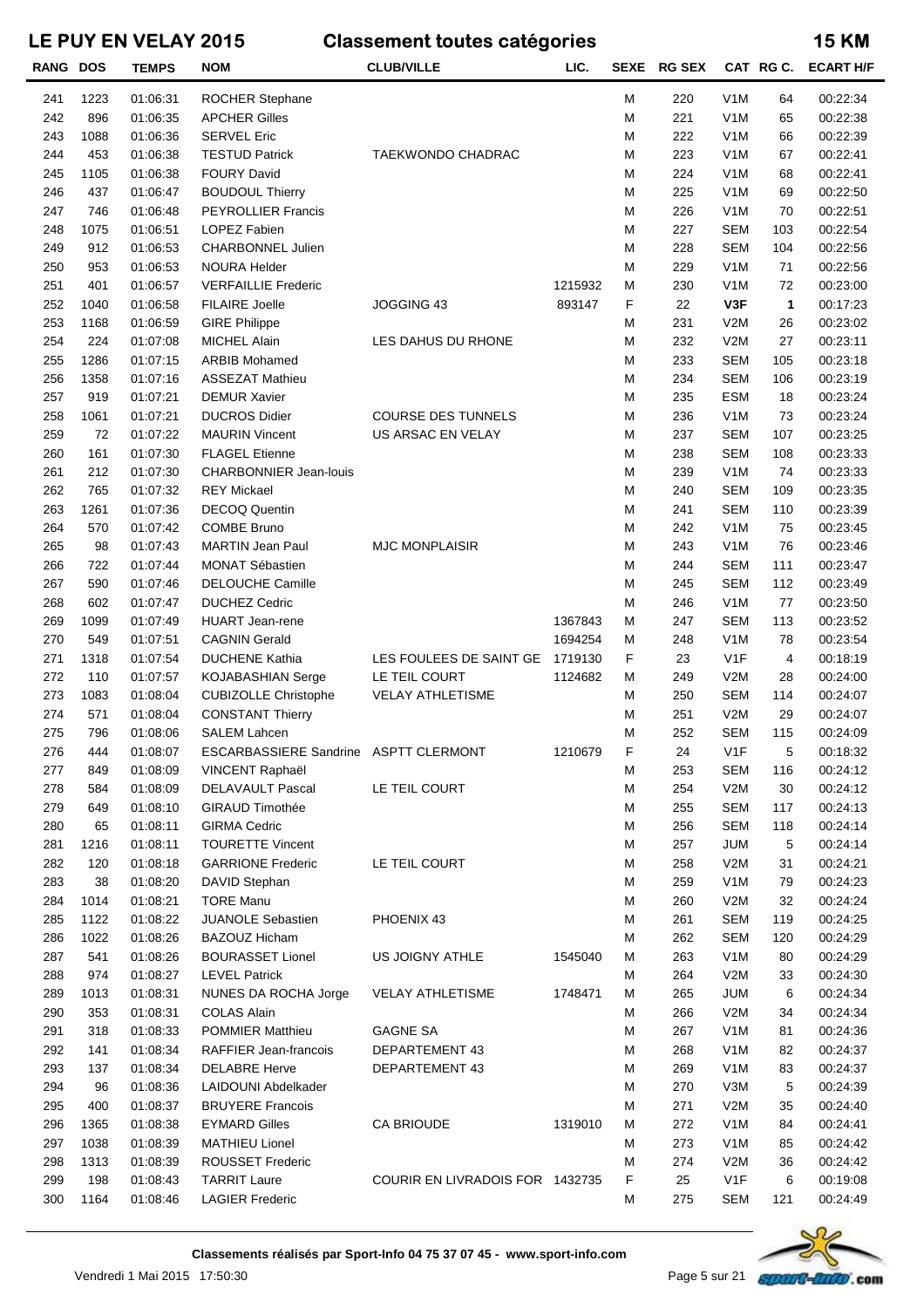# LE PUY EN VELAY 2015 — Classement toutes catégories — 15 KM

| RANG | DOS | TEMPS | NOM | CLUB/VILLE | LIC. | SEXE | RG SEX | CAT | RG C. | ECART H/F |
|---|---|---|---|---|---|---|---|---|---|---|
| 241 | 1223 | 01:06:31 | ROCHER Stephane | | | M | 220 | V1M | 64 | 00:22:34 |
| 242 | 896 | 01:06:35 | APCHER Gilles | | | M | 221 | V1M | 65 | 00:22:38 |
| 243 | 1088 | 01:06:36 | SERVEL Eric | | | M | 222 | V1M | 66 | 00:22:39 |
| 244 | 453 | 01:06:38 | TESTUD Patrick | TAEKWONDO CHADRAC | | M | 223 | V1M | 67 | 00:22:41 |
| 245 | 1105 | 01:06:38 | FOURY David | | | M | 224 | V1M | 68 | 00:22:41 |
| 246 | 437 | 01:06:47 | BOUDOUL Thierry | | | M | 225 | V1M | 69 | 00:22:50 |
| 247 | 746 | 01:06:48 | PEYROLLIER Francis | | | M | 226 | V1M | 70 | 00:22:51 |
| 248 | 1075 | 01:06:51 | LOPEZ Fabien | | | M | 227 | SEM | 103 | 00:22:54 |
| 249 | 912 | 01:06:53 | CHARBONNEL Julien | | | M | 228 | SEM | 104 | 00:22:56 |
| 250 | 953 | 01:06:53 | NOURA Helder | | | M | 229 | V1M | 71 | 00:22:56 |
| 251 | 401 | 01:06:57 | VERFAILLIE Frederic | | 1215932 | M | 230 | V1M | 72 | 00:23:00 |
| 252 | 1040 | 01:06:58 | FILAIRE Joelle | JOGGING 43 | 893147 | F | 22 | **V3F** | **1** | 00:17:23 |
| 253 | 1168 | 01:06:59 | GIRE Philippe | | | M | 231 | V2M | 26 | 00:23:02 |
| 254 | 224 | 01:07:08 | MICHEL Alain | LES DAHUS DU RHONE | | M | 232 | V2M | 27 | 00:23:11 |
| 255 | 1286 | 01:07:15 | ARBIB Mohamed | | | M | 233 | SEM | 105 | 00:23:18 |
| 256 | 1358 | 01:07:16 | ASSEZAT Mathieu | | | M | 234 | SEM | 106 | 00:23:19 |
| 257 | 919 | 01:07:21 | DEMUR Xavier | | | M | 235 | ESM | 18 | 00:23:24 |
| 258 | 1061 | 01:07:21 | DUCROS Didier | COURSE DES TUNNELS | | M | 236 | V1M | 73 | 00:23:24 |
| 259 | 72 | 01:07:22 | MAURIN Vincent | US ARSAC EN VELAY | | M | 237 | SEM | 107 | 00:23:25 |
| 260 | 161 | 01:07:30 | FLAGEL Etienne | | | M | 238 | SEM | 108 | 00:23:33 |
| 261 | 212 | 01:07:30 | CHARBONNIER Jean-louis | | | M | 239 | V1M | 74 | 00:23:33 |
| 262 | 765 | 01:07:32 | REY Mickael | | | M | 240 | SEM | 109 | 00:23:35 |
| 263 | 1261 | 01:07:36 | DECOQ Quentin | | | M | 241 | SEM | 110 | 00:23:39 |
| 264 | 570 | 01:07:42 | COMBE Bruno | | | M | 242 | V1M | 75 | 00:23:45 |
| 265 | 98 | 01:07:43 | MARTIN Jean Paul | MJC MONPLAISIR | | M | 243 | V1M | 76 | 00:23:46 |
| 266 | 722 | 01:07:44 | MONAT Sébastien | | | M | 244 | SEM | 111 | 00:23:47 |
| 267 | 590 | 01:07:46 | DELOUCHE Camille | | | M | 245 | SEM | 112 | 00:23:49 |
| 268 | 602 | 01:07:47 | DUCHEZ Cedric | | | M | 246 | V1M | 77 | 00:23:50 |
| 269 | 1099 | 01:07:49 | HUART Jean-rene | | 1367843 | M | 247 | SEM | 113 | 00:23:52 |
| 270 | 549 | 01:07:51 | CAGNIN Gerald | | 1694254 | M | 248 | V1M | 78 | 00:23:54 |
| 271 | 1318 | 01:07:54 | DUCHENE Kathia | LES FOULEES DE SAINT GE | 1719130 | F | 23 | V1F | 4 | 00:18:19 |
| 272 | 110 | 01:07:57 | KOJABASHIAN Serge | LE TEIL COURT | 1124682 | M | 249 | V2M | 28 | 00:24:00 |
| 273 | 1083 | 01:08:04 | CUBIZOLLE Christophe | VELAY ATHLETISME | | M | 250 | SEM | 114 | 00:24:07 |
| 274 | 571 | 01:08:04 | CONSTANT Thierry | | | M | 251 | V2M | 29 | 00:24:07 |
| 275 | 796 | 01:08:06 | SALEM Lahcen | | | M | 252 | SEM | 115 | 00:24:09 |
| 276 | 444 | 01:08:07 | ESCARBASSIERE Sandrine | ASPTT CLERMONT | 1210679 | F | 24 | V1F | 5 | 00:18:32 |
| 277 | 849 | 01:08:09 | VINCENT Raphaël | | | M | 253 | SEM | 116 | 00:24:12 |
| 278 | 584 | 01:08:09 | DELAVAULT Pascal | LE TEIL COURT | | M | 254 | V2M | 30 | 00:24:12 |
| 279 | 649 | 01:08:10 | GIRAUD Timothée | | | M | 255 | SEM | 117 | 00:24:13 |
| 280 | 65 | 01:08:11 | GIRMA Cedric | | | M | 256 | SEM | 118 | 00:24:14 |
| 281 | 1216 | 01:08:11 | TOURETTE Vincent | | | M | 257 | JUM | 5 | 00:24:14 |
| 282 | 120 | 01:08:18 | GARRIONE Frederic | LE TEIL COURT | | M | 258 | V2M | 31 | 00:24:21 |
| 283 | 38 | 01:08:20 | DAVID Stephan | | | M | 259 | V1M | 79 | 00:24:23 |
| 284 | 1014 | 01:08:21 | TORE Manu | | | M | 260 | V2M | 32 | 00:24:24 |
| 285 | 1122 | 01:08:22 | JUANOLE Sebastien | PHOENIX 43 | | M | 261 | SEM | 119 | 00:24:25 |
| 286 | 1022 | 01:08:26 | BAZOUZ Hicham | | | M | 262 | SEM | 120 | 00:24:29 |
| 287 | 541 | 01:08:26 | BOURASSET Lionel | US JOIGNY ATHLE | 1545040 | M | 263 | V1M | 80 | 00:24:29 |
| 288 | 974 | 01:08:27 | LEVEL Patrick | | | M | 264 | V2M | 33 | 00:24:30 |
| 289 | 1013 | 01:08:31 | NUNES DA ROCHA Jorge | VELAY ATHLETISME | 1748471 | M | 265 | JUM | 6 | 00:24:34 |
| 290 | 353 | 01:08:31 | COLAS Alain | | | M | 266 | V2M | 34 | 00:24:34 |
| 291 | 318 | 01:08:33 | POMMIER Matthieu | GAGNE SA | | M | 267 | V1M | 81 | 00:24:36 |
| 292 | 141 | 01:08:34 | RAFFIER Jean-francois | DEPARTEMENT 43 | | M | 268 | V1M | 82 | 00:24:37 |
| 293 | 137 | 01:08:34 | DELABRE Herve | DEPARTEMENT 43 | | M | 269 | V1M | 83 | 00:24:37 |
| 294 | 96 | 01:08:36 | LAIDOUNI Abdelkader | | | M | 270 | V3M | 5 | 00:24:39 |
| 295 | 400 | 01:08:37 | BRUYERE Francois | | | M | 271 | V2M | 35 | 00:24:40 |
| 296 | 1365 | 01:08:38 | EYMARD Gilles | CA BRIOUDE | 1319010 | M | 272 | V1M | 84 | 00:24:41 |
| 297 | 1038 | 01:08:39 | MATHIEU Lionel | | | M | 273 | V1M | 85 | 00:24:42 |
| 298 | 1313 | 01:08:39 | ROUSSET Frederic | | | M | 274 | V2M | 36 | 00:24:42 |
| 299 | 198 | 01:08:43 | TARRIT Laure | COURIR EN LIVRADOIS FOR | 1432735 | F | 25 | V1F | 6 | 00:19:08 |
| 300 | 1164 | 01:08:46 | LAGIER Frederic | | | M | 275 | SEM | 121 | 00:24:49 |

**Classements réalisés par Sport-Info 04 75 37 07 45 - www.sport-info.com**

Vendredi 1 Mai 2015 17:50:30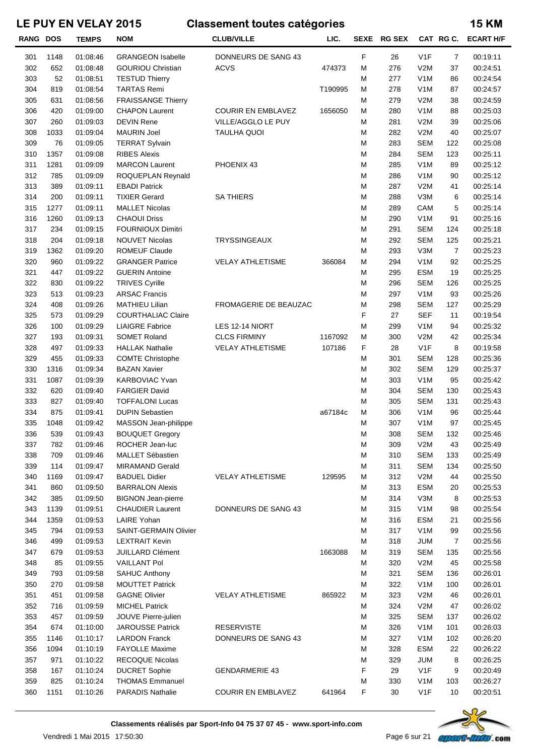# LE PUY EN VELAY 2015 — Classement toutes catégories — 15 KM

| RANG | DOS | TEMPS | NOM | CLUB/VILLE | LIC. | SEXE | RG SEX | CAT | RG C. | ECART H/F |
|---|---|---|---|---|---|---|---|---|---|---|
| 301 | 1148 | 01:08:46 | GRANGEON Isabelle | DONNEURS DE SANG 43 | | F | 26 | V1F | 7 | 00:19:11 |
| 302 | 652 | 01:08:48 | GOURIOU Christian | ACVS | 474373 | M | 276 | V2M | 37 | 00:24:51 |
| 303 | 52 | 01:08:51 | TESTUD Thierry | | | M | 277 | V1M | 86 | 00:24:54 |
| 304 | 819 | 01:08:54 | TARTAS Remi | | T190995 | M | 278 | V1M | 87 | 00:24:57 |
| 305 | 631 | 01:08:56 | FRAISSANGE Thierry | | | M | 279 | V2M | 38 | 00:24:59 |
| 306 | 420 | 01:09:00 | CHAPON Laurent | COURIR EN EMBLAVEZ | 1656050 | M | 280 | V1M | 88 | 00:25:03 |
| 307 | 260 | 01:09:03 | DEVIN Rene | VILLE/AGGLO LE PUY | | M | 281 | V2M | 39 | 00:25:06 |
| 308 | 1033 | 01:09:04 | MAURIN Joel | TAULHA QUOI | | M | 282 | V2M | 40 | 00:25:07 |
| 309 | 76 | 01:09:05 | TERRAT Sylvain | | | M | 283 | SEM | 122 | 00:25:08 |
| 310 | 1357 | 01:09:08 | RIBES Alexis | | | M | 284 | SEM | 123 | 00:25:11 |
| 311 | 1281 | 01:09:09 | MARCON Laurent | PHOENIX 43 | | M | 285 | V1M | 89 | 00:25:12 |
| 312 | 785 | 01:09:09 | ROQUEPLAN Reynald | | | M | 286 | V1M | 90 | 00:25:12 |
| 313 | 389 | 01:09:11 | EBADI Patrick | | | M | 287 | V2M | 41 | 00:25:14 |
| 314 | 200 | 01:09:11 | TIXIER Gerard | SA THIERS | | M | 288 | V3M | 6 | 00:25:14 |
| 315 | 1277 | 01:09:11 | MALLET Nicolas | | | M | 289 | CAM | 5 | 00:25:14 |
| 316 | 1260 | 01:09:13 | CHAOUI Driss | | | M | 290 | V1M | 91 | 00:25:16 |
| 317 | 234 | 01:09:15 | FOURNIOUX Dimitri | | | M | 291 | SEM | 124 | 00:25:18 |
| 318 | 204 | 01:09:18 | NOUVET Nicolas | TRYSSINGEAUX | | M | 292 | SEM | 125 | 00:25:21 |
| 319 | 1362 | 01:09:20 | ROMEUF Claude | | | M | 293 | V3M | 7 | 00:25:23 |
| 320 | 960 | 01:09:22 | GRANGER Patrice | VELAY ATHLETISME | 366084 | M | 294 | V1M | 92 | 00:25:25 |
| 321 | 447 | 01:09:22 | GUERIN Antoine | | | M | 295 | ESM | 19 | 00:25:25 |
| 322 | 830 | 01:09:22 | TRIVES Cyrille | | | M | 296 | SEM | 126 | 00:25:25 |
| 323 | 513 | 01:09:23 | ARSAC Francis | | | M | 297 | V1M | 93 | 00:25:26 |
| 324 | 408 | 01:09:26 | MATHIEU Lilian | FROMAGERIE DE BEAUZAC | | M | 298 | SEM | 127 | 00:25:29 |
| 325 | 573 | 01:09:29 | COURTHALIAC Claire | | | F | 27 | SEF | 11 | 00:19:54 |
| 326 | 100 | 01:09:29 | LIAIGRE Fabrice | LES 12-14 NIORT | | M | 299 | V1M | 94 | 00:25:32 |
| 327 | 193 | 01:09:31 | SOMET Roland | CLCS FIRMINY | 1167092 | M | 300 | V2M | 42 | 00:25:34 |
| 328 | 497 | 01:09:33 | HALLAK Nathalie | VELAY ATHLETISME | 107186 | F | 28 | V1F | 8 | 00:19:58 |
| 329 | 455 | 01:09:33 | COMTE Christophe | | | M | 301 | SEM | 128 | 00:25:36 |
| 330 | 1316 | 01:09:34 | BAZAN Xavier | | | M | 302 | SEM | 129 | 00:25:37 |
| 331 | 1087 | 01:09:39 | KARBOVIAC Yvan | | | M | 303 | V1M | 95 | 00:25:42 |
| 332 | 620 | 01:09:40 | FARGIER David | | | M | 304 | SEM | 130 | 00:25:43 |
| 333 | 827 | 01:09:40 | TOFFALONI Lucas | | | M | 305 | SEM | 131 | 00:25:43 |
| 334 | 875 | 01:09:41 | DUPIN Sebastien | | a67184c | M | 306 | V1M | 96 | 00:25:44 |
| 335 | 1048 | 01:09:42 | MASSON Jean-philippe | | | M | 307 | V1M | 97 | 00:25:45 |
| 336 | 539 | 01:09:43 | BOUQUET Gregory | | | M | 308 | SEM | 132 | 00:25:46 |
| 337 | 782 | 01:09:46 | ROCHER Jean-luc | | | M | 309 | V2M | 43 | 00:25:49 |
| 338 | 709 | 01:09:46 | MALLET Sébastien | | | M | 310 | SEM | 133 | 00:25:49 |
| 339 | 114 | 01:09:47 | MIRAMAND Gerald | | | M | 311 | SEM | 134 | 00:25:50 |
| 340 | 1169 | 01:09:47 | BADUEL Didier | VELAY ATHLETISME | 129595 | M | 312 | V2M | 44 | 00:25:50 |
| 341 | 860 | 01:09:50 | BARRALON Alexis | | | M | 313 | ESM | 20 | 00:25:53 |
| 342 | 385 | 01:09:50 | BIGNON Jean-pierre | | | M | 314 | V3M | 8 | 00:25:53 |
| 343 | 1139 | 01:09:51 | CHAUDIER Laurent | DONNEURS DE SANG 43 | | M | 315 | V1M | 98 | 00:25:54 |
| 344 | 1359 | 01:09:53 | LAIRE Yohan | | | M | 316 | ESM | 21 | 00:25:56 |
| 345 | 794 | 01:09:53 | SAINT-GERMAIN Olivier | | | M | 317 | V1M | 99 | 00:25:56 |
| 346 | 499 | 01:09:53 | LEXTRAIT Kevin | | | M | 318 | JUM | 7 | 00:25:56 |
| 347 | 679 | 01:09:53 | JUILLARD Clément | | 1663088 | M | 319 | SEM | 135 | 00:25:56 |
| 348 | 85 | 01:09:55 | VAILLANT Pol | | | M | 320 | V2M | 45 | 00:25:58 |
| 349 | 793 | 01:09:58 | SAHUC Anthony | | | M | 321 | SEM | 136 | 00:26:01 |
| 350 | 270 | 01:09:58 | MOUTTET Patrick | | | M | 322 | V1M | 100 | 00:26:01 |
| 351 | 451 | 01:09:58 | GAGNE Olivier | VELAY ATHLETISME | 865922 | M | 323 | V2M | 46 | 00:26:01 |
| 352 | 716 | 01:09:59 | MICHEL Patrick | | | M | 324 | V2M | 47 | 00:26:02 |
| 353 | 457 | 01:09:59 | JOUVE Pierre-julien | | | M | 325 | SEM | 137 | 00:26:02 |
| 354 | 674 | 01:10:00 | JAROUSSE Patrick | RESERVISTE | | M | 326 | V1M | 101 | 00:26:03 |
| 355 | 1146 | 01:10:17 | LARDON Franck | DONNEURS DE SANG 43 | | M | 327 | V1M | 102 | 00:26:20 |
| 356 | 1094 | 01:10:19 | FAYOLLE Maxime | | | M | 328 | ESM | 22 | 00:26:22 |
| 357 | 971 | 01:10:22 | RECOQUE Nicolas | | | M | 329 | JUM | 8 | 00:26:25 |
| 358 | 167 | 01:10:24 | DUCRET Sophie | GENDARMERIE 43 | | F | 29 | V1F | 9 | 00:20:49 |
| 359 | 825 | 01:10:24 | THOMAS Emmanuel | | | M | 330 | V1M | 103 | 00:26:27 |
| 360 | 1151 | 01:10:26 | PARADIS Nathalie | COURIR EN EMBLAVEZ | 641964 | F | 30 | V1F | 10 | 00:20:51 |

**Classements réalisés par Sport-Info 04 75 37 07 45 - www.sport-info.com**

Vendredi 1 Mai 2015 17:50:30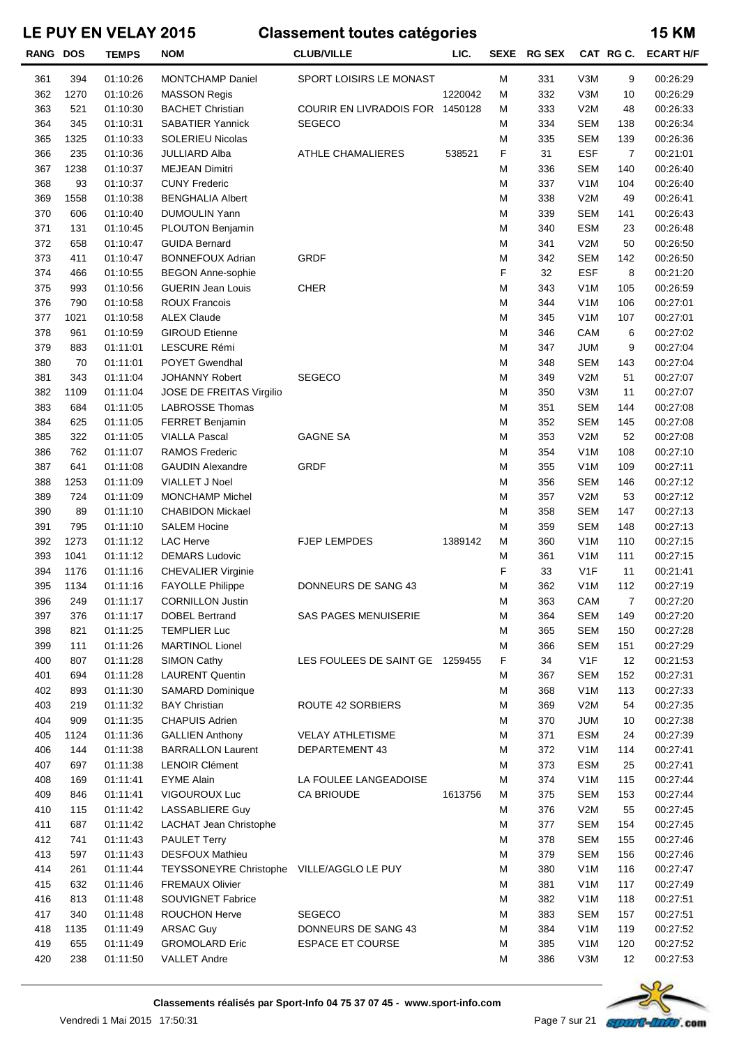# LE PUY EN VELAY 2015 — Classement toutes catégories — 15 KM

| RANG | DOS | TEMPS | NOM | CLUB/VILLE | LIC. | SEXE | RG SEX | CAT | RG C. | ECART H/F |
|---|---|---|---|---|---|---|---|---|---|---|
| 361 | 394 | 01:10:26 | MONTCHAMP Daniel | SPORT LOISIRS LE MONAST | | M | 331 | V3M | 9 | 00:26:29 |
| 362 | 1270 | 01:10:26 | MASSON Regis | | 1220042 | M | 332 | V3M | 10 | 00:26:29 |
| 363 | 521 | 01:10:30 | BACHET Christian | COURIR EN LIVRADOIS FOR | 1450128 | M | 333 | V2M | 48 | 00:26:33 |
| 364 | 345 | 01:10:31 | SABATIER Yannick | SEGECO | | M | 334 | SEM | 138 | 00:26:34 |
| 365 | 1325 | 01:10:33 | SOLERIEU Nicolas | | | M | 335 | SEM | 139 | 00:26:36 |
| 366 | 235 | 01:10:36 | JULLIARD Alba | ATHLE CHAMALIERES | 538521 | F | 31 | ESF | 7 | 00:21:01 |
| 367 | 1238 | 01:10:37 | MEJEAN Dimitri | | | M | 336 | SEM | 140 | 00:26:40 |
| 368 | 93 | 01:10:37 | CUNY Frederic | | | M | 337 | V1M | 104 | 00:26:40 |
| 369 | 1558 | 01:10:38 | BENGHALIA Albert | | | M | 338 | V2M | 49 | 00:26:41 |
| 370 | 606 | 01:10:40 | DUMOULIN Yann | | | M | 339 | SEM | 141 | 00:26:43 |
| 371 | 131 | 01:10:45 | PLOUTON Benjamin | | | M | 340 | ESM | 23 | 00:26:48 |
| 372 | 658 | 01:10:47 | GUIDA Bernard | | | M | 341 | V2M | 50 | 00:26:50 |
| 373 | 411 | 01:10:47 | BONNEFOUX Adrian | GRDF | | M | 342 | SEM | 142 | 00:26:50 |
| 374 | 466 | 01:10:55 | BEGON Anne-sophie | | | F | 32 | ESF | 8 | 00:21:20 |
| 375 | 993 | 01:10:56 | GUERIN Jean Louis | CHER | | M | 343 | V1M | 105 | 00:26:59 |
| 376 | 790 | 01:10:58 | ROUX Francois | | | M | 344 | V1M | 106 | 00:27:01 |
| 377 | 1021 | 01:10:58 | ALEX Claude | | | M | 345 | V1M | 107 | 00:27:01 |
| 378 | 961 | 01:10:59 | GIROUD Etienne | | | M | 346 | CAM | 6 | 00:27:02 |
| 379 | 883 | 01:11:01 | LESCURE Rémi | | | M | 347 | JUM | 9 | 00:27:04 |
| 380 | 70 | 01:11:01 | POYET Gwendhal | | | M | 348 | SEM | 143 | 00:27:04 |
| 381 | 343 | 01:11:04 | JOHANNY Robert | SEGECO | | M | 349 | V2M | 51 | 00:27:07 |
| 382 | 1109 | 01:11:04 | JOSE DE FREITAS Virgilio | | | M | 350 | V3M | 11 | 00:27:07 |
| 383 | 684 | 01:11:05 | LABROSSE Thomas | | | M | 351 | SEM | 144 | 00:27:08 |
| 384 | 625 | 01:11:05 | FERRET Benjamin | | | M | 352 | SEM | 145 | 00:27:08 |
| 385 | 322 | 01:11:05 | VIALLA Pascal | GAGNE SA | | M | 353 | V2M | 52 | 00:27:08 |
| 386 | 762 | 01:11:07 | RAMOS Frederic | | | M | 354 | V1M | 108 | 00:27:10 |
| 387 | 641 | 01:11:08 | GAUDIN Alexandre | GRDF | | M | 355 | V1M | 109 | 00:27:11 |
| 388 | 1253 | 01:11:09 | VIALLET J Noel | | | M | 356 | SEM | 146 | 00:27:12 |
| 389 | 724 | 01:11:09 | MONCHAMP Michel | | | M | 357 | V2M | 53 | 00:27:12 |
| 390 | 89 | 01:11:10 | CHABIDON Mickael | | | M | 358 | SEM | 147 | 00:27:13 |
| 391 | 795 | 01:11:10 | SALEM Hocine | | | M | 359 | SEM | 148 | 00:27:13 |
| 392 | 1273 | 01:11:12 | LAC Herve | FJEP LEMPDES | 1389142 | M | 360 | V1M | 110 | 00:27:15 |
| 393 | 1041 | 01:11:12 | DEMARS Ludovic | | | M | 361 | V1M | 111 | 00:27:15 |
| 394 | 1176 | 01:11:16 | CHEVALIER Virginie | | | F | 33 | V1F | 11 | 00:21:41 |
| 395 | 1134 | 01:11:16 | FAYOLLE Philippe | DONNEURS DE SANG 43 | | M | 362 | V1M | 112 | 00:27:19 |
| 396 | 249 | 01:11:17 | CORNILLON Justin | | | M | 363 | CAM | 7 | 00:27:20 |
| 397 | 376 | 01:11:17 | DOBEL Bertrand | SAS PAGES MENUISERIE | | M | 364 | SEM | 149 | 00:27:20 |
| 398 | 821 | 01:11:25 | TEMPLIER Luc | | | M | 365 | SEM | 150 | 00:27:28 |
| 399 | 111 | 01:11:26 | MARTINOL Lionel | | | M | 366 | SEM | 151 | 00:27:29 |
| 400 | 807 | 01:11:28 | SIMON Cathy | LES FOULEES DE SAINT GE | 1259455 | F | 34 | V1F | 12 | 00:21:53 |
| 401 | 694 | 01:11:28 | LAURENT Quentin | | | M | 367 | SEM | 152 | 00:27:31 |
| 402 | 893 | 01:11:30 | SAMARD Dominique | | | M | 368 | V1M | 113 | 00:27:33 |
| 403 | 219 | 01:11:32 | BAY Christian | ROUTE 42 SORBIERS | | M | 369 | V2M | 54 | 00:27:35 |
| 404 | 909 | 01:11:35 | CHAPUIS Adrien | | | M | 370 | JUM | 10 | 00:27:38 |
| 405 | 1124 | 01:11:36 | GALLIEN Anthony | VELAY ATHLETISME | | M | 371 | ESM | 24 | 00:27:39 |
| 406 | 144 | 01:11:38 | BARRALLON Laurent | DEPARTEMENT 43 | | M | 372 | V1M | 114 | 00:27:41 |
| 407 | 697 | 01:11:38 | LENOIR Clément | | | M | 373 | ESM | 25 | 00:27:41 |
| 408 | 169 | 01:11:41 | EYME Alain | LA FOULEE LANGEADOISE | | M | 374 | V1M | 115 | 00:27:44 |
| 409 | 846 | 01:11:41 | VIGOUROUX Luc | CA BRIOUDE | 1613756 | M | 375 | SEM | 153 | 00:27:44 |
| 410 | 115 | 01:11:42 | LASSABLIERE Guy | | | M | 376 | V2M | 55 | 00:27:45 |
| 411 | 687 | 01:11:42 | LACHAT Jean Christophe | | | M | 377 | SEM | 154 | 00:27:45 |
| 412 | 741 | 01:11:43 | PAULET Terry | | | M | 378 | SEM | 155 | 00:27:46 |
| 413 | 597 | 01:11:43 | DESFOUX Mathieu | | | M | 379 | SEM | 156 | 00:27:46 |
| 414 | 261 | 01:11:44 | TEYSSONEYRE Christophe | VILLE/AGGLO LE PUY | | M | 380 | V1M | 116 | 00:27:47 |
| 415 | 632 | 01:11:46 | FREMAUX Olivier | | | M | 381 | V1M | 117 | 00:27:49 |
| 416 | 813 | 01:11:48 | SOUVIGNET Fabrice | | | M | 382 | V1M | 118 | 00:27:51 |
| 417 | 340 | 01:11:48 | ROUCHON Herve | SEGECO | | M | 383 | SEM | 157 | 00:27:51 |
| 418 | 1135 | 01:11:49 | ARSAC Guy | DONNEURS DE SANG 43 | | M | 384 | V1M | 119 | 00:27:52 |
| 419 | 655 | 01:11:49 | GROMOLARD Eric | ESPACE ET COURSE | | M | 385 | V1M | 120 | 00:27:52 |
| 420 | 238 | 01:11:50 | VALLET Andre | | | M | 386 | V3M | 12 | 00:27:53 |

**Classements réalisés par Sport-Info 04 75 37 07 45 - www.sport-info.com**

Vendredi 1 Mai 2015 17:50:31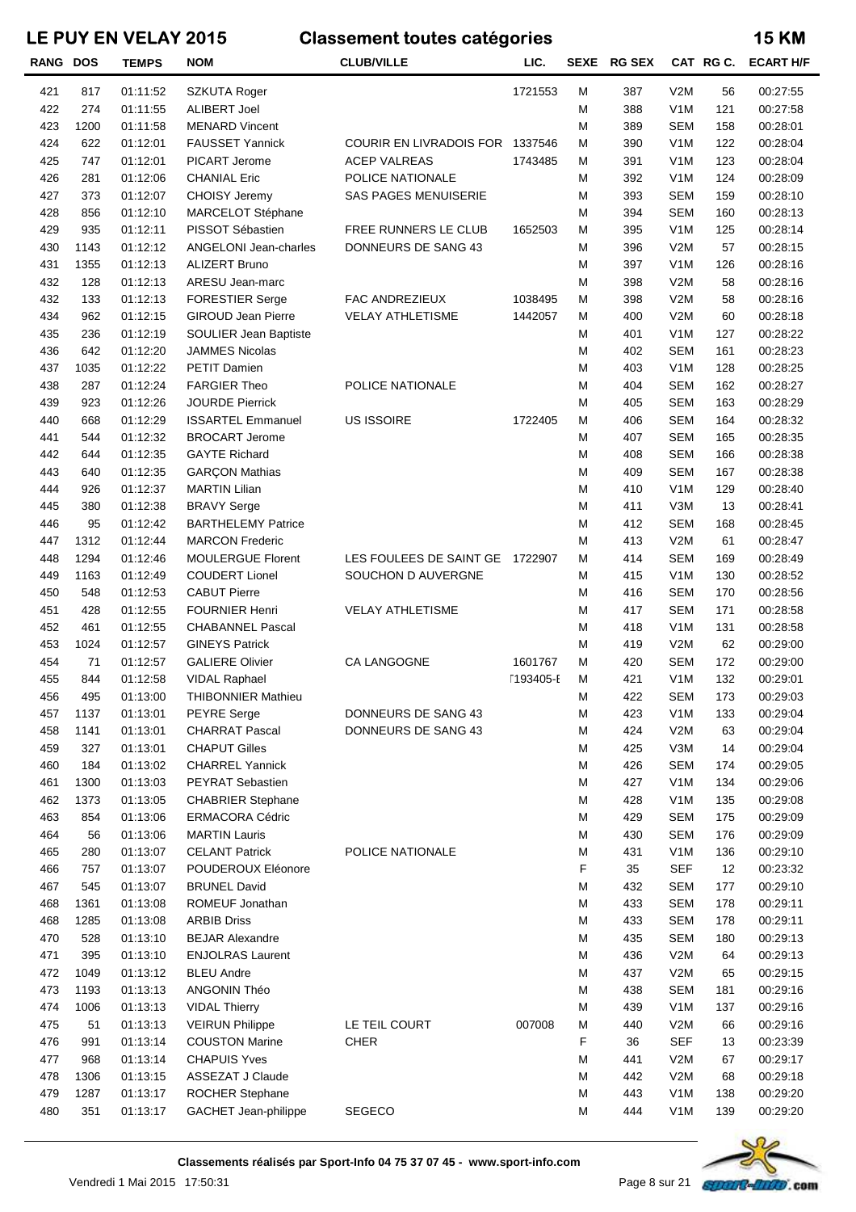# LE PUY EN VELAY 2015 — Classement toutes catégories — 15 KM

| RANG | DOS | TEMPS | NOM | CLUB/VILLE | LIC. | SEXE | RG SEX | CAT | RG C. | ECART H/F |
|---|---|---|---|---|---|---|---|---|---|---|
| 421 | 817 | 01:11:52 | SZKUTA Roger | | 1721553 | M | 387 | V2M | 56 | 00:27:55 |
| 422 | 274 | 01:11:55 | ALIBERT Joel | | | M | 388 | V1M | 121 | 00:27:58 |
| 423 | 1200 | 01:11:58 | MENARD Vincent | | | M | 389 | SEM | 158 | 00:28:01 |
| 424 | 622 | 01:12:01 | FAUSSET Yannick | COURIR EN LIVRADOIS FOR | 1337546 | M | 390 | V1M | 122 | 00:28:04 |
| 425 | 747 | 01:12:01 | PICART Jerome | ACEP VALREAS | 1743485 | M | 391 | V1M | 123 | 00:28:04 |
| 426 | 281 | 01:12:06 | CHANIAL Eric | POLICE NATIONALE | | M | 392 | V1M | 124 | 00:28:09 |
| 427 | 373 | 01:12:07 | CHOISY Jeremy | SAS PAGES MENUISERIE | | M | 393 | SEM | 159 | 00:28:10 |
| 428 | 856 | 01:12:10 | MARCELOT Stéphane | | | M | 394 | SEM | 160 | 00:28:13 |
| 429 | 935 | 01:12:11 | PISSOT Sébastien | FREE RUNNERS LE CLUB | 1652503 | M | 395 | V1M | 125 | 00:28:14 |
| 430 | 1143 | 01:12:12 | ANGELONI Jean-charles | DONNEURS DE SANG 43 | | M | 396 | V2M | 57 | 00:28:15 |
| 431 | 1355 | 01:12:13 | ALIZERT Bruno | | | M | 397 | V1M | 126 | 00:28:16 |
| 432 | 128 | 01:12:13 | ARESU Jean-marc | | | M | 398 | V2M | 58 | 00:28:16 |
| 432 | 133 | 01:12:13 | FORESTIER Serge | FAC ANDREZIEUX | 1038495 | M | 398 | V2M | 58 | 00:28:16 |
| 434 | 962 | 01:12:15 | GIROUD Jean Pierre | VELAY ATHLETISME | 1442057 | M | 400 | V2M | 60 | 00:28:18 |
| 435 | 236 | 01:12:19 | SOULIER Jean Baptiste | | | M | 401 | V1M | 127 | 00:28:22 |
| 436 | 642 | 01:12:20 | JAMMES Nicolas | | | M | 402 | SEM | 161 | 00:28:23 |
| 437 | 1035 | 01:12:22 | PETIT Damien | | | M | 403 | V1M | 128 | 00:28:25 |
| 438 | 287 | 01:12:24 | FARGIER Theo | POLICE NATIONALE | | M | 404 | SEM | 162 | 00:28:27 |
| 439 | 923 | 01:12:26 | JOURDE Pierrick | | | M | 405 | SEM | 163 | 00:28:29 |
| 440 | 668 | 01:12:29 | ISSARTEL Emmanuel | US ISSOIRE | 1722405 | M | 406 | SEM | 164 | 00:28:32 |
| 441 | 544 | 01:12:32 | BROCART Jerome | | | M | 407 | SEM | 165 | 00:28:35 |
| 442 | 644 | 01:12:35 | GAYTE Richard | | | M | 408 | SEM | 166 | 00:28:38 |
| 443 | 640 | 01:12:35 | GARÇON Mathias | | | M | 409 | SEM | 167 | 00:28:38 |
| 444 | 926 | 01:12:37 | MARTIN Lilian | | | M | 410 | V1M | 129 | 00:28:40 |
| 445 | 380 | 01:12:38 | BRAVY Serge | | | M | 411 | V3M | 13 | 00:28:41 |
| 446 | 95 | 01:12:42 | BARTHELEMY Patrice | | | M | 412 | SEM | 168 | 00:28:45 |
| 447 | 1312 | 01:12:44 | MARCON Frederic | | | M | 413 | V2M | 61 | 00:28:47 |
| 448 | 1294 | 01:12:46 | MOULERGUE Florent | LES FOULEES DE SAINT GE | 1722907 | M | 414 | SEM | 169 | 00:28:49 |
| 449 | 1163 | 01:12:49 | COUDERT Lionel | SOUCHON D AUVERGNE | | M | 415 | V1M | 130 | 00:28:52 |
| 450 | 548 | 01:12:53 | CABUT Pierre | | | M | 416 | SEM | 170 | 00:28:56 |
| 451 | 428 | 01:12:55 | FOURNIER Henri | VELAY ATHLETISME | | M | 417 | SEM | 171 | 00:28:58 |
| 452 | 461 | 01:12:55 | CHABANNEL Pascal | | | M | 418 | V1M | 131 | 00:28:58 |
| 453 | 1024 | 01:12:57 | GINEYS Patrick | | | M | 419 | V2M | 62 | 00:29:00 |
| 454 | 71 | 01:12:57 | GALIERE Olivier | CA LANGOGNE | 1601767 | M | 420 | SEM | 172 | 00:29:00 |
| 455 | 844 | 01:12:58 | VIDAL Raphael | | T193405-E | M | 421 | V1M | 132 | 00:29:01 |
| 456 | 495 | 01:13:00 | THIBONNIER Mathieu | | | M | 422 | SEM | 173 | 00:29:03 |
| 457 | 1137 | 01:13:01 | PEYRE Serge | DONNEURS DE SANG 43 | | M | 423 | V1M | 133 | 00:29:04 |
| 458 | 1141 | 01:13:01 | CHARRAT Pascal | DONNEURS DE SANG 43 | | M | 424 | V2M | 63 | 00:29:04 |
| 459 | 327 | 01:13:01 | CHAPUT Gilles | | | M | 425 | V3M | 14 | 00:29:04 |
| 460 | 184 | 01:13:02 | CHARREL Yannick | | | M | 426 | SEM | 174 | 00:29:05 |
| 461 | 1300 | 01:13:03 | PEYRAT Sebastien | | | M | 427 | V1M | 134 | 00:29:06 |
| 462 | 1373 | 01:13:05 | CHABRIER Stephane | | | M | 428 | V1M | 135 | 00:29:08 |
| 463 | 854 | 01:13:06 | ERMACORA Cédric | | | M | 429 | SEM | 175 | 00:29:09 |
| 464 | 56 | 01:13:06 | MARTIN Lauris | | | M | 430 | SEM | 176 | 00:29:09 |
| 465 | 280 | 01:13:07 | CELANT Patrick | POLICE NATIONALE | | M | 431 | V1M | 136 | 00:29:10 |
| 466 | 757 | 01:13:07 | POUDEROUX Eléonore | | | F | 35 | SEF | 12 | 00:23:32 |
| 467 | 545 | 01:13:07 | BRUNEL David | | | M | 432 | SEM | 177 | 00:29:10 |
| 468 | 1361 | 01:13:08 | ROMEUF Jonathan | | | M | 433 | SEM | 178 | 00:29:11 |
| 468 | 1285 | 01:13:08 | ARBIB Driss | | | M | 433 | SEM | 178 | 00:29:11 |
| 470 | 528 | 01:13:10 | BEJAR Alexandre | | | M | 435 | SEM | 180 | 00:29:13 |
| 471 | 395 | 01:13:10 | ENJOLRAS Laurent | | | M | 436 | V2M | 64 | 00:29:13 |
| 472 | 1049 | 01:13:12 | BLEU Andre | | | M | 437 | V2M | 65 | 00:29:15 |
| 473 | 1193 | 01:13:13 | ANGONIN Théo | | | M | 438 | SEM | 181 | 00:29:16 |
| 474 | 1006 | 01:13:13 | VIDAL Thierry | | | M | 439 | V1M | 137 | 00:29:16 |
| 475 | 51 | 01:13:13 | VEIRUN Philippe | LE TEIL COURT | 007008 | M | 440 | V2M | 66 | 00:29:16 |
| 476 | 991 | 01:13:14 | COUSTON Marine | CHER | | F | 36 | SEF | 13 | 00:23:39 |
| 477 | 968 | 01:13:14 | CHAPUIS Yves | | | M | 441 | V2M | 67 | 00:29:17 |
| 478 | 1306 | 01:13:15 | ASSEZAT J Claude | | | M | 442 | V2M | 68 | 00:29:18 |
| 479 | 1287 | 01:13:17 | ROCHER Stephane | | | M | 443 | V1M | 138 | 00:29:20 |
| 480 | 351 | 01:13:17 | GACHET Jean-philippe | SEGECO | | M | 444 | V1M | 139 | 00:29:20 |

Classements réalisés par Sport-Info 04 75 37 07 45 - www.sport-info.com

Vendredi 1 Mai 2015 17:50:31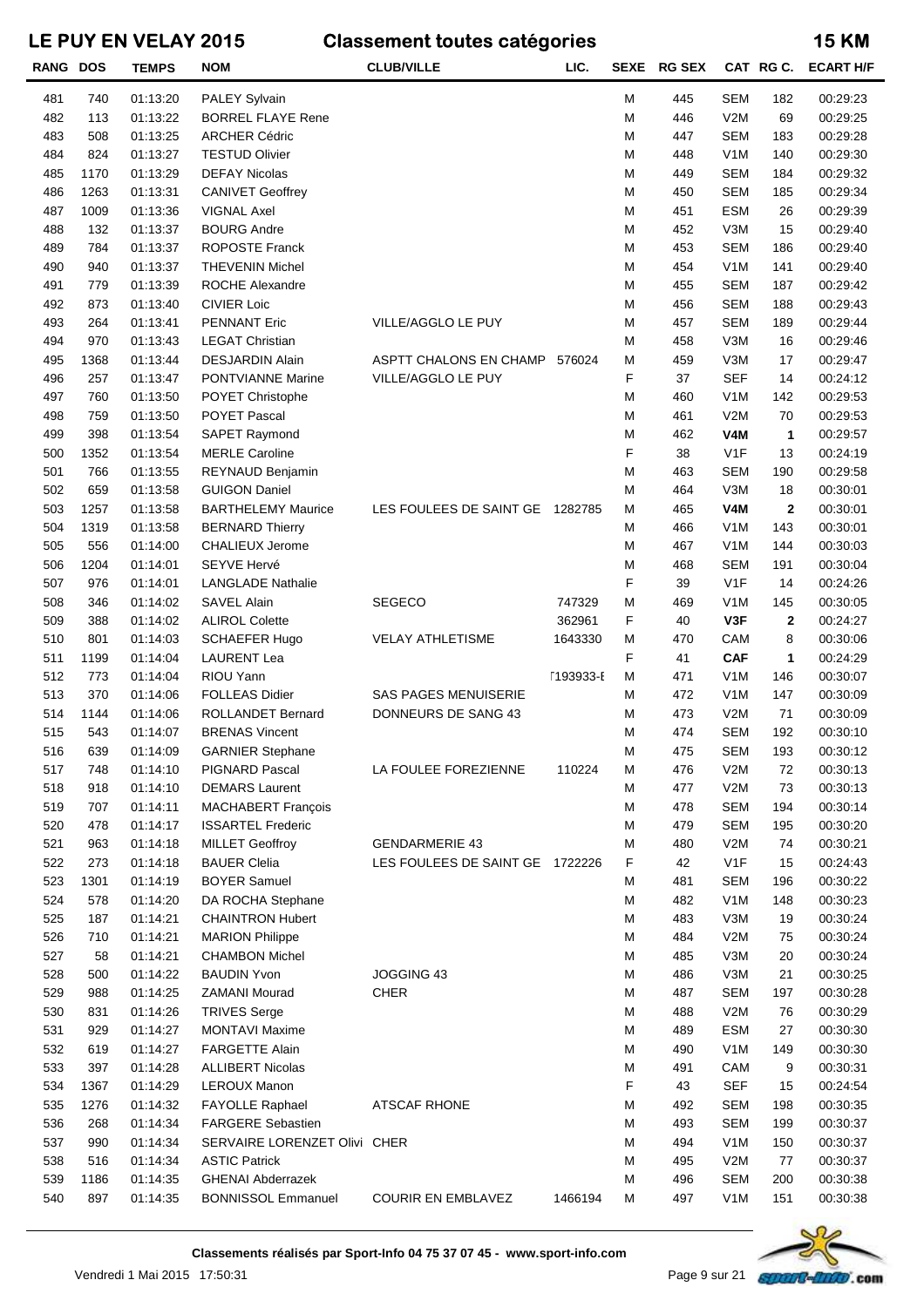# LE PUY EN VELAY 2015 — Classement toutes catégories — 15 KM

| RANG | DOS | TEMPS | NOM | CLUB/VILLE | LIC. | SEXE | RG SEX | CAT | RG C. | ECART H/F |
|---|---|---|---|---|---|---|---|---|---|---|
| 481 | 740 | 01:13:20 | PALEY Sylvain | | | M | 445 | SEM | 182 | 00:29:23 |
| 482 | 113 | 01:13:22 | BORREL FLAYE Rene | | | M | 446 | V2M | 69 | 00:29:25 |
| 483 | 508 | 01:13:25 | ARCHER Cédric | | | M | 447 | SEM | 183 | 00:29:28 |
| 484 | 824 | 01:13:27 | TESTUD Olivier | | | M | 448 | V1M | 140 | 00:29:30 |
| 485 | 1170 | 01:13:29 | DEFAY Nicolas | | | M | 449 | SEM | 184 | 00:29:32 |
| 486 | 1263 | 01:13:31 | CANIVET Geoffrey | | | M | 450 | SEM | 185 | 00:29:34 |
| 487 | 1009 | 01:13:36 | VIGNAL Axel | | | M | 451 | ESM | 26 | 00:29:39 |
| 488 | 132 | 01:13:37 | BOURG Andre | | | M | 452 | V3M | 15 | 00:29:40 |
| 489 | 784 | 01:13:37 | ROPOSTE Franck | | | M | 453 | SEM | 186 | 00:29:40 |
| 490 | 940 | 01:13:37 | THEVENIN Michel | | | M | 454 | V1M | 141 | 00:29:40 |
| 491 | 779 | 01:13:39 | ROCHE Alexandre | | | M | 455 | SEM | 187 | 00:29:42 |
| 492 | 873 | 01:13:40 | CIVIER Loic | | | M | 456 | SEM | 188 | 00:29:43 |
| 493 | 264 | 01:13:41 | PENNANT Eric | VILLE/AGGLO LE PUY | | M | 457 | SEM | 189 | 00:29:44 |
| 494 | 970 | 01:13:43 | LEGAT Christian | | | M | 458 | V3M | 16 | 00:29:46 |
| 495 | 1368 | 01:13:44 | DESJARDIN Alain | ASPTT CHALONS EN CHAMP | 576024 | M | 459 | V3M | 17 | 00:29:47 |
| 496 | 257 | 01:13:47 | PONTVIANNE Marine | VILLE/AGGLO LE PUY | | F | 37 | SEF | 14 | 00:24:12 |
| 497 | 760 | 01:13:50 | POYET Christophe | | | M | 460 | V1M | 142 | 00:29:53 |
| 498 | 759 | 01:13:50 | POYET Pascal | | | M | 461 | V2M | 70 | 00:29:53 |
| 499 | 398 | 01:13:54 | SAPET Raymond | | | M | 462 | **V4M** | **1** | 00:29:57 |
| 500 | 1352 | 01:13:54 | MERLE Caroline | | | F | 38 | V1F | 13 | 00:24:19 |
| 501 | 766 | 01:13:55 | REYNAUD Benjamin | | | M | 463 | SEM | 190 | 00:29:58 |
| 502 | 659 | 01:13:58 | GUIGON Daniel | | | M | 464 | V3M | 18 | 00:30:01 |
| 503 | 1257 | 01:13:58 | BARTHELEMY Maurice | LES FOULEES DE SAINT GE | 1282785 | M | 465 | **V4M** | **2** | 00:30:01 |
| 504 | 1319 | 01:13:58 | BERNARD Thierry | | | M | 466 | V1M | 143 | 00:30:01 |
| 505 | 556 | 01:14:00 | CHALIEUX Jerome | | | M | 467 | V1M | 144 | 00:30:03 |
| 506 | 1204 | 01:14:01 | SEYVE Hervé | | | M | 468 | SEM | 191 | 00:30:04 |
| 507 | 976 | 01:14:01 | LANGLADE Nathalie | | | F | 39 | V1F | 14 | 00:24:26 |
| 508 | 346 | 01:14:02 | SAVEL Alain | SEGECO | 747329 | M | 469 | V1M | 145 | 00:30:05 |
| 509 | 388 | 01:14:02 | ALIROL Colette | | 362961 | F | 40 | **V3F** | **2** | 00:24:27 |
| 510 | 801 | 01:14:03 | SCHAEFER Hugo | VELAY ATHLETISME | 1643330 | M | 470 | CAM | 8 | 00:30:06 |
| 511 | 1199 | 01:14:04 | LAURENT Lea | | | F | 41 | **CAF** | **1** | 00:24:29 |
| 512 | 773 | 01:14:04 | RIOU Yann | | T193933-E | M | 471 | V1M | 146 | 00:30:07 |
| 513 | 370 | 01:14:06 | FOLLEAS Didier | SAS PAGES MENUISERIE | | M | 472 | V1M | 147 | 00:30:09 |
| 514 | 1144 | 01:14:06 | ROLLANDET Bernard | DONNEURS DE SANG 43 | | M | 473 | V2M | 71 | 00:30:09 |
| 515 | 543 | 01:14:07 | BRENAS Vincent | | | M | 474 | SEM | 192 | 00:30:10 |
| 516 | 639 | 01:14:09 | GARNIER Stephane | | | M | 475 | SEM | 193 | 00:30:12 |
| 517 | 748 | 01:14:10 | PIGNARD Pascal | LA FOULEE FOREZIENNE | 110224 | M | 476 | V2M | 72 | 00:30:13 |
| 518 | 918 | 01:14:10 | DEMARS Laurent | | | M | 477 | V2M | 73 | 00:30:13 |
| 519 | 707 | 01:14:11 | MACHABERT François | | | M | 478 | SEM | 194 | 00:30:14 |
| 520 | 478 | 01:14:17 | ISSARTEL Frederic | | | M | 479 | SEM | 195 | 00:30:20 |
| 521 | 963 | 01:14:18 | MILLET Geoffroy | GENDARMERIE 43 | | M | 480 | V2M | 74 | 00:30:21 |
| 522 | 273 | 01:14:18 | BAUER Clelia | LES FOULEES DE SAINT GE | 1722226 | F | 42 | V1F | 15 | 00:24:43 |
| 523 | 1301 | 01:14:19 | BOYER Samuel | | | M | 481 | SEM | 196 | 00:30:22 |
| 524 | 578 | 01:14:20 | DA ROCHA Stephane | | | M | 482 | V1M | 148 | 00:30:23 |
| 525 | 187 | 01:14:21 | CHAINTRON Hubert | | | M | 483 | V3M | 19 | 00:30:24 |
| 526 | 710 | 01:14:21 | MARION Philippe | | | M | 484 | V2M | 75 | 00:30:24 |
| 527 | 58 | 01:14:21 | CHAMBON Michel | | | M | 485 | V3M | 20 | 00:30:24 |
| 528 | 500 | 01:14:22 | BAUDIN Yvon | JOGGING 43 | | M | 486 | V3M | 21 | 00:30:25 |
| 529 | 988 | 01:14:25 | ZAMANI Mourad | CHER | | M | 487 | SEM | 197 | 00:30:28 |
| 530 | 831 | 01:14:26 | TRIVES Serge | | | M | 488 | V2M | 76 | 00:30:29 |
| 531 | 929 | 01:14:27 | MONTAVI Maxime | | | M | 489 | ESM | 27 | 00:30:30 |
| 532 | 619 | 01:14:27 | FARGETTE Alain | | | M | 490 | V1M | 149 | 00:30:30 |
| 533 | 397 | 01:14:28 | ALLIBERT Nicolas | | | M | 491 | CAM | 9 | 00:30:31 |
| 534 | 1367 | 01:14:29 | LEROUX Manon | | | F | 43 | SEF | 15 | 00:24:54 |
| 535 | 1276 | 01:14:32 | FAYOLLE Raphael | ATSCAF RHONE | | M | 492 | SEM | 198 | 00:30:35 |
| 536 | 268 | 01:14:34 | FARGERE Sebastien | | | M | 493 | SEM | 199 | 00:30:37 |
| 537 | 990 | 01:14:34 | SERVAIRE LORENZET Olivi | CHER | | M | 494 | V1M | 150 | 00:30:37 |
| 538 | 516 | 01:14:34 | ASTIC Patrick | | | M | 495 | V2M | 77 | 00:30:37 |
| 539 | 1186 | 01:14:35 | GHENAI Abderrazek | | | M | 496 | SEM | 200 | 00:30:38 |
| 540 | 897 | 01:14:35 | BONNISSOL Emmanuel | COURIR EN EMBLAVEZ | 1466194 | M | 497 | V1M | 151 | 00:30:38 |

**Classements réalisés par Sport-Info 04 75 37 07 45 - www.sport-info.com**

Vendredi 1 Mai 2015 17:50:31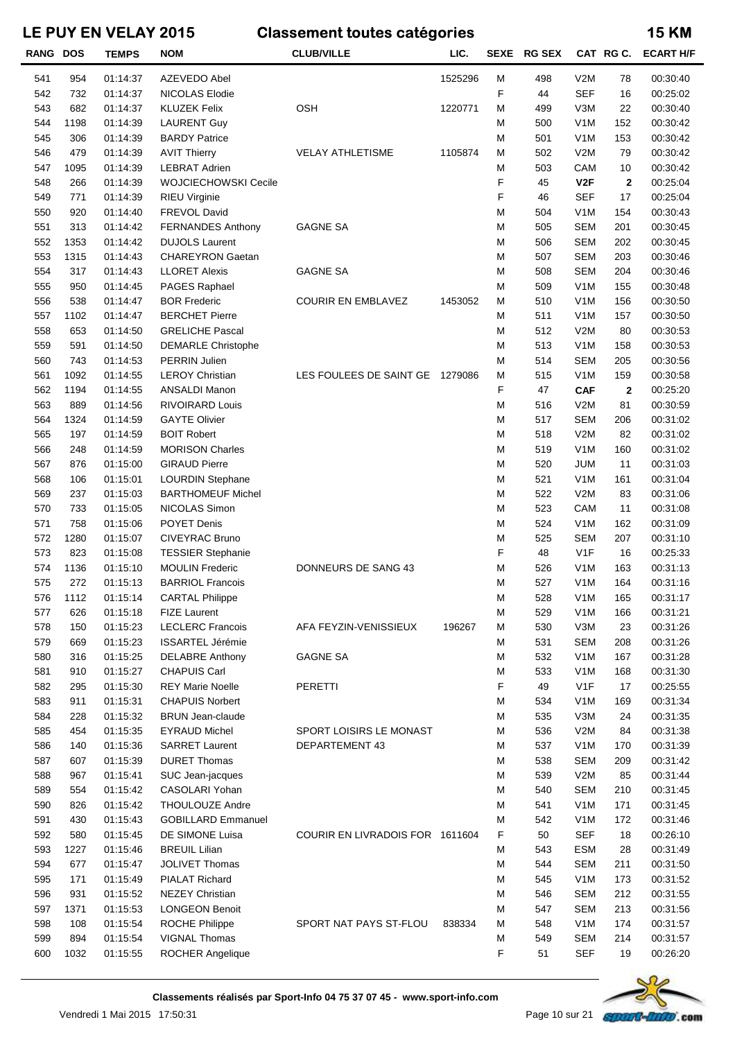# LE PUY EN VELAY 2015 — Classement toutes catégories — 15 KM

| RANG | DOS | TEMPS | NOM | CLUB/VILLE | LIC. | SEXE | RG SEX | CAT | RG C. | ECART H/F |
|---|---|---|---|---|---|---|---|---|---|---|
| 541 | 954 | 01:14:37 | AZEVEDO Abel | | 1525296 | M | 498 | V2M | 78 | 00:30:40 |
| 542 | 732 | 01:14:37 | NICOLAS Elodie | | | F | 44 | SEF | 16 | 00:25:02 |
| 543 | 682 | 01:14:37 | KLUZEK Felix | OSH | 1220771 | M | 499 | V3M | 22 | 00:30:40 |
| 544 | 1198 | 01:14:39 | LAURENT Guy | | | M | 500 | V1M | 152 | 00:30:42 |
| 545 | 306 | 01:14:39 | BARDY Patrice | | | M | 501 | V1M | 153 | 00:30:42 |
| 546 | 479 | 01:14:39 | AVIT Thierry | VELAY ATHLETISME | 1105874 | M | 502 | V2M | 79 | 00:30:42 |
| 547 | 1095 | 01:14:39 | LEBRAT Adrien | | | M | 503 | CAM | 10 | 00:30:42 |
| 548 | 266 | 01:14:39 | WOJCIECHOWSKI Cecile | | | F | 45 | **V2F** | **2** | 00:25:04 |
| 549 | 771 | 01:14:39 | RIEU Virginie | | | F | 46 | SEF | 17 | 00:25:04 |
| 550 | 920 | 01:14:40 | FREVOL David | | | M | 504 | V1M | 154 | 00:30:43 |
| 551 | 313 | 01:14:42 | FERNANDES Anthony | GAGNE SA | | M | 505 | SEM | 201 | 00:30:45 |
| 552 | 1353 | 01:14:42 | DUJOLS Laurent | | | M | 506 | SEM | 202 | 00:30:45 |
| 553 | 1315 | 01:14:43 | CHAREYRON Gaetan | | | M | 507 | SEM | 203 | 00:30:46 |
| 554 | 317 | 01:14:43 | LLORET Alexis | GAGNE SA | | M | 508 | SEM | 204 | 00:30:46 |
| 555 | 950 | 01:14:45 | PAGES Raphael | | | M | 509 | V1M | 155 | 00:30:48 |
| 556 | 538 | 01:14:47 | BOR Frederic | COURIR EN EMBLAVEZ | 1453052 | M | 510 | V1M | 156 | 00:30:50 |
| 557 | 1102 | 01:14:47 | BERCHET Pierre | | | M | 511 | V1M | 157 | 00:30:50 |
| 558 | 653 | 01:14:50 | GRELICHE Pascal | | | M | 512 | V2M | 80 | 00:30:53 |
| 559 | 591 | 01:14:50 | DEMARLE Christophe | | | M | 513 | V1M | 158 | 00:30:53 |
| 560 | 743 | 01:14:53 | PERRIN Julien | | | M | 514 | SEM | 205 | 00:30:56 |
| 561 | 1092 | 01:14:55 | LEROY Christian | LES FOULEES DE SAINT GE | 1279086 | M | 515 | V1M | 159 | 00:30:58 |
| 562 | 1194 | 01:14:55 | ANSALDI Manon | | | F | 47 | **CAF** | **2** | 00:25:20 |
| 563 | 889 | 01:14:56 | RIVOIRARD Louis | | | M | 516 | V2M | 81 | 00:30:59 |
| 564 | 1324 | 01:14:59 | GAYTE Olivier | | | M | 517 | SEM | 206 | 00:31:02 |
| 565 | 197 | 01:14:59 | BOIT Robert | | | M | 518 | V2M | 82 | 00:31:02 |
| 566 | 248 | 01:14:59 | MORISON Charles | | | M | 519 | V1M | 160 | 00:31:02 |
| 567 | 876 | 01:15:00 | GIRAUD Pierre | | | M | 520 | JUM | 11 | 00:31:03 |
| 568 | 106 | 01:15:01 | LOURDIN Stephane | | | M | 521 | V1M | 161 | 00:31:04 |
| 569 | 237 | 01:15:03 | BARTHOMEUF Michel | | | M | 522 | V2M | 83 | 00:31:06 |
| 570 | 733 | 01:15:05 | NICOLAS Simon | | | M | 523 | CAM | 11 | 00:31:08 |
| 571 | 758 | 01:15:06 | POYET Denis | | | M | 524 | V1M | 162 | 00:31:09 |
| 572 | 1280 | 01:15:07 | CIVEYRAC Bruno | | | M | 525 | SEM | 207 | 00:31:10 |
| 573 | 823 | 01:15:08 | TESSIER Stephanie | | | F | 48 | V1F | 16 | 00:25:33 |
| 574 | 1136 | 01:15:10 | MOULIN Frederic | DONNEURS DE SANG 43 | | M | 526 | V1M | 163 | 00:31:13 |
| 575 | 272 | 01:15:13 | BARRIOL Francois | | | M | 527 | V1M | 164 | 00:31:16 |
| 576 | 1112 | 01:15:14 | CARTAL Philippe | | | M | 528 | V1M | 165 | 00:31:17 |
| 577 | 626 | 01:15:18 | FIZE Laurent | | | M | 529 | V1M | 166 | 00:31:21 |
| 578 | 150 | 01:15:23 | LECLERC Francois | AFA FEYZIN-VENISSIEUX | 196267 | M | 530 | V3M | 23 | 00:31:26 |
| 579 | 669 | 01:15:23 | ISSARTEL Jérémie | | | M | 531 | SEM | 208 | 00:31:26 |
| 580 | 316 | 01:15:25 | DELABRE Anthony | GAGNE SA | | M | 532 | V1M | 167 | 00:31:28 |
| 581 | 910 | 01:15:27 | CHAPUIS Carl | | | M | 533 | V1M | 168 | 00:31:30 |
| 582 | 295 | 01:15:30 | REY Marie Noelle | PERETTI | | F | 49 | V1F | 17 | 00:25:55 |
| 583 | 911 | 01:15:31 | CHAPUIS Norbert | | | M | 534 | V1M | 169 | 00:31:34 |
| 584 | 228 | 01:15:32 | BRUN Jean-claude | | | M | 535 | V3M | 24 | 00:31:35 |
| 585 | 454 | 01:15:35 | EYRAUD Michel | SPORT LOISIRS LE MONAST | | M | 536 | V2M | 84 | 00:31:38 |
| 586 | 140 | 01:15:36 | SARRET Laurent | DEPARTEMENT 43 | | M | 537 | V1M | 170 | 00:31:39 |
| 587 | 607 | 01:15:39 | DURET Thomas | | | M | 538 | SEM | 209 | 00:31:42 |
| 588 | 967 | 01:15:41 | SUC Jean-jacques | | | M | 539 | V2M | 85 | 00:31:44 |
| 589 | 554 | 01:15:42 | CASOLARI Yohan | | | M | 540 | SEM | 210 | 00:31:45 |
| 590 | 826 | 01:15:42 | THOULOUZE Andre | | | M | 541 | V1M | 171 | 00:31:45 |
| 591 | 430 | 01:15:43 | GOBILLARD Emmanuel | | | M | 542 | V1M | 172 | 00:31:46 |
| 592 | 580 | 01:15:45 | DE SIMONE Luisa | COURIR EN LIVRADOIS FOR | 1611604 | F | 50 | SEF | 18 | 00:26:10 |
| 593 | 1227 | 01:15:46 | BREUIL Lilian | | | M | 543 | ESM | 28 | 00:31:49 |
| 594 | 677 | 01:15:47 | JOLIVET Thomas | | | M | 544 | SEM | 211 | 00:31:50 |
| 595 | 171 | 01:15:49 | PIALAT Richard | | | M | 545 | V1M | 173 | 00:31:52 |
| 596 | 931 | 01:15:52 | NEZEY Christian | | | M | 546 | SEM | 212 | 00:31:55 |
| 597 | 1371 | 01:15:53 | LONGEON Benoit | | | M | 547 | SEM | 213 | 00:31:56 |
| 598 | 108 | 01:15:54 | ROCHE Philippe | SPORT NAT PAYS ST-FLOU | 838334 | M | 548 | V1M | 174 | 00:31:57 |
| 599 | 894 | 01:15:54 | VIGNAL Thomas | | | M | 549 | SEM | 214 | 00:31:57 |
| 600 | 1032 | 01:15:55 | ROCHER Angelique | | | F | 51 | SEF | 19 | 00:26:20 |

**Classements réalisés par Sport-Info 04 75 37 07 45 - www.sport-info.com**

Vendredi 1 Mai 2015 17:50:31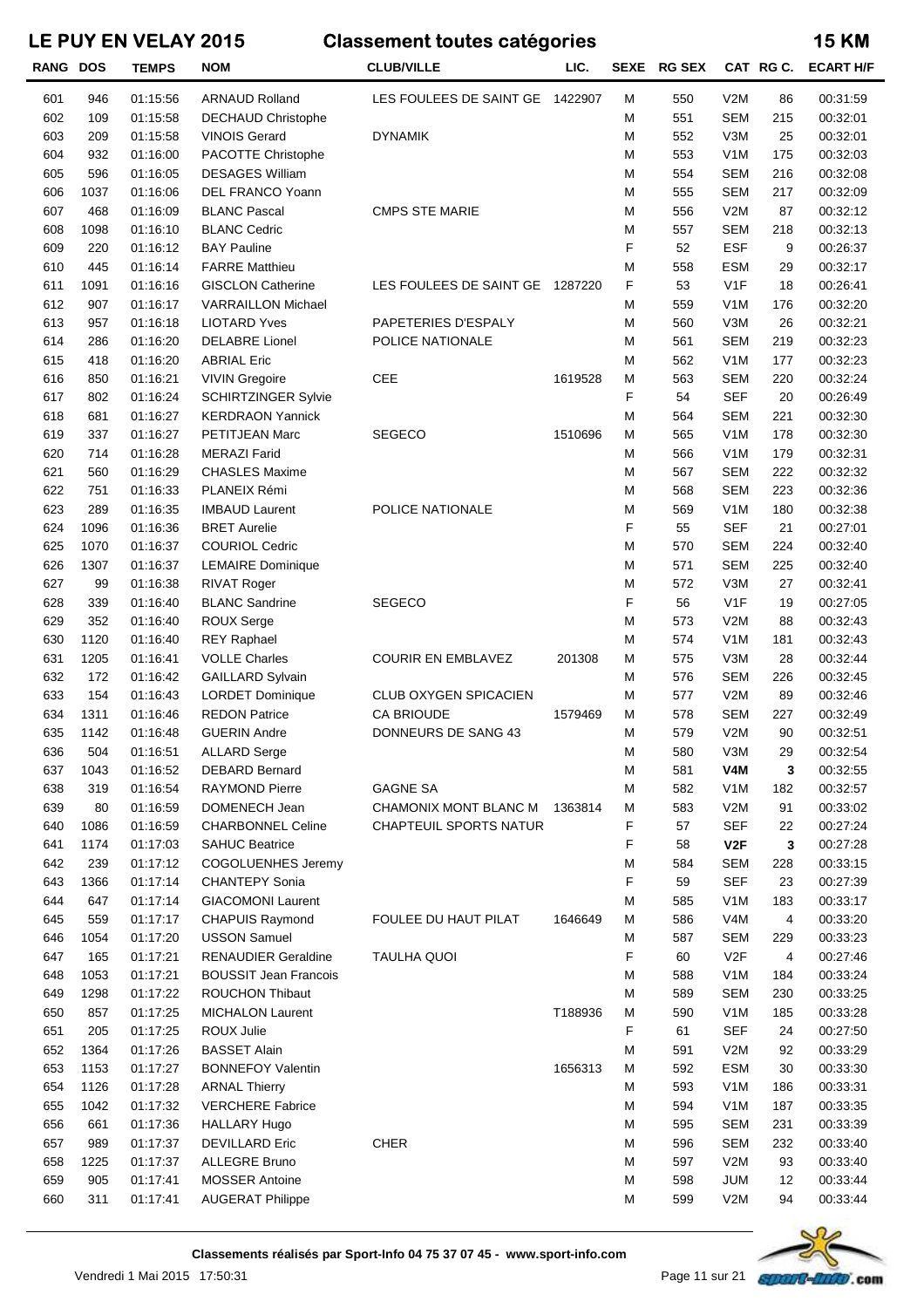# LE PUY EN VELAY 2015 — Classement toutes catégories — 15 KM

| RANG | DOS | TEMPS | NOM | CLUB/VILLE | LIC. | SEXE | RG SEX | CAT | RG C. | ECART H/F |
|---|---|---|---|---|---|---|---|---|---|---|
| 601 | 946 | 01:15:56 | ARNAUD Rolland | LES FOULEES DE SAINT GE | 1422907 | M | 550 | V2M | 86 | 00:31:59 |
| 602 | 109 | 01:15:58 | DECHAUD Christophe | | | M | 551 | SEM | 215 | 00:32:01 |
| 603 | 209 | 01:15:58 | VINOIS Gerard | DYNAMIK | | M | 552 | V3M | 25 | 00:32:01 |
| 604 | 932 | 01:16:00 | PACOTTE Christophe | | | M | 553 | V1M | 175 | 00:32:03 |
| 605 | 596 | 01:16:05 | DESAGES William | | | M | 554 | SEM | 216 | 00:32:08 |
| 606 | 1037 | 01:16:06 | DEL FRANCO Yoann | | | M | 555 | SEM | 217 | 00:32:09 |
| 607 | 468 | 01:16:09 | BLANC Pascal | CMPS STE MARIE | | M | 556 | V2M | 87 | 00:32:12 |
| 608 | 1098 | 01:16:10 | BLANC Cedric | | | M | 557 | SEM | 218 | 00:32:13 |
| 609 | 220 | 01:16:12 | BAY Pauline | | | F | 52 | ESF | 9 | 00:26:37 |
| 610 | 445 | 01:16:14 | FARRE Matthieu | | | M | 558 | ESM | 29 | 00:32:17 |
| 611 | 1091 | 01:16:16 | GISCLON Catherine | LES FOULEES DE SAINT GE | 1287220 | F | 53 | V1F | 18 | 00:26:41 |
| 612 | 907 | 01:16:17 | VARRAILLON Michael | | | M | 559 | V1M | 176 | 00:32:20 |
| 613 | 957 | 01:16:18 | LIOTARD Yves | PAPETERIES D'ESPALY | | M | 560 | V3M | 26 | 00:32:21 |
| 614 | 286 | 01:16:20 | DELABRE Lionel | POLICE NATIONALE | | M | 561 | SEM | 219 | 00:32:23 |
| 615 | 418 | 01:16:20 | ABRIAL Eric | | | M | 562 | V1M | 177 | 00:32:23 |
| 616 | 850 | 01:16:21 | VIVIN Gregoire | CEE | 1619528 | M | 563 | SEM | 220 | 00:32:24 |
| 617 | 802 | 01:16:24 | SCHIRTZINGER Sylvie | | | F | 54 | SEF | 20 | 00:26:49 |
| 618 | 681 | 01:16:27 | KERDRAON Yannick | | | M | 564 | SEM | 221 | 00:32:30 |
| 619 | 337 | 01:16:27 | PETITJEAN Marc | SEGECO | 1510696 | M | 565 | V1M | 178 | 00:32:30 |
| 620 | 714 | 01:16:28 | MERAZI Farid | | | M | 566 | V1M | 179 | 00:32:31 |
| 621 | 560 | 01:16:29 | CHASLES Maxime | | | M | 567 | SEM | 222 | 00:32:32 |
| 622 | 751 | 01:16:33 | PLANEIX Rémi | | | M | 568 | SEM | 223 | 00:32:36 |
| 623 | 289 | 01:16:35 | IMBAUD Laurent | POLICE NATIONALE | | M | 569 | V1M | 180 | 00:32:38 |
| 624 | 1096 | 01:16:36 | BRET Aurelie | | | F | 55 | SEF | 21 | 00:27:01 |
| 625 | 1070 | 01:16:37 | COURIOL Cedric | | | M | 570 | SEM | 224 | 00:32:40 |
| 626 | 1307 | 01:16:37 | LEMAIRE Dominique | | | M | 571 | SEM | 225 | 00:32:40 |
| 627 | 99 | 01:16:38 | RIVAT Roger | | | M | 572 | V3M | 27 | 00:32:41 |
| 628 | 339 | 01:16:40 | BLANC Sandrine | SEGECO | | F | 56 | V1F | 19 | 00:27:05 |
| 629 | 352 | 01:16:40 | ROUX Serge | | | M | 573 | V2M | 88 | 00:32:43 |
| 630 | 1120 | 01:16:40 | REY Raphael | | | M | 574 | V1M | 181 | 00:32:43 |
| 631 | 1205 | 01:16:41 | VOLLE Charles | COURIR EN EMBLAVEZ | 201308 | M | 575 | V3M | 28 | 00:32:44 |
| 632 | 172 | 01:16:42 | GAILLARD Sylvain | | | M | 576 | SEM | 226 | 00:32:45 |
| 633 | 154 | 01:16:43 | LORDET Dominique | CLUB OXYGEN SPICACIEN | | M | 577 | V2M | 89 | 00:32:46 |
| 634 | 1311 | 01:16:46 | REDON Patrice | CA BRIOUDE | 1579469 | M | 578 | SEM | 227 | 00:32:49 |
| 635 | 1142 | 01:16:48 | GUERIN Andre | DONNEURS DE SANG 43 | | M | 579 | V2M | 90 | 00:32:51 |
| 636 | 504 | 01:16:51 | ALLARD Serge | | | M | 580 | V3M | 29 | 00:32:54 |
| 637 | 1043 | 01:16:52 | DEBARD Bernard | | | M | 581 | **V4M** | **3** | 00:32:55 |
| 638 | 319 | 01:16:54 | RAYMOND Pierre | GAGNE SA | | M | 582 | V1M | 182 | 00:32:57 |
| 639 | 80 | 01:16:59 | DOMENECH Jean | CHAMONIX MONT BLANC M | 1363814 | M | 583 | V2M | 91 | 00:33:02 |
| 640 | 1086 | 01:16:59 | CHARBONNEL Celine | CHAPTEUIL SPORTS NATUR | | F | 57 | SEF | 22 | 00:27:24 |
| 641 | 1174 | 01:17:03 | SAHUC Beatrice | | | F | 58 | **V2F** | **3** | 00:27:28 |
| 642 | 239 | 01:17:12 | COGOLUENHES Jeremy | | | M | 584 | SEM | 228 | 00:33:15 |
| 643 | 1366 | 01:17:14 | CHANTEPY Sonia | | | F | 59 | SEF | 23 | 00:27:39 |
| 644 | 647 | 01:17:14 | GIACOMONI Laurent | | | M | 585 | V1M | 183 | 00:33:17 |
| 645 | 559 | 01:17:17 | CHAPUIS Raymond | FOULEE DU HAUT PILAT | 1646649 | M | 586 | V4M | 4 | 00:33:20 |
| 646 | 1054 | 01:17:20 | USSON Samuel | | | M | 587 | SEM | 229 | 00:33:23 |
| 647 | 165 | 01:17:21 | RENAUDIER Geraldine | TAULHA QUOI | | F | 60 | V2F | 4 | 00:27:46 |
| 648 | 1053 | 01:17:21 | BOUSSIT Jean Francois | | | M | 588 | V1M | 184 | 00:33:24 |
| 649 | 1298 | 01:17:22 | ROUCHON Thibaut | | | M | 589 | SEM | 230 | 00:33:25 |
| 650 | 857 | 01:17:25 | MICHALON Laurent | | T188936 | M | 590 | V1M | 185 | 00:33:28 |
| 651 | 205 | 01:17:25 | ROUX Julie | | | F | 61 | SEF | 24 | 00:27:50 |
| 652 | 1364 | 01:17:26 | BASSET Alain | | | M | 591 | V2M | 92 | 00:33:29 |
| 653 | 1153 | 01:17:27 | BONNEFOY Valentin | | 1656313 | M | 592 | ESM | 30 | 00:33:30 |
| 654 | 1126 | 01:17:28 | ARNAL Thierry | | | M | 593 | V1M | 186 | 00:33:31 |
| 655 | 1042 | 01:17:32 | VERCHERE Fabrice | | | M | 594 | V1M | 187 | 00:33:35 |
| 656 | 661 | 01:17:36 | HALLARY Hugo | | | M | 595 | SEM | 231 | 00:33:39 |
| 657 | 989 | 01:17:37 | DEVILLARD Eric | CHER | | M | 596 | SEM | 232 | 00:33:40 |
| 658 | 1225 | 01:17:37 | ALLEGRE Bruno | | | M | 597 | V2M | 93 | 00:33:40 |
| 659 | 905 | 01:17:41 | MOSSER Antoine | | | M | 598 | JUM | 12 | 00:33:44 |
| 660 | 311 | 01:17:41 | AUGERAT Philippe | | | M | 599 | V2M | 94 | 00:33:44 |

**Classements réalisés par Sport-Info 04 75 37 07 45 - www.sport-info.com**

Vendredi 1 Mai 2015 17:50:31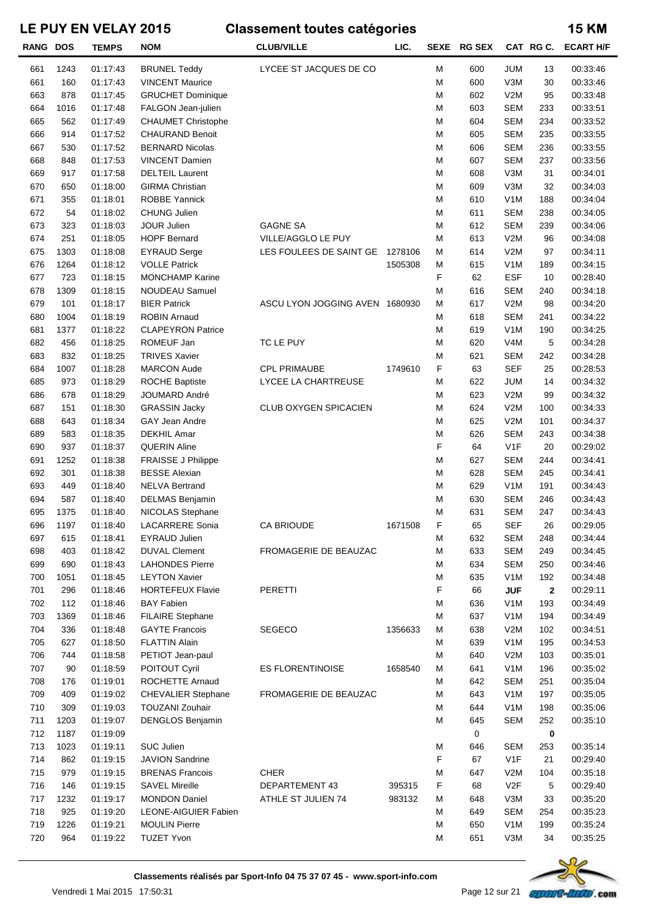# LE PUY EN VELAY 2015 — Classement toutes catégories — 15 KM

| RANG | DOS | TEMPS | NOM | CLUB/VILLE | LIC. | SEXE | RG SEX | CAT | RG C. | ECART H/F |
|---|---|---|---|---|---|---|---|---|---|---|
| 661 | 1243 | 01:17:43 | BRUNEL Teddy | LYCEE ST JACQUES DE CO | | M | 600 | JUM | 13 | 00:33:46 |
| 661 | 160 | 01:17:43 | VINCENT Maurice | | | M | 600 | V3M | 30 | 00:33:46 |
| 663 | 878 | 01:17:45 | GRUCHET Dominique | | | M | 602 | V2M | 95 | 00:33:48 |
| 664 | 1016 | 01:17:48 | FALGON Jean-julien | | | M | 603 | SEM | 233 | 00:33:51 |
| 665 | 562 | 01:17:49 | CHAUMET Christophe | | | M | 604 | SEM | 234 | 00:33:52 |
| 666 | 914 | 01:17:52 | CHAURAND Benoit | | | M | 605 | SEM | 235 | 00:33:55 |
| 667 | 530 | 01:17:52 | BERNARD Nicolas | | | M | 606 | SEM | 236 | 00:33:55 |
| 668 | 848 | 01:17:53 | VINCENT Damien | | | M | 607 | SEM | 237 | 00:33:56 |
| 669 | 917 | 01:17:58 | DELTEIL Laurent | | | M | 608 | V3M | 31 | 00:34:01 |
| 670 | 650 | 01:18:00 | GIRMA Christian | | | M | 609 | V3M | 32 | 00:34:03 |
| 671 | 355 | 01:18:01 | ROBBE Yannick | | | M | 610 | V1M | 188 | 00:34:04 |
| 672 | 54 | 01:18:02 | CHUNG Julien | | | M | 611 | SEM | 238 | 00:34:05 |
| 673 | 323 | 01:18:03 | JOUR Julien | GAGNE SA | | M | 612 | SEM | 239 | 00:34:06 |
| 674 | 251 | 01:18:05 | HOPF Bernard | VILLE/AGGLO LE PUY | | M | 613 | V2M | 96 | 00:34:08 |
| 675 | 1303 | 01:18:08 | EYRAUD Serge | LES FOULEES DE SAINT GE | 1278106 | M | 614 | V2M | 97 | 00:34:11 |
| 676 | 1264 | 01:18:12 | VOLLE Patrick | | 1505308 | M | 615 | V1M | 189 | 00:34:15 |
| 677 | 723 | 01:18:15 | MONCHAMP Karine | | | F | 62 | ESF | 10 | 00:28:40 |
| 678 | 1309 | 01:18:15 | NOUDEAU Samuel | | | M | 616 | SEM | 240 | 00:34:18 |
| 679 | 101 | 01:18:17 | BIER Patrick | ASCU LYON JOGGING AVEN | 1680930 | M | 617 | V2M | 98 | 00:34:20 |
| 680 | 1004 | 01:18:19 | ROBIN Arnaud | | | M | 618 | SEM | 241 | 00:34:22 |
| 681 | 1377 | 01:18:22 | CLAPEYRON Patrice | | | M | 619 | V1M | 190 | 00:34:25 |
| 682 | 456 | 01:18:25 | ROMEUF Jan | TC LE PUY | | M | 620 | V4M | 5 | 00:34:28 |
| 683 | 832 | 01:18:25 | TRIVES Xavier | | | M | 621 | SEM | 242 | 00:34:28 |
| 684 | 1007 | 01:18:28 | MARCON Aude | CPL PRIMAUBE | 1749610 | F | 63 | SEF | 25 | 00:28:53 |
| 685 | 973 | 01:18:29 | ROCHE Baptiste | LYCEE LA CHARTREUSE | | M | 622 | JUM | 14 | 00:34:32 |
| 686 | 678 | 01:18:29 | JOUMARD André | | | M | 623 | V2M | 99 | 00:34:32 |
| 687 | 151 | 01:18:30 | GRASSIN Jacky | CLUB OXYGEN SPICACIEN | | M | 624 | V2M | 100 | 00:34:33 |
| 688 | 643 | 01:18:34 | GAY Jean Andre | | | M | 625 | V2M | 101 | 00:34:37 |
| 689 | 583 | 01:18:35 | DEKHIL Amar | | | M | 626 | SEM | 243 | 00:34:38 |
| 690 | 937 | 01:18:37 | QUERIN Aline | | | F | 64 | V1F | 20 | 00:29:02 |
| 691 | 1252 | 01:18:38 | FRAISSE J Philippe | | | M | 627 | SEM | 244 | 00:34:41 |
| 692 | 301 | 01:18:38 | BESSE Alexian | | | M | 628 | SEM | 245 | 00:34:41 |
| 693 | 449 | 01:18:40 | NELVA Bertrand | | | M | 629 | V1M | 191 | 00:34:43 |
| 694 | 587 | 01:18:40 | DELMAS Benjamin | | | M | 630 | SEM | 246 | 00:34:43 |
| 695 | 1375 | 01:18:40 | NICOLAS Stephane | | | M | 631 | SEM | 247 | 00:34:43 |
| 696 | 1197 | 01:18:40 | LACARRERE Sonia | CA BRIOUDE | 1671508 | F | 65 | SEF | 26 | 00:29:05 |
| 697 | 615 | 01:18:41 | EYRAUD Julien | | | M | 632 | SEM | 248 | 00:34:44 |
| 698 | 403 | 01:18:42 | DUVAL Clement | FROMAGERIE DE BEAUZAC | | M | 633 | SEM | 249 | 00:34:45 |
| 699 | 690 | 01:18:43 | LAHONDES Pierre | | | M | 634 | SEM | 250 | 00:34:46 |
| 700 | 1051 | 01:18:45 | LEYTON Xavier | | | M | 635 | V1M | 192 | 00:34:48 |
| 701 | 296 | 01:18:46 | HORTEFEUX Flavie | PERETTI | | F | 66 | **JUF** | **2** | 00:29:11 |
| 702 | 112 | 01:18:46 | BAY Fabien | | | M | 636 | V1M | 193 | 00:34:49 |
| 703 | 1369 | 01:18:46 | FILAIRE Stephane | | | M | 637 | V1M | 194 | 00:34:49 |
| 704 | 336 | 01:18:48 | GAYTE Francois | SEGECO | 1356633 | M | 638 | V2M | 102 | 00:34:51 |
| 705 | 627 | 01:18:50 | FLATTIN Alain | | | M | 639 | V1M | 195 | 00:34:53 |
| 706 | 744 | 01:18:58 | PETIOT Jean-paul | | | M | 640 | V2M | 103 | 00:35:01 |
| 707 | 90 | 01:18:59 | POITOUT Cyril | ES FLORENTINOISE | 1658540 | M | 641 | V1M | 196 | 00:35:02 |
| 708 | 176 | 01:19:01 | ROCHETTE Arnaud | | | M | 642 | SEM | 251 | 00:35:04 |
| 709 | 409 | 01:19:02 | CHEVALIER Stephane | FROMAGERIE DE BEAUZAC | | M | 643 | V1M | 197 | 00:35:05 |
| 710 | 309 | 01:19:03 | TOUZANI Zouhair | | | M | 644 | V1M | 198 | 00:35:06 |
| 711 | 1203 | 01:19:07 | DENGLOS Benjamin | | | M | 645 | SEM | 252 | 00:35:10 |
| 712 | 1187 | 01:19:09 | | | | | 0 | | **0** | |
| 713 | 1023 | 01:19:11 | SUC Julien | | | M | 646 | SEM | 253 | 00:35:14 |
| 714 | 862 | 01:19:15 | JAVION Sandrine | | | F | 67 | V1F | 21 | 00:29:40 |
| 715 | 979 | 01:19:15 | BRENAS Francois | CHER | | M | 647 | V2M | 104 | 00:35:18 |
| 716 | 146 | 01:19:15 | SAVEL Mireille | DEPARTEMENT 43 | 395315 | F | 68 | V2F | 5 | 00:29:40 |
| 717 | 1232 | 01:19:17 | MONDON Daniel | ATHLE ST JULIEN 74 | 983132 | M | 648 | V3M | 33 | 00:35:20 |
| 718 | 925 | 01:19:20 | LEONE-AIGUIER Fabien | | | M | 649 | SEM | 254 | 00:35:23 |
| 719 | 1226 | 01:19:21 | MOULIN Pierre | | | M | 650 | V1M | 199 | 00:35:24 |
| 720 | 964 | 01:19:22 | TUZET Yvon | | | M | 651 | V3M | 34 | 00:35:25 |

**Classements réalisés par Sport-Info 04 75 37 07 45 - www.sport-info.com**

Vendredi 1 Mai 2015 17:50:31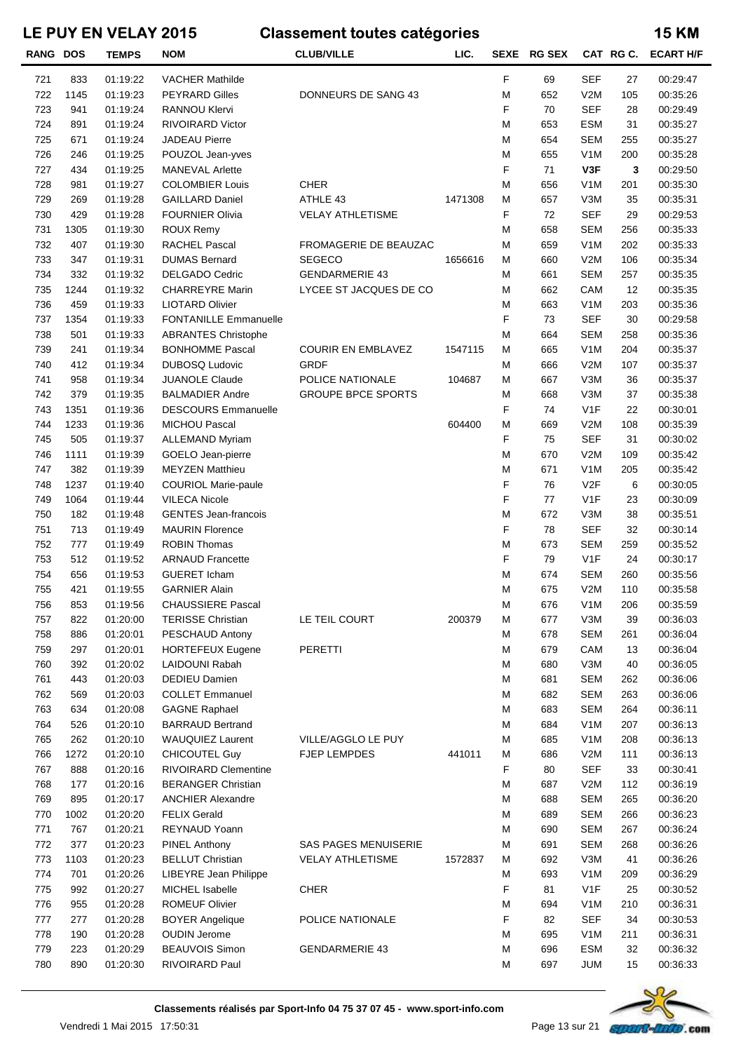# LE PUY EN VELAY 2015 — Classement toutes catégories — 15 KM

| RANG | DOS | TEMPS | NOM | CLUB/VILLE | LIC. | SEXE | RG SEX | CAT | RG C. | ECART H/F |
|---|---|---|---|---|---|---|---|---|---|---|
| 721 | 833 | 01:19:22 | VACHER Mathilde | | | F | 69 | SEF | 27 | 00:29:47 |
| 722 | 1145 | 01:19:23 | PEYRARD Gilles | DONNEURS DE SANG 43 | | M | 652 | V2M | 105 | 00:35:26 |
| 723 | 941 | 01:19:24 | RANNOU Klervi | | | F | 70 | SEF | 28 | 00:29:49 |
| 724 | 891 | 01:19:24 | RIVOIRARD Victor | | | M | 653 | ESM | 31 | 00:35:27 |
| 725 | 671 | 01:19:24 | JADEAU Pierre | | | M | 654 | SEM | 255 | 00:35:27 |
| 726 | 246 | 01:19:25 | POUZOL Jean-yves | | | M | 655 | V1M | 200 | 00:35:28 |
| 727 | 434 | 01:19:25 | MANEVAL Arlette | | | F | 71 | **V3F** | **3** | 00:29:50 |
| 728 | 981 | 01:19:27 | COLOMBIER Louis | CHER | | M | 656 | V1M | 201 | 00:35:30 |
| 729 | 269 | 01:19:28 | GAILLARD Daniel | ATHLE 43 | 1471308 | M | 657 | V3M | 35 | 00:35:31 |
| 730 | 429 | 01:19:28 | FOURNIER Olivia | VELAY ATHLETISME | | F | 72 | SEF | 29 | 00:29:53 |
| 731 | 1305 | 01:19:30 | ROUX Remy | | | M | 658 | SEM | 256 | 00:35:33 |
| 732 | 407 | 01:19:30 | RACHEL Pascal | FROMAGERIE DE BEAUZAC | | M | 659 | V1M | 202 | 00:35:33 |
| 733 | 347 | 01:19:31 | DUMAS Bernard | SEGECO | 1656616 | M | 660 | V2M | 106 | 00:35:34 |
| 734 | 332 | 01:19:32 | DELGADO Cedric | GENDARMERIE 43 | | M | 661 | SEM | 257 | 00:35:35 |
| 735 | 1244 | 01:19:32 | CHARREYRE Marin | LYCEE ST JACQUES DE CO | | M | 662 | CAM | 12 | 00:35:35 |
| 736 | 459 | 01:19:33 | LIOTARD Olivier | | | M | 663 | V1M | 203 | 00:35:36 |
| 737 | 1354 | 01:19:33 | FONTANILLE Emmanuelle | | | F | 73 | SEF | 30 | 00:29:58 |
| 738 | 501 | 01:19:33 | ABRANTES Christophe | | | M | 664 | SEM | 258 | 00:35:36 |
| 739 | 241 | 01:19:34 | BONHOMME Pascal | COURIR EN EMBLAVEZ | 1547115 | M | 665 | V1M | 204 | 00:35:37 |
| 740 | 412 | 01:19:34 | DUBOSQ Ludovic | GRDF | | M | 666 | V2M | 107 | 00:35:37 |
| 741 | 958 | 01:19:34 | JUANOLE Claude | POLICE NATIONALE | 104687 | M | 667 | V3M | 36 | 00:35:37 |
| 742 | 379 | 01:19:35 | BALMADIER Andre | GROUPE BPCE SPORTS | | M | 668 | V3M | 37 | 00:35:38 |
| 743 | 1351 | 01:19:36 | DESCOURS Emmanuelle | | | F | 74 | V1F | 22 | 00:30:01 |
| 744 | 1233 | 01:19:36 | MICHOU Pascal | | 604400 | M | 669 | V2M | 108 | 00:35:39 |
| 745 | 505 | 01:19:37 | ALLEMAND Myriam | | | F | 75 | SEF | 31 | 00:30:02 |
| 746 | 1111 | 01:19:39 | GOELO Jean-pierre | | | M | 670 | V2M | 109 | 00:35:42 |
| 747 | 382 | 01:19:39 | MEYZEN Matthieu | | | M | 671 | V1M | 205 | 00:35:42 |
| 748 | 1237 | 01:19:40 | COURIOL Marie-paule | | | F | 76 | V2F | 6 | 00:30:05 |
| 749 | 1064 | 01:19:44 | VILECA Nicole | | | F | 77 | V1F | 23 | 00:30:09 |
| 750 | 182 | 01:19:48 | GENTES Jean-francois | | | M | 672 | V3M | 38 | 00:35:51 |
| 751 | 713 | 01:19:49 | MAURIN Florence | | | F | 78 | SEF | 32 | 00:30:14 |
| 752 | 777 | 01:19:49 | ROBIN Thomas | | | M | 673 | SEM | 259 | 00:35:52 |
| 753 | 512 | 01:19:52 | ARNAUD Francette | | | F | 79 | V1F | 24 | 00:30:17 |
| 754 | 656 | 01:19:53 | GUERET Icham | | | M | 674 | SEM | 260 | 00:35:56 |
| 755 | 421 | 01:19:55 | GARNIER Alain | | | M | 675 | V2M | 110 | 00:35:58 |
| 756 | 853 | 01:19:56 | CHAUSSIERE Pascal | | | M | 676 | V1M | 206 | 00:35:59 |
| 757 | 822 | 01:20:00 | TERISSE Christian | LE TEIL COURT | 200379 | M | 677 | V3M | 39 | 00:36:03 |
| 758 | 886 | 01:20:01 | PESCHAUD Antony | | | M | 678 | SEM | 261 | 00:36:04 |
| 759 | 297 | 01:20:01 | HORTEFEUX Eugene | PERETTI | | M | 679 | CAM | 13 | 00:36:04 |
| 760 | 392 | 01:20:02 | LAIDOUNI Rabah | | | M | 680 | V3M | 40 | 00:36:05 |
| 761 | 443 | 01:20:03 | DEDIEU Damien | | | M | 681 | SEM | 262 | 00:36:06 |
| 762 | 569 | 01:20:03 | COLLET Emmanuel | | | M | 682 | SEM | 263 | 00:36:06 |
| 763 | 634 | 01:20:08 | GAGNE Raphael | | | M | 683 | SEM | 264 | 00:36:11 |
| 764 | 526 | 01:20:10 | BARRAUD Bertrand | | | M | 684 | V1M | 207 | 00:36:13 |
| 765 | 262 | 01:20:10 | WAUQUIEZ Laurent | VILLE/AGGLO LE PUY | | M | 685 | V1M | 208 | 00:36:13 |
| 766 | 1272 | 01:20:10 | CHICOUTEL Guy | FJEP LEMPDES | 441011 | M | 686 | V2M | 111 | 00:36:13 |
| 767 | 888 | 01:20:16 | RIVOIRARD Clementine | | | F | 80 | SEF | 33 | 00:30:41 |
| 768 | 177 | 01:20:16 | BERANGER Christian | | | M | 687 | V2M | 112 | 00:36:19 |
| 769 | 895 | 01:20:17 | ANCHIER Alexandre | | | M | 688 | SEM | 265 | 00:36:20 |
| 770 | 1002 | 01:20:20 | FELIX Gerald | | | M | 689 | SEM | 266 | 00:36:23 |
| 771 | 767 | 01:20:21 | REYNAUD Yoann | | | M | 690 | SEM | 267 | 00:36:24 |
| 772 | 377 | 01:20:23 | PINEL Anthony | SAS PAGES MENUISERIE | | M | 691 | SEM | 268 | 00:36:26 |
| 773 | 1103 | 01:20:23 | BELLUT Christian | VELAY ATHLETISME | 1572837 | M | 692 | V3M | 41 | 00:36:26 |
| 774 | 701 | 01:20:26 | LIBEYRE Jean Philippe | | | M | 693 | V1M | 209 | 00:36:29 |
| 775 | 992 | 01:20:27 | MICHEL Isabelle | CHER | | F | 81 | V1F | 25 | 00:30:52 |
| 776 | 955 | 01:20:28 | ROMEUF Olivier | | | M | 694 | V1M | 210 | 00:36:31 |
| 777 | 277 | 01:20:28 | BOYER Angelique | POLICE NATIONALE | | F | 82 | SEF | 34 | 00:30:53 |
| 778 | 190 | 01:20:28 | OUDIN Jerome | | | M | 695 | V1M | 211 | 00:36:31 |
| 779 | 223 | 01:20:29 | BEAUVOIS Simon | GENDARMERIE 43 | | M | 696 | ESM | 32 | 00:36:32 |
| 780 | 890 | 01:20:30 | RIVOIRARD Paul | | | M | 697 | JUM | 15 | 00:36:33 |

**Classements réalisés par Sport-Info 04 75 37 07 45 - www.sport-info.com**

Vendredi 1 Mai 2015 17:50:31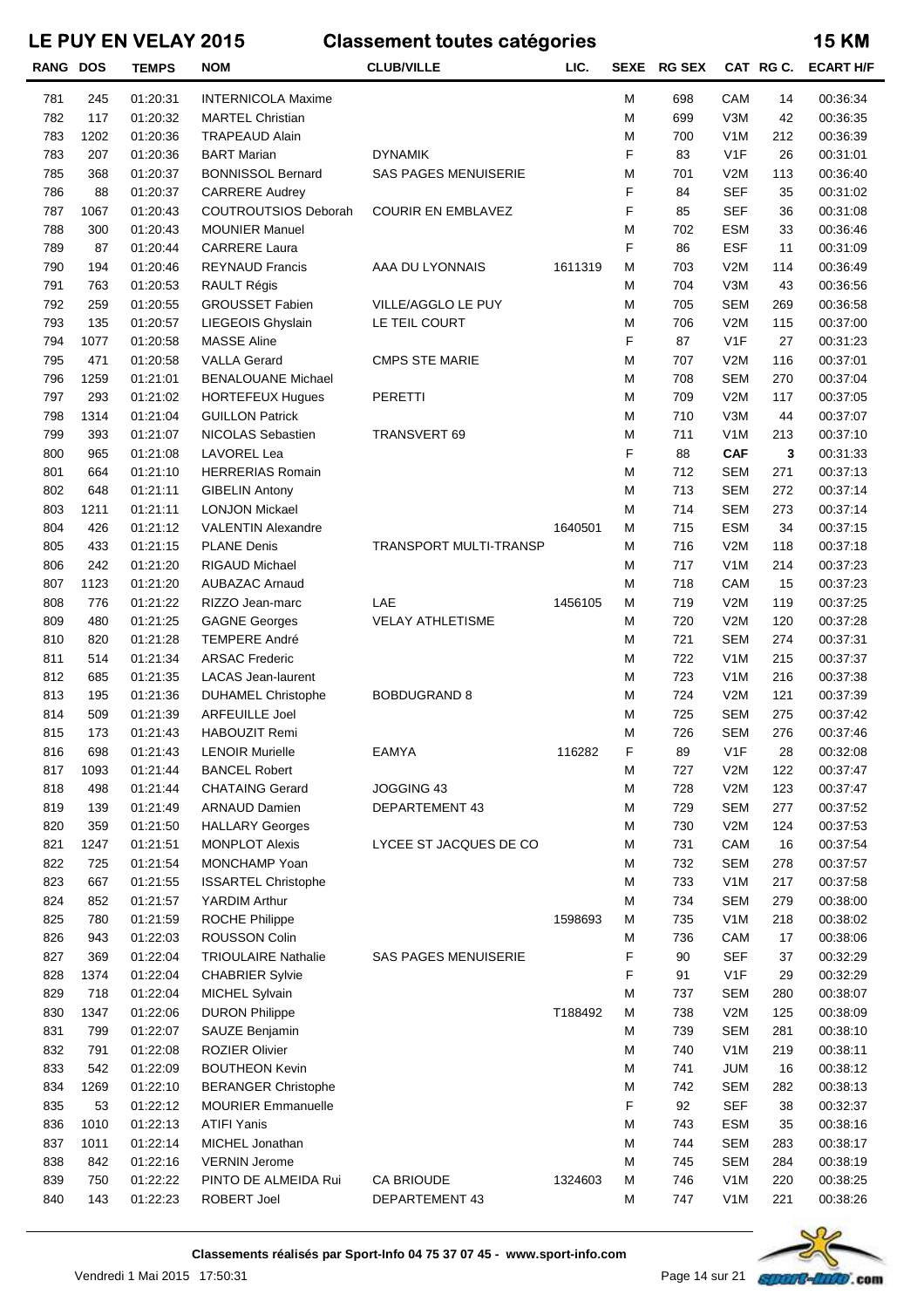# LE PUY EN VELAY 2015 — Classement toutes catégories — 15 KM

| RANG | DOS | TEMPS | NOM | CLUB/VILLE | LIC. | SEXE | RG SEX | CAT | RG C. | ECART H/F |
|---|---|---|---|---|---|---|---|---|---|---|
| 781 | 245 | 01:20:31 | INTERNICOLA Maxime | | | M | 698 | CAM | 14 | 00:36:34 |
| 782 | 117 | 01:20:32 | MARTEL Christian | | | M | 699 | V3M | 42 | 00:36:35 |
| 783 | 1202 | 01:20:36 | TRAPEAUD Alain | | | M | 700 | V1M | 212 | 00:36:39 |
| 783 | 207 | 01:20:36 | BART Marian | DYNAMIK | | F | 83 | V1F | 26 | 00:31:01 |
| 785 | 368 | 01:20:37 | BONNISSOL Bernard | SAS PAGES MENUISERIE | | M | 701 | V2M | 113 | 00:36:40 |
| 786 | 88 | 01:20:37 | CARRERE Audrey | | | F | 84 | SEF | 35 | 00:31:02 |
| 787 | 1067 | 01:20:43 | COUTROUTSIOS Deborah | COURIR EN EMBLAVEZ | | F | 85 | SEF | 36 | 00:31:08 |
| 788 | 300 | 01:20:43 | MOUNIER Manuel | | | M | 702 | ESM | 33 | 00:36:46 |
| 789 | 87 | 01:20:44 | CARRERE Laura | | | F | 86 | ESF | 11 | 00:31:09 |
| 790 | 194 | 01:20:46 | REYNAUD Francis | AAA DU LYONNAIS | 1611319 | M | 703 | V2M | 114 | 00:36:49 |
| 791 | 763 | 01:20:53 | RAULT Régis | | | M | 704 | V3M | 43 | 00:36:56 |
| 792 | 259 | 01:20:55 | GROUSSET Fabien | VILLE/AGGLO LE PUY | | M | 705 | SEM | 269 | 00:36:58 |
| 793 | 135 | 01:20:57 | LIEGEOIS Ghyslain | LE TEIL COURT | | M | 706 | V2M | 115 | 00:37:00 |
| 794 | 1077 | 01:20:58 | MASSE Aline | | | F | 87 | V1F | 27 | 00:31:23 |
| 795 | 471 | 01:20:58 | VALLA Gerard | CMPS STE MARIE | | M | 707 | V2M | 116 | 00:37:01 |
| 796 | 1259 | 01:21:01 | BENALOUANE Michael | | | M | 708 | SEM | 270 | 00:37:04 |
| 797 | 293 | 01:21:02 | HORTEFEUX Hugues | PERETTI | | M | 709 | V2M | 117 | 00:37:05 |
| 798 | 1314 | 01:21:04 | GUILLON Patrick | | | M | 710 | V3M | 44 | 00:37:07 |
| 799 | 393 | 01:21:07 | NICOLAS Sebastien | TRANSVERT 69 | | M | 711 | V1M | 213 | 00:37:10 |
| 800 | 965 | 01:21:08 | LAVOREL Lea | | | F | 88 | **CAF** | **3** | 00:31:33 |
| 801 | 664 | 01:21:10 | HERRERIAS Romain | | | M | 712 | SEM | 271 | 00:37:13 |
| 802 | 648 | 01:21:11 | GIBELIN Antony | | | M | 713 | SEM | 272 | 00:37:14 |
| 803 | 1211 | 01:21:11 | LONJON Mickael | | | M | 714 | SEM | 273 | 00:37:14 |
| 804 | 426 | 01:21:12 | VALENTIN Alexandre | | 1640501 | M | 715 | ESM | 34 | 00:37:15 |
| 805 | 433 | 01:21:15 | PLANE Denis | TRANSPORT MULTI-TRANSP | | M | 716 | V2M | 118 | 00:37:18 |
| 806 | 242 | 01:21:20 | RIGAUD Michael | | | M | 717 | V1M | 214 | 00:37:23 |
| 807 | 1123 | 01:21:20 | AUBAZAC Arnaud | | | M | 718 | CAM | 15 | 00:37:23 |
| 808 | 776 | 01:21:22 | RIZZO Jean-marc | LAE | 1456105 | M | 719 | V2M | 119 | 00:37:25 |
| 809 | 480 | 01:21:25 | GAGNE Georges | VELAY ATHLETISME | | M | 720 | V2M | 120 | 00:37:28 |
| 810 | 820 | 01:21:28 | TEMPERE André | | | M | 721 | SEM | 274 | 00:37:31 |
| 811 | 514 | 01:21:34 | ARSAC Frederic | | | M | 722 | V1M | 215 | 00:37:37 |
| 812 | 685 | 01:21:35 | LACAS Jean-laurent | | | M | 723 | V1M | 216 | 00:37:38 |
| 813 | 195 | 01:21:36 | DUHAMEL Christophe | BOBDUGRAND 8 | | M | 724 | V2M | 121 | 00:37:39 |
| 814 | 509 | 01:21:39 | ARFEUILLE Joel | | | M | 725 | SEM | 275 | 00:37:42 |
| 815 | 173 | 01:21:43 | HABOUZIT Remi | | | M | 726 | SEM | 276 | 00:37:46 |
| 816 | 698 | 01:21:43 | LENOIR Murielle | EAMYA | 116282 | F | 89 | V1F | 28 | 00:32:08 |
| 817 | 1093 | 01:21:44 | BANCEL Robert | | | M | 727 | V2M | 122 | 00:37:47 |
| 818 | 498 | 01:21:44 | CHATAING Gerard | JOGGING 43 | | M | 728 | V2M | 123 | 00:37:47 |
| 819 | 139 | 01:21:49 | ARNAUD Damien | DEPARTEMENT 43 | | M | 729 | SEM | 277 | 00:37:52 |
| 820 | 359 | 01:21:50 | HALLARY Georges | | | M | 730 | V2M | 124 | 00:37:53 |
| 821 | 1247 | 01:21:51 | MONPLOT Alexis | LYCEE ST JACQUES DE CO | | M | 731 | CAM | 16 | 00:37:54 |
| 822 | 725 | 01:21:54 | MONCHAMP Yoan | | | M | 732 | SEM | 278 | 00:37:57 |
| 823 | 667 | 01:21:55 | ISSARTEL Christophe | | | M | 733 | V1M | 217 | 00:37:58 |
| 824 | 852 | 01:21:57 | YARDIM Arthur | | | M | 734 | SEM | 279 | 00:38:00 |
| 825 | 780 | 01:21:59 | ROCHE Philippe | | 1598693 | M | 735 | V1M | 218 | 00:38:02 |
| 826 | 943 | 01:22:03 | ROUSSON Colin | | | M | 736 | CAM | 17 | 00:38:06 |
| 827 | 369 | 01:22:04 | TRIOULAIRE Nathalie | SAS PAGES MENUISERIE | | F | 90 | SEF | 37 | 00:32:29 |
| 828 | 1374 | 01:22:04 | CHABRIER Sylvie | | | F | 91 | V1F | 29 | 00:32:29 |
| 829 | 718 | 01:22:04 | MICHEL Sylvain | | | M | 737 | SEM | 280 | 00:38:07 |
| 830 | 1347 | 01:22:06 | DURON Philippe | | T188492 | M | 738 | V2M | 125 | 00:38:09 |
| 831 | 799 | 01:22:07 | SAUZE Benjamin | | | M | 739 | SEM | 281 | 00:38:10 |
| 832 | 791 | 01:22:08 | ROZIER Olivier | | | M | 740 | V1M | 219 | 00:38:11 |
| 833 | 542 | 01:22:09 | BOUTHEON Kevin | | | M | 741 | JUM | 16 | 00:38:12 |
| 834 | 1269 | 01:22:10 | BERANGER Christophe | | | M | 742 | SEM | 282 | 00:38:13 |
| 835 | 53 | 01:22:12 | MOURIER Emmanuelle | | | F | 92 | SEF | 38 | 00:32:37 |
| 836 | 1010 | 01:22:13 | ATIFI Yanis | | | M | 743 | ESM | 35 | 00:38:16 |
| 837 | 1011 | 01:22:14 | MICHEL Jonathan | | | M | 744 | SEM | 283 | 00:38:17 |
| 838 | 842 | 01:22:16 | VERNIN Jerome | | | M | 745 | SEM | 284 | 00:38:19 |
| 839 | 750 | 01:22:22 | PINTO DE ALMEIDA Rui | CA BRIOUDE | 1324603 | M | 746 | V1M | 220 | 00:38:25 |
| 840 | 143 | 01:22:23 | ROBERT Joel | DEPARTEMENT 43 | | M | 747 | V1M | 221 | 00:38:26 |

**Classements réalisés par Sport-Info 04 75 37 07 45 - www.sport-info.com**

Vendredi 1 Mai 2015 17:50:31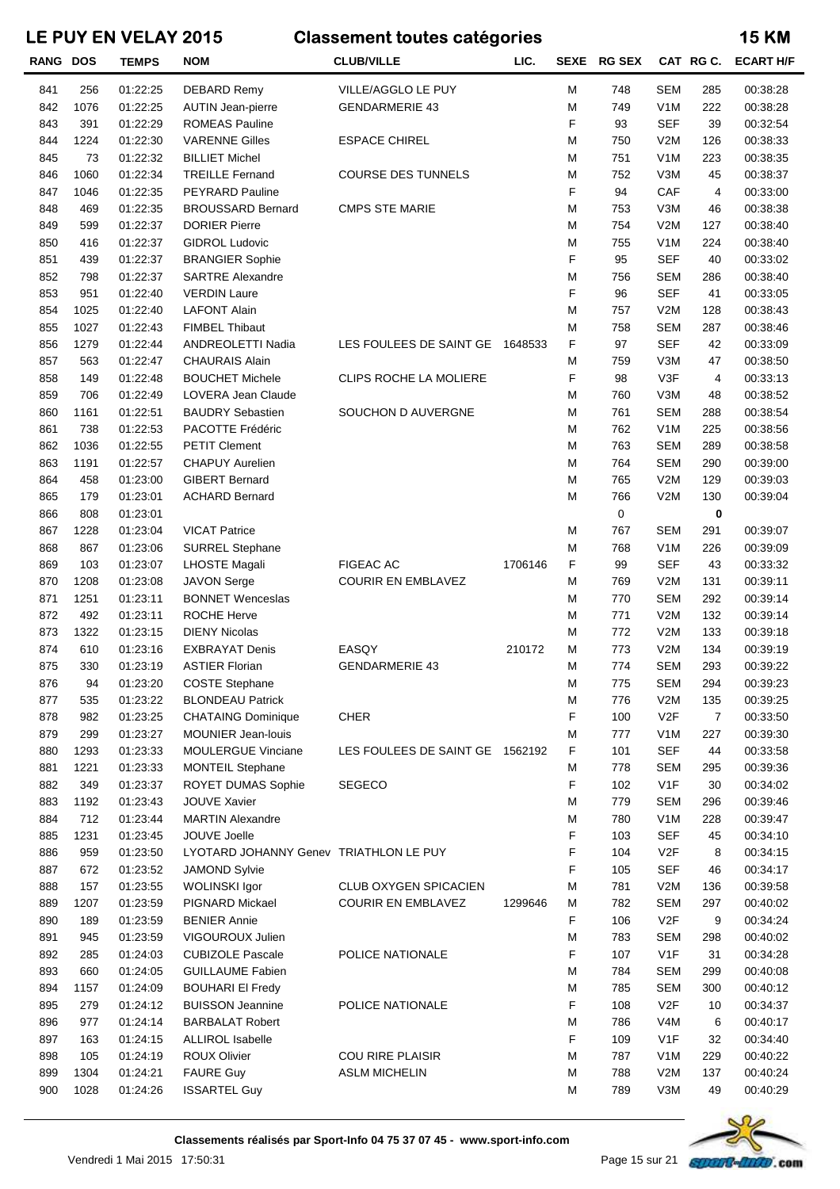# LE PUY EN VELAY 2015 — Classement toutes catégories — 15 KM

| RANG | DOS | TEMPS | NOM | CLUB/VILLE | LIC. | SEXE | RG SEX | CAT | RG C. | ECART H/F |
|---|---|---|---|---|---|---|---|---|---|---|
| 841 | 256 | 01:22:25 | DEBARD Remy | VILLE/AGGLO LE PUY | | M | 748 | SEM | 285 | 00:38:28 |
| 842 | 1076 | 01:22:25 | AUTIN Jean-pierre | GENDARMERIE 43 | | M | 749 | V1M | 222 | 00:38:28 |
| 843 | 391 | 01:22:29 | ROMEAS Pauline | | | F | 93 | SEF | 39 | 00:32:54 |
| 844 | 1224 | 01:22:30 | VARENNE Gilles | ESPACE CHIREL | | M | 750 | V2M | 126 | 00:38:33 |
| 845 | 73 | 01:22:32 | BILLIET Michel | | | M | 751 | V1M | 223 | 00:38:35 |
| 846 | 1060 | 01:22:34 | TREILLE Fernand | COURSE DES TUNNELS | | M | 752 | V3M | 45 | 00:38:37 |
| 847 | 1046 | 01:22:35 | PEYRARD Pauline | | | F | 94 | CAF | 4 | 00:33:00 |
| 848 | 469 | 01:22:35 | BROUSSARD Bernard | CMPS STE MARIE | | M | 753 | V3M | 46 | 00:38:38 |
| 849 | 599 | 01:22:37 | DORIER Pierre | | | M | 754 | V2M | 127 | 00:38:40 |
| 850 | 416 | 01:22:37 | GIDROL Ludovic | | | M | 755 | V1M | 224 | 00:38:40 |
| 851 | 439 | 01:22:37 | BRANGIER Sophie | | | F | 95 | SEF | 40 | 00:33:02 |
| 852 | 798 | 01:22:37 | SARTRE Alexandre | | | M | 756 | SEM | 286 | 00:38:40 |
| 853 | 951 | 01:22:40 | VERDIN Laure | | | F | 96 | SEF | 41 | 00:33:05 |
| 854 | 1025 | 01:22:40 | LAFONT Alain | | | M | 757 | V2M | 128 | 00:38:43 |
| 855 | 1027 | 01:22:43 | FIMBEL Thibaut | | | M | 758 | SEM | 287 | 00:38:46 |
| 856 | 1279 | 01:22:44 | ANDREOLETTI Nadia | LES FOULEES DE SAINT GE | 1648533 | F | 97 | SEF | 42 | 00:33:09 |
| 857 | 563 | 01:22:47 | CHAURAIS Alain | | | M | 759 | V3M | 47 | 00:38:50 |
| 858 | 149 | 01:22:48 | BOUCHET Michele | CLIPS ROCHE LA MOLIERE | | F | 98 | V3F | 4 | 00:33:13 |
| 859 | 706 | 01:22:49 | LOVERA Jean Claude | | | M | 760 | V3M | 48 | 00:38:52 |
| 860 | 1161 | 01:22:51 | BAUDRY Sebastien | SOUCHON D AUVERGNE | | M | 761 | SEM | 288 | 00:38:54 |
| 861 | 738 | 01:22:53 | PACOTTE Frédéric | | | M | 762 | V1M | 225 | 00:38:56 |
| 862 | 1036 | 01:22:55 | PETIT Clement | | | M | 763 | SEM | 289 | 00:38:58 |
| 863 | 1191 | 01:22:57 | CHAPUY Aurelien | | | M | 764 | SEM | 290 | 00:39:00 |
| 864 | 458 | 01:23:00 | GIBERT Bernard | | | M | 765 | V2M | 129 | 00:39:03 |
| 865 | 179 | 01:23:01 | ACHARD Bernard | | | M | 766 | V2M | 130 | 00:39:04 |
| 866 | 808 | 01:23:01 | | | | | 0 | | 0 | |
| 867 | 1228 | 01:23:04 | VICAT Patrice | | | M | 767 | SEM | 291 | 00:39:07 |
| 868 | 867 | 01:23:06 | SURREL Stephane | | | M | 768 | V1M | 226 | 00:39:09 |
| 869 | 103 | 01:23:07 | LHOSTE Magali | FIGEAC AC | 1706146 | F | 99 | SEF | 43 | 00:33:32 |
| 870 | 1208 | 01:23:08 | JAVON Serge | COURIR EN EMBLAVEZ | | M | 769 | V2M | 131 | 00:39:11 |
| 871 | 1251 | 01:23:11 | BONNET Wenceslas | | | M | 770 | SEM | 292 | 00:39:14 |
| 872 | 492 | 01:23:11 | ROCHE Herve | | | M | 771 | V2M | 132 | 00:39:14 |
| 873 | 1322 | 01:23:15 | DIENY Nicolas | | | M | 772 | V2M | 133 | 00:39:18 |
| 874 | 610 | 01:23:16 | EXBRAYAT Denis | EASQY | 210172 | M | 773 | V2M | 134 | 00:39:19 |
| 875 | 330 | 01:23:19 | ASTIER Florian | GENDARMERIE 43 | | M | 774 | SEM | 293 | 00:39:22 |
| 876 | 94 | 01:23:20 | COSTE Stephane | | | M | 775 | SEM | 294 | 00:39:23 |
| 877 | 535 | 01:23:22 | BLONDEAU Patrick | | | M | 776 | V2M | 135 | 00:39:25 |
| 878 | 982 | 01:23:25 | CHATAING Dominique | CHER | | F | 100 | V2F | 7 | 00:33:50 |
| 879 | 299 | 01:23:27 | MOUNIER Jean-louis | | | M | 777 | V1M | 227 | 00:39:30 |
| 880 | 1293 | 01:23:33 | MOULERGUE Vinciane | LES FOULEES DE SAINT GE | 1562192 | F | 101 | SEF | 44 | 00:33:58 |
| 881 | 1221 | 01:23:33 | MONTEIL Stephane | | | M | 778 | SEM | 295 | 00:39:36 |
| 882 | 349 | 01:23:37 | ROYET DUMAS Sophie | SEGECO | | F | 102 | V1F | 30 | 00:34:02 |
| 883 | 1192 | 01:23:43 | JOUVE Xavier | | | M | 779 | SEM | 296 | 00:39:46 |
| 884 | 712 | 01:23:44 | MARTIN Alexandre | | | M | 780 | V1M | 228 | 00:39:47 |
| 885 | 1231 | 01:23:45 | JOUVE Joelle | | | F | 103 | SEF | 45 | 00:34:10 |
| 886 | 959 | 01:23:50 | LYOTARD JOHANNY Genev | TRIATHLON LE PUY | | F | 104 | V2F | 8 | 00:34:15 |
| 887 | 672 | 01:23:52 | JAMOND Sylvie | | | F | 105 | SEF | 46 | 00:34:17 |
| 888 | 157 | 01:23:55 | WOLINSKI Igor | CLUB OXYGEN SPICACIEN | | M | 781 | V2M | 136 | 00:39:58 |
| 889 | 1207 | 01:23:59 | PIGNARD Mickael | COURIR EN EMBLAVEZ | 1299646 | M | 782 | SEM | 297 | 00:40:02 |
| 890 | 189 | 01:23:59 | BENIER Annie | | | F | 106 | V2F | 9 | 00:34:24 |
| 891 | 945 | 01:23:59 | VIGOUROUX Julien | | | M | 783 | SEM | 298 | 00:40:02 |
| 892 | 285 | 01:24:03 | CUBIZOLLE Pascale | POLICE NATIONALE | | F | 107 | V1F | 31 | 00:34:28 |
| 893 | 660 | 01:24:05 | GUILLAUME Fabien | | | M | 784 | SEM | 299 | 00:40:08 |
| 894 | 1157 | 01:24:09 | BOUHARI El Fredy | | | M | 785 | SEM | 300 | 00:40:12 |
| 895 | 279 | 01:24:12 | BUISSON Jeannine | POLICE NATIONALE | | F | 108 | V2F | 10 | 00:34:37 |
| 896 | 977 | 01:24:14 | BARBALAT Robert | | | M | 786 | V4M | 6 | 00:40:17 |
| 897 | 163 | 01:24:15 | ALLIROL Isabelle | | | F | 109 | V1F | 32 | 00:34:40 |
| 898 | 105 | 01:24:19 | ROUX Olivier | COU RIRE PLAISIR | | M | 787 | V1M | 229 | 00:40:22 |
| 899 | 1304 | 01:24:21 | FAURE Guy | ASLM MICHELIN | | M | 788 | V2M | 137 | 00:40:24 |
| 900 | 1028 | 01:24:26 | ISSARTEL Guy | | | M | 789 | V3M | 49 | 00:40:29 |

Classements réalisés par Sport-Info 04 75 37 07 45 - www.sport-info.com

Vendredi 1 Mai 2015 17:50:31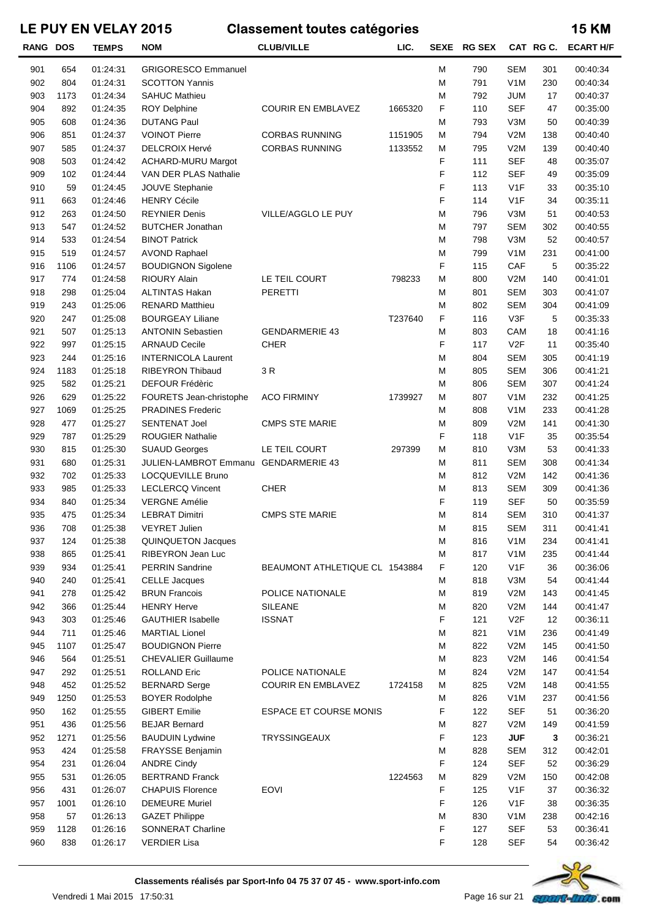# LE PUY EN VELAY 2015 — Classement toutes catégories — 15 KM

| RANG | DOS | TEMPS | NOM | CLUB/VILLE | LIC. | SEXE | RG SEX | CAT | RG C. | ECART H/F |
|---|---|---|---|---|---|---|---|---|---|---|
| 901 | 654 | 01:24:31 | GRIGORESCO Emmanuel | | | M | 790 | SEM | 301 | 00:40:34 |
| 902 | 804 | 01:24:31 | SCOTTON Yannis | | | M | 791 | V1M | 230 | 00:40:34 |
| 903 | 1173 | 01:24:34 | SAHUC Mathieu | | | M | 792 | JUM | 17 | 00:40:37 |
| 904 | 892 | 01:24:35 | ROY Delphine | COURIR EN EMBLAVEZ | 1665320 | F | 110 | SEF | 47 | 00:35:00 |
| 905 | 608 | 01:24:36 | DUTANG Paul | | | M | 793 | V3M | 50 | 00:40:39 |
| 906 | 851 | 01:24:37 | VOINOT Pierre | CORBAS RUNNING | 1151905 | M | 794 | V2M | 138 | 00:40:40 |
| 907 | 585 | 01:24:37 | DELCROIX Hervé | CORBAS RUNNING | 1133552 | M | 795 | V2M | 139 | 00:40:40 |
| 908 | 503 | 01:24:42 | ACHARD-MURU Margot | | | F | 111 | SEF | 48 | 00:35:07 |
| 909 | 102 | 01:24:44 | VAN DER PLAS Nathalie | | | F | 112 | SEF | 49 | 00:35:09 |
| 910 | 59 | 01:24:45 | JOUVE Stephanie | | | F | 113 | V1F | 33 | 00:35:10 |
| 911 | 663 | 01:24:46 | HENRY Cécile | | | F | 114 | V1F | 34 | 00:35:11 |
| 912 | 263 | 01:24:50 | REYNIER Denis | VILLE/AGGLO LE PUY | | M | 796 | V3M | 51 | 00:40:53 |
| 913 | 547 | 01:24:52 | BUTCHER Jonathan | | | M | 797 | SEM | 302 | 00:40:55 |
| 914 | 533 | 01:24:54 | BINOT Patrick | | | M | 798 | V3M | 52 | 00:40:57 |
| 915 | 519 | 01:24:57 | AVOND Raphael | | | M | 799 | V1M | 231 | 00:41:00 |
| 916 | 1106 | 01:24:57 | BOUDIGNON Sigolene | | | F | 115 | CAF | 5 | 00:35:22 |
| 917 | 774 | 01:24:58 | RIOURY Alain | LE TEIL COURT | 798233 | M | 800 | V2M | 140 | 00:41:01 |
| 918 | 298 | 01:25:04 | ALTINTAS Hakan | PERETTI | | M | 801 | SEM | 303 | 00:41:07 |
| 919 | 243 | 01:25:06 | RENARD Matthieu | | | M | 802 | SEM | 304 | 00:41:09 |
| 920 | 247 | 01:25:08 | BOURGEAY Liliane | | T237640 | F | 116 | V3F | 5 | 00:35:33 |
| 921 | 507 | 01:25:13 | ANTONIN Sebastien | GENDARMERIE 43 | | M | 803 | CAM | 18 | 00:41:16 |
| 922 | 997 | 01:25:15 | ARNAUD Cecile | CHER | | F | 117 | V2F | 11 | 00:35:40 |
| 923 | 244 | 01:25:16 | INTERNICOLA Laurent | | | M | 804 | SEM | 305 | 00:41:19 |
| 924 | 1183 | 01:25:18 | RIBEYRON Thibaud | 3 R | | M | 805 | SEM | 306 | 00:41:21 |
| 925 | 582 | 01:25:21 | DEFOUR Frédèric | | | M | 806 | SEM | 307 | 00:41:24 |
| 926 | 629 | 01:25:22 | FOURETS Jean-christophe | ACO FIRMINY | 1739927 | M | 807 | V1M | 232 | 00:41:25 |
| 927 | 1069 | 01:25:25 | PRADINES Frederic | | | M | 808 | V1M | 233 | 00:41:28 |
| 928 | 477 | 01:25:27 | SENTENAT Joel | CMPS STE MARIE | | M | 809 | V2M | 141 | 00:41:30 |
| 929 | 787 | 01:25:29 | ROUGIER Nathalie | | | F | 118 | V1F | 35 | 00:35:54 |
| 930 | 815 | 01:25:30 | SUAUD Georges | LE TEIL COURT | 297399 | M | 810 | V3M | 53 | 00:41:33 |
| 931 | 680 | 01:25:31 | JULIEN-LAMBROT Emmanu | GENDARMERIE 43 | | M | 811 | SEM | 308 | 00:41:34 |
| 932 | 702 | 01:25:33 | LOCQUEVILLE Bruno | | | M | 812 | V2M | 142 | 00:41:36 |
| 933 | 985 | 01:25:33 | LECLERCQ Vincent | CHER | | M | 813 | SEM | 309 | 00:41:36 |
| 934 | 840 | 01:25:34 | VERGNE Amélie | | | F | 119 | SEF | 50 | 00:35:59 |
| 935 | 475 | 01:25:34 | LEBRAT Dimitri | CMPS STE MARIE | | M | 814 | SEM | 310 | 00:41:37 |
| 936 | 708 | 01:25:38 | VEYRET Julien | | | M | 815 | SEM | 311 | 00:41:41 |
| 937 | 124 | 01:25:38 | QUINQUETON Jacques | | | M | 816 | V1M | 234 | 00:41:41 |
| 938 | 865 | 01:25:41 | RIBEYRON Jean Luc | | | M | 817 | V1M | 235 | 00:41:44 |
| 939 | 934 | 01:25:41 | PERRIN Sandrine | BEAUMONT ATHLETIQUE CL | 1543884 | F | 120 | V1F | 36 | 00:36:06 |
| 940 | 240 | 01:25:41 | CELLE Jacques | | | M | 818 | V3M | 54 | 00:41:44 |
| 941 | 278 | 01:25:42 | BRUN Francois | POLICE NATIONALE | | M | 819 | V2M | 143 | 00:41:45 |
| 942 | 366 | 01:25:44 | HENRY Herve | SILEANE | | M | 820 | V2M | 144 | 00:41:47 |
| 943 | 303 | 01:25:46 | GAUTHIER Isabelle | ISSNAT | | F | 121 | V2F | 12 | 00:36:11 |
| 944 | 711 | 01:25:46 | MARTIAL Lionel | | | M | 821 | V1M | 236 | 00:41:49 |
| 945 | 1107 | 01:25:47 | BOUDIGNON Pierre | | | M | 822 | V2M | 145 | 00:41:50 |
| 946 | 564 | 01:25:51 | CHEVALIER Guillaume | | | M | 823 | V2M | 146 | 00:41:54 |
| 947 | 292 | 01:25:51 | ROLLAND Eric | POLICE NATIONALE | | M | 824 | V2M | 147 | 00:41:54 |
| 948 | 452 | 01:25:52 | BERNARD Serge | COURIR EN EMBLAVEZ | 1724158 | M | 825 | V2M | 148 | 00:41:55 |
| 949 | 1250 | 01:25:53 | BOYER Rodolphe | | | M | 826 | V1M | 237 | 00:41:56 |
| 950 | 162 | 01:25:55 | GIBERT Emilie | ESPACE ET COURSE MONIS | | F | 122 | SEF | 51 | 00:36:20 |
| 951 | 436 | 01:25:56 | BEJAR Bernard | | | M | 827 | V2M | 149 | 00:41:59 |
| 952 | 1271 | 01:25:56 | BAUDUIN Lydwine | TRYSSINGEAUX | | F | 123 | **JUF** | **3** | 00:36:21 |
| 953 | 424 | 01:25:58 | FRAYSSE Benjamin | | | M | 828 | SEM | 312 | 00:42:01 |
| 954 | 231 | 01:26:04 | ANDRE Cindy | | | F | 124 | SEF | 52 | 00:36:29 |
| 955 | 531 | 01:26:05 | BERTRAND Franck | | 1224563 | M | 829 | V2M | 150 | 00:42:08 |
| 956 | 431 | 01:26:07 | CHAPUIS Florence | EOVI | | F | 125 | V1F | 37 | 00:36:32 |
| 957 | 1001 | 01:26:10 | DEMEURE Muriel | | | F | 126 | V1F | 38 | 00:36:35 |
| 958 | 57 | 01:26:13 | GAZET Philippe | | | M | 830 | V1M | 238 | 00:42:16 |
| 959 | 1128 | 01:26:16 | SONNERAT Charline | | | F | 127 | SEF | 53 | 00:36:41 |
| 960 | 838 | 01:26:17 | VERDIER Lisa | | | F | 128 | SEF | 54 | 00:36:42 |

**Classements réalisés par Sport-Info 04 75 37 07 45 - www.sport-info.com**

Vendredi 1 Mai 2015 17:50:31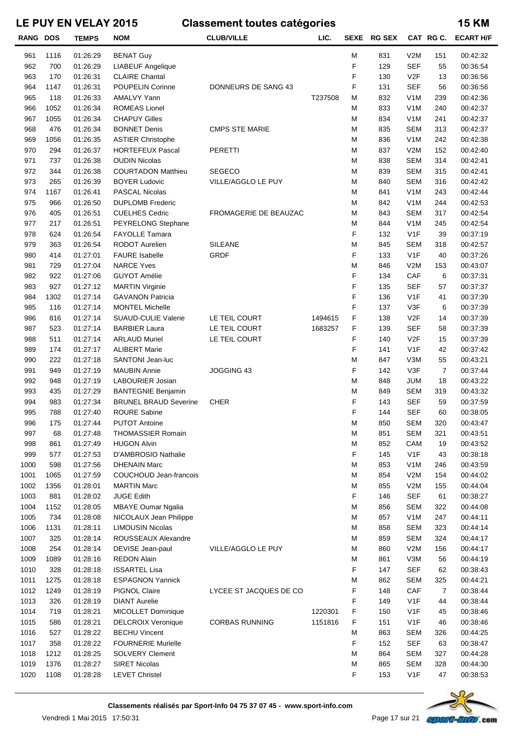# LE PUY EN VELAY 2015 — Classement toutes catégories — 15 KM

| RANG | DOS | TEMPS | NOM | CLUB/VILLE | LIC. | SEXE | RG SEX | CAT | RG C. | ECART H/F |
|---|---|---|---|---|---|---|---|---|---|---|
| 961 | 1116 | 01:26:29 | BENAT Guy | | | M | 831 | V2M | 151 | 00:42:32 |
| 962 | 700 | 01:26:29 | LIABEUF Angelique | | | F | 129 | SEF | 55 | 00:36:54 |
| 963 | 170 | 01:26:31 | CLAIRE Chantal | | | F | 130 | V2F | 13 | 00:36:56 |
| 964 | 1147 | 01:26:31 | POUPELIN Corinne | DONNEURS DE SANG 43 | | F | 131 | SEF | 56 | 00:36:56 |
| 965 | 118 | 01:26:33 | AMALVY Yann | | T237508 | M | 832 | V1M | 239 | 00:42:36 |
| 966 | 1052 | 01:26:34 | ROMEAS Lionel | | | M | 833 | V1M | 240 | 00:42:37 |
| 967 | 1055 | 01:26:34 | CHAPUY Gilles | | | M | 834 | V1M | 241 | 00:42:37 |
| 968 | 476 | 01:26:34 | BONNET Denis | CMPS STE MARIE | | M | 835 | SEM | 313 | 00:42:37 |
| 969 | 1056 | 01:26:35 | ASTIER Christophe | | | M | 836 | V1M | 242 | 00:42:38 |
| 970 | 294 | 01:26:37 | HORTEFEUX Pascal | PERETTI | | M | 837 | V2M | 152 | 00:42:40 |
| 971 | 737 | 01:26:38 | OUDIN Nicolas | | | M | 838 | SEM | 314 | 00:42:41 |
| 972 | 344 | 01:26:38 | COURTADON Matthieu | SEGECO | | M | 839 | SEM | 315 | 00:42:41 |
| 973 | 265 | 01:26:39 | BOYER Ludovic | VILLE/AGGLO LE PUY | | M | 840 | SEM | 316 | 00:42:42 |
| 974 | 1167 | 01:26:41 | PASCAL Nicolas | | | M | 841 | V1M | 243 | 00:42:44 |
| 975 | 966 | 01:26:50 | DUPLOMB Frederic | | | M | 842 | V1M | 244 | 00:42:53 |
| 976 | 405 | 01:26:51 | CUELHES Cedric | FROMAGERIE DE BEAUZAC | | M | 843 | SEM | 317 | 00:42:54 |
| 977 | 217 | 01:26:51 | PEYRELONG Stephane | | | M | 844 | V1M | 245 | 00:42:54 |
| 978 | 624 | 01:26:54 | FAYOLLE Tamara | | | F | 132 | V1F | 39 | 00:37:19 |
| 979 | 363 | 01:26:54 | RODOT Aurelien | SILEANE | | M | 845 | SEM | 318 | 00:42:57 |
| 980 | 414 | 01:27:01 | FAURE Isabelle | GRDF | | F | 133 | V1F | 40 | 00:37:26 |
| 981 | 729 | 01:27:04 | NARCE Yves | | | M | 846 | V2M | 153 | 00:43:07 |
| 982 | 922 | 01:27:06 | GUYOT Amélie | | | F | 134 | CAF | 6 | 00:37:31 |
| 983 | 927 | 01:27:12 | MARTIN Virginie | | | F | 135 | SEF | 57 | 00:37:37 |
| 984 | 1302 | 01:27:14 | GAVANON Patricia | | | F | 136 | V1F | 41 | 00:37:39 |
| 985 | 116 | 01:27:14 | MONTEL Michelle | | | F | 137 | V3F | 6 | 00:37:39 |
| 986 | 816 | 01:27:14 | SUAUD-CULIE Valerie | LE TEIL COURT | 1494615 | F | 138 | V2F | 14 | 00:37:39 |
| 987 | 523 | 01:27:14 | BARBIER Laura | LE TEIL COURT | 1683257 | F | 139 | SEF | 58 | 00:37:39 |
| 988 | 511 | 01:27:14 | ARLAUD Muriel | LE TEIL COURT | | F | 140 | V2F | 15 | 00:37:39 |
| 989 | 174 | 01:27:17 | ALIBERT Marie | | | F | 141 | V1F | 42 | 00:37:42 |
| 990 | 222 | 01:27:18 | SANTONI Jean-luc | | | M | 847 | V3M | 55 | 00:43:21 |
| 991 | 949 | 01:27:19 | MAUBIN Annie | JOGGING 43 | | F | 142 | V3F | 7 | 00:37:44 |
| 992 | 948 | 01:27:19 | LABOURIER Josian | | | M | 848 | JUM | 18 | 00:43:22 |
| 993 | 435 | 01:27:29 | BANTEGNIE Benjamin | | | M | 849 | SEM | 319 | 00:43:32 |
| 994 | 983 | 01:27:34 | BRUNEL BRAUD Severine | CHER | | F | 143 | SEF | 59 | 00:37:59 |
| 995 | 788 | 01:27:40 | ROURE Sabine | | | F | 144 | SEF | 60 | 00:38:05 |
| 996 | 175 | 01:27:44 | PUTOT Antoine | | | M | 850 | SEM | 320 | 00:43:47 |
| 997 | 68 | 01:27:48 | THOMASSIER Romain | | | M | 851 | SEM | 321 | 00:43:51 |
| 998 | 861 | 01:27:49 | HUGON Alvin | | | M | 852 | CAM | 19 | 00:43:52 |
| 999 | 577 | 01:27:53 | D'AMBROSIO Nathalie | | | F | 145 | V1F | 43 | 00:38:18 |
| 1000 | 598 | 01:27:56 | DHENAIN Marc | | | M | 853 | V1M | 246 | 00:43:59 |
| 1001 | 1065 | 01:27:59 | COUCHOUD Jean-francois | | | M | 854 | V2M | 154 | 00:44:02 |
| 1002 | 1356 | 01:28:01 | MARTIN Marc | | | M | 855 | V2M | 155 | 00:44:04 |
| 1003 | 881 | 01:28:02 | JUGE Edith | | | F | 146 | SEF | 61 | 00:38:27 |
| 1004 | 1152 | 01:28:05 | MBAYE Oumar Ngalia | | | M | 856 | SEM | 322 | 00:44:08 |
| 1005 | 734 | 01:28:08 | NICOLAUX Jean Philippe | | | M | 857 | V1M | 247 | 00:44:11 |
| 1006 | 1131 | 01:28:11 | LIMOUSIN Nicolas | | | M | 858 | SEM | 323 | 00:44:14 |
| 1007 | 325 | 01:28:14 | ROUSSEAUX Alexandre | | | M | 859 | SEM | 324 | 00:44:17 |
| 1008 | 254 | 01:28:14 | DEVISE Jean-paul | VILLE/AGGLO LE PUY | | M | 860 | V2M | 156 | 00:44:17 |
| 1009 | 1089 | 01:28:16 | REDON Alain | | | M | 861 | V3M | 56 | 00:44:19 |
| 1010 | 328 | 01:28:18 | ISSARTEL Lisa | | | F | 147 | SEF | 62 | 00:38:43 |
| 1011 | 1275 | 01:28:18 | ESPAGNON Yannick | | | M | 862 | SEM | 325 | 00:44:21 |
| 1012 | 1249 | 01:28:19 | PIGNOL Claire | LYCEE ST JACQUES DE CO | | F | 148 | CAF | 7 | 00:38:44 |
| 1013 | 326 | 01:28:19 | DIANT Aurelie | | | F | 149 | V1F | 44 | 00:38:44 |
| 1014 | 719 | 01:28:21 | MICOLLET Dominique | | 1220301 | F | 150 | V1F | 45 | 00:38:46 |
| 1015 | 586 | 01:28:21 | DELCROIX Veronique | CORBAS RUNNING | 1151816 | F | 151 | V1F | 46 | 00:38:46 |
| 1016 | 527 | 01:28:22 | BECHU Vincent | | | M | 863 | SEM | 326 | 00:44:25 |
| 1017 | 358 | 01:28:22 | FOURNERIE Murielle | | | F | 152 | SEF | 63 | 00:38:47 |
| 1018 | 1212 | 01:28:25 | SOLVERY Clement | | | M | 864 | SEM | 327 | 00:44:28 |
| 1019 | 1376 | 01:28:27 | SIRET Nicolas | | | M | 865 | SEM | 328 | 00:44:30 |
| 1020 | 1108 | 01:28:28 | LEVET Christel | | | F | 153 | V1F | 47 | 00:38:53 |

**Classements réalisés par Sport-Info 04 75 37 07 45 - www.sport-info.com**

Vendredi 1 Mai 2015 17:50:31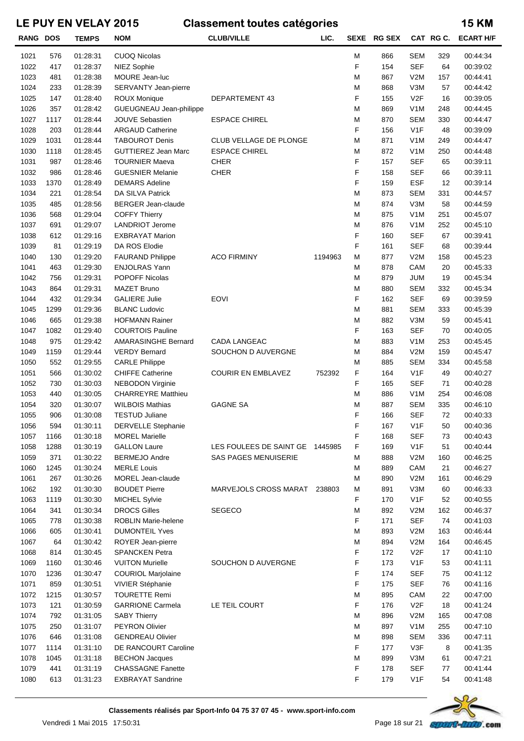# LE PUY EN VELAY 2015 — Classement toutes catégories — 15 KM

| RANG | DOS | TEMPS | NOM | CLUB/VILLE | LIC. | SEXE | RG SEX | CAT | RG C. | ECART H/F |
|---|---|---|---|---|---|---|---|---|---|---|
| 1021 | 576 | 01:28:31 | CUOQ Nicolas | | | M | 866 | SEM | 329 | 00:44:34 |
| 1022 | 417 | 01:28:37 | NIEZ Sophie | | | F | 154 | SEF | 64 | 00:39:02 |
| 1023 | 481 | 01:28:38 | MOURE Jean-luc | | | M | 867 | V2M | 157 | 00:44:41 |
| 1024 | 233 | 01:28:39 | SERVANTY Jean-pierre | | | M | 868 | V3M | 57 | 00:44:42 |
| 1025 | 147 | 01:28:40 | ROUX Monique | DEPARTEMENT 43 | | F | 155 | V2F | 16 | 00:39:05 |
| 1026 | 357 | 01:28:42 | GUEUGNEAU Jean-philippe | | | M | 869 | V1M | 248 | 00:44:45 |
| 1027 | 1117 | 01:28:44 | JOUVE Sebastien | ESPACE CHIREL | | M | 870 | SEM | 330 | 00:44:47 |
| 1028 | 203 | 01:28:44 | ARGAUD Catherine | | | F | 156 | V1F | 48 | 00:39:09 |
| 1029 | 1031 | 01:28:44 | TABOUROT Denis | CLUB VELLAGE DE PLONGE | | M | 871 | V1M | 249 | 00:44:47 |
| 1030 | 1118 | 01:28:45 | GUTTIEREZ Jean Marc | ESPACE CHIREL | | M | 872 | V1M | 250 | 00:44:48 |
| 1031 | 987 | 01:28:46 | TOURNIER Maeva | CHER | | F | 157 | SEF | 65 | 00:39:11 |
| 1032 | 986 | 01:28:46 | GUESNIER Melanie | CHER | | F | 158 | SEF | 66 | 00:39:11 |
| 1033 | 1370 | 01:28:49 | DEMARS Adeline | | | F | 159 | ESF | 12 | 00:39:14 |
| 1034 | 221 | 01:28:54 | DA SILVA Patrick | | | M | 873 | SEM | 331 | 00:44:57 |
| 1035 | 485 | 01:28:56 | BERGER Jean-claude | | | M | 874 | V3M | 58 | 00:44:59 |
| 1036 | 568 | 01:29:04 | COFFY Thierry | | | M | 875 | V1M | 251 | 00:45:07 |
| 1037 | 691 | 01:29:07 | LANDRIOT Jerome | | | M | 876 | V1M | 252 | 00:45:10 |
| 1038 | 612 | 01:29:16 | EXBRAYAT Marion | | | F | 160 | SEF | 67 | 00:39:41 |
| 1039 | 81 | 01:29:19 | DA ROS Elodie | | | F | 161 | SEF | 68 | 00:39:44 |
| 1040 | 130 | 01:29:20 | FAURAND Philippe | ACO FIRMINY | 1194963 | M | 877 | V2M | 158 | 00:45:23 |
| 1041 | 463 | 01:29:30 | ENJOLRAS Yann | | | M | 878 | CAM | 20 | 00:45:33 |
| 1042 | 756 | 01:29:31 | POPOFF Nicolas | | | M | 879 | JUM | 19 | 00:45:34 |
| 1043 | 864 | 01:29:31 | MAZET Bruno | | | M | 880 | SEM | 332 | 00:45:34 |
| 1044 | 432 | 01:29:34 | GALIERE Julie | EOVI | | F | 162 | SEF | 69 | 00:39:59 |
| 1045 | 1299 | 01:29:36 | BLANC Ludovic | | | M | 881 | SEM | 333 | 00:45:39 |
| 1046 | 665 | 01:29:38 | HOFMANN Rainer | | | M | 882 | V3M | 59 | 00:45:41 |
| 1047 | 1082 | 01:29:40 | COURTOIS Pauline | | | F | 163 | SEF | 70 | 00:40:05 |
| 1048 | 975 | 01:29:42 | AMARASINGHE Bernard | CADA LANGEAC | | M | 883 | V1M | 253 | 00:45:45 |
| 1049 | 1159 | 01:29:44 | VERDY Bernard | SOUCHON D AUVERGNE | | M | 884 | V2M | 159 | 00:45:47 |
| 1050 | 552 | 01:29:55 | CARLE Philippe | | | M | 885 | SEM | 334 | 00:45:58 |
| 1051 | 566 | 01:30:02 | CHIFFE Catherine | COURIR EN EMBLAVEZ | 752392 | F | 164 | V1F | 49 | 00:40:27 |
| 1052 | 730 | 01:30:03 | NEBODON Virginie | | | F | 165 | SEF | 71 | 00:40:28 |
| 1053 | 440 | 01:30:05 | CHARREYRE Matthieu | | | M | 886 | V1M | 254 | 00:46:08 |
| 1054 | 320 | 01:30:07 | WILBOIS Mathias | GAGNE SA | | M | 887 | SEM | 335 | 00:46:10 |
| 1055 | 906 | 01:30:08 | TESTUD Juliane | | | F | 166 | SEF | 72 | 00:40:33 |
| 1056 | 594 | 01:30:11 | DERVELLE Stephanie | | | F | 167 | V1F | 50 | 00:40:36 |
| 1057 | 1166 | 01:30:18 | MOREL Marielle | | | F | 168 | SEF | 73 | 00:40:43 |
| 1058 | 1288 | 01:30:19 | GALLON Laure | LES FOULEES DE SAINT GE | 1445985 | F | 169 | V1F | 51 | 00:40:44 |
| 1059 | 371 | 01:30:22 | BERMEJO Andre | SAS PAGES MENUISERIE | | M | 888 | V2M | 160 | 00:46:25 |
| 1060 | 1245 | 01:30:24 | MERLE Louis | | | M | 889 | CAM | 21 | 00:46:27 |
| 1061 | 267 | 01:30:26 | MOREL Jean-claude | | | M | 890 | V2M | 161 | 00:46:29 |
| 1062 | 192 | 01:30:30 | BOUDET Pierre | MARVEJOLS CROSS MARAT | 238803 | M | 891 | V3M | 60 | 00:46:33 |
| 1063 | 1119 | 01:30:30 | MICHEL Sylvie | | | F | 170 | V1F | 52 | 00:40:55 |
| 1064 | 341 | 01:30:34 | DROCS Gilles | SEGECO | | M | 892 | V2M | 162 | 00:46:37 |
| 1065 | 778 | 01:30:38 | ROBLIN Marie-helene | | | F | 171 | SEF | 74 | 00:41:03 |
| 1066 | 605 | 01:30:41 | DUMONTEIL Yves | | | M | 893 | V2M | 163 | 00:46:44 |
| 1067 | 64 | 01:30:42 | ROYER Jean-pierre | | | M | 894 | V2M | 164 | 00:46:45 |
| 1068 | 814 | 01:30:45 | SPANCKEN Petra | | | F | 172 | V2F | 17 | 00:41:10 |
| 1069 | 1160 | 01:30:46 | VUITON Murielle | SOUCHON D AUVERGNE | | F | 173 | V1F | 53 | 00:41:11 |
| 1070 | 1236 | 01:30:47 | COURIOL Marjolaine | | | F | 174 | SEF | 75 | 00:41:12 |
| 1071 | 859 | 01:30:51 | VIVIER Stéphanie | | | F | 175 | SEF | 76 | 00:41:16 |
| 1072 | 1215 | 01:30:57 | TOURETTE Remi | | | M | 895 | CAM | 22 | 00:47:00 |
| 1073 | 121 | 01:30:59 | GARRIONE Carmela | LE TEIL COURT | | F | 176 | V2F | 18 | 00:41:24 |
| 1074 | 792 | 01:31:05 | SABY Thierry | | | M | 896 | V2M | 165 | 00:47:08 |
| 1075 | 250 | 01:31:07 | PEYRON Olivier | | | M | 897 | V1M | 255 | 00:47:10 |
| 1076 | 646 | 01:31:08 | GENDREAU Olivier | | | M | 898 | SEM | 336 | 00:47:11 |
| 1077 | 1114 | 01:31:10 | DE RANCOURT Caroline | | | F | 177 | V3F | 8 | 00:41:35 |
| 1078 | 1045 | 01:31:18 | BECHON Jacques | | | M | 899 | V3M | 61 | 00:47:21 |
| 1079 | 441 | 01:31:19 | CHASSAGNE Fanette | | | F | 178 | SEF | 77 | 00:41:44 |
| 1080 | 613 | 01:31:23 | EXBRAYAT Sandrine | | | F | 179 | V1F | 54 | 00:41:48 |

**Classements réalisés par Sport-Info 04 75 37 07 45 - www.sport-info.com**

Vendredi 1 Mai 2015 17:50:31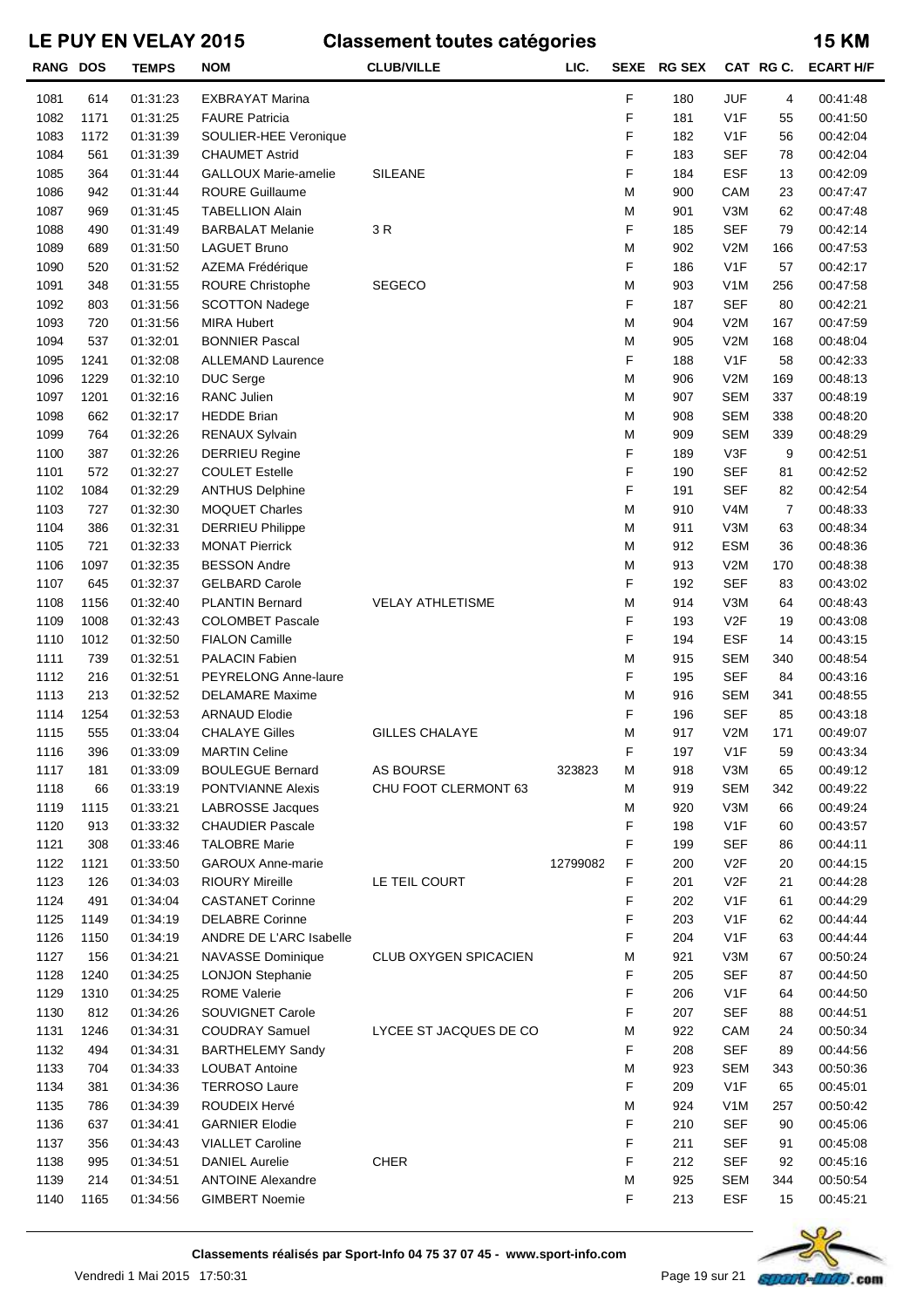# LE PUY EN VELAY 2015 — Classement toutes catégories — 15 KM

| RANG | DOS | TEMPS | NOM | CLUB/VILLE | LIC. | SEXE | RG SEX | CAT | RG C. | ECART H/F |
|---|---|---|---|---|---|---|---|---|---|---|
| 1081 | 614 | 01:31:23 | EXBRAYAT Marina | | | F | 180 | JUF | 4 | 00:41:48 |
| 1082 | 1171 | 01:31:25 | FAURE Patricia | | | F | 181 | V1F | 55 | 00:41:50 |
| 1083 | 1172 | 01:31:39 | SOULIER-HEE Veronique | | | F | 182 | V1F | 56 | 00:42:04 |
| 1084 | 561 | 01:31:39 | CHAUMET Astrid | | | F | 183 | SEF | 78 | 00:42:04 |
| 1085 | 364 | 01:31:44 | GALLOUX Marie-amelie | SILEANE | | F | 184 | ESF | 13 | 00:42:09 |
| 1086 | 942 | 01:31:44 | ROURE Guillaume | | | M | 900 | CAM | 23 | 00:47:47 |
| 1087 | 969 | 01:31:45 | TABELLION Alain | | | M | 901 | V3M | 62 | 00:47:48 |
| 1088 | 490 | 01:31:49 | BARBALAT Melanie | 3 R | | F | 185 | SEF | 79 | 00:42:14 |
| 1089 | 689 | 01:31:50 | LAGUET Bruno | | | M | 902 | V2M | 166 | 00:47:53 |
| 1090 | 520 | 01:31:52 | AZEMA Frédérique | | | F | 186 | V1F | 57 | 00:42:17 |
| 1091 | 348 | 01:31:55 | ROURE Christophe | SEGECO | | M | 903 | V1M | 256 | 00:47:58 |
| 1092 | 803 | 01:31:56 | SCOTTON Nadege | | | F | 187 | SEF | 80 | 00:42:21 |
| 1093 | 720 | 01:31:56 | MIRA Hubert | | | M | 904 | V2M | 167 | 00:47:59 |
| 1094 | 537 | 01:32:01 | BONNIER Pascal | | | M | 905 | V2M | 168 | 00:48:04 |
| 1095 | 1241 | 01:32:08 | ALLEMAND Laurence | | | F | 188 | V1F | 58 | 00:42:33 |
| 1096 | 1229 | 01:32:10 | DUC Serge | | | M | 906 | V2M | 169 | 00:48:13 |
| 1097 | 1201 | 01:32:16 | RANC Julien | | | M | 907 | SEM | 337 | 00:48:19 |
| 1098 | 662 | 01:32:17 | HEDDE Brian | | | M | 908 | SEM | 338 | 00:48:20 |
| 1099 | 764 | 01:32:26 | RENAUX Sylvain | | | M | 909 | SEM | 339 | 00:48:29 |
| 1100 | 387 | 01:32:26 | DERRIEU Regine | | | F | 189 | V3F | 9 | 00:42:51 |
| 1101 | 572 | 01:32:27 | COULET Estelle | | | F | 190 | SEF | 81 | 00:42:52 |
| 1102 | 1084 | 01:32:29 | ANTHUS Delphine | | | F | 191 | SEF | 82 | 00:42:54 |
| 1103 | 727 | 01:32:30 | MOQUET Charles | | | M | 910 | V4M | 7 | 00:48:33 |
| 1104 | 386 | 01:32:31 | DERRIEU Philippe | | | M | 911 | V3M | 63 | 00:48:34 |
| 1105 | 721 | 01:32:33 | MONAT Pierrick | | | M | 912 | ESM | 36 | 00:48:36 |
| 1106 | 1097 | 01:32:35 | BESSON Andre | | | M | 913 | V2M | 170 | 00:48:38 |
| 1107 | 645 | 01:32:37 | GELBARD Carole | | | F | 192 | SEF | 83 | 00:43:02 |
| 1108 | 1156 | 01:32:40 | PLANTIN Bernard | VELAY ATHLETISME | | M | 914 | V3M | 64 | 00:48:43 |
| 1109 | 1008 | 01:32:43 | COLOMBET Pascale | | | F | 193 | V2F | 19 | 00:43:08 |
| 1110 | 1012 | 01:32:50 | FIALON Camille | | | F | 194 | ESF | 14 | 00:43:15 |
| 1111 | 739 | 01:32:51 | PALACIN Fabien | | | M | 915 | SEM | 340 | 00:48:54 |
| 1112 | 216 | 01:32:51 | PEYRELONG Anne-laure | | | F | 195 | SEF | 84 | 00:43:16 |
| 1113 | 213 | 01:32:52 | DELAMARE Maxime | | | M | 916 | SEM | 341 | 00:48:55 |
| 1114 | 1254 | 01:32:53 | ARNAUD Elodie | | | F | 196 | SEF | 85 | 00:43:18 |
| 1115 | 555 | 01:33:04 | CHALAYE Gilles | GILLES CHALAYE | | M | 917 | V2M | 171 | 00:49:07 |
| 1116 | 396 | 01:33:09 | MARTIN Celine | | | F | 197 | V1F | 59 | 00:43:34 |
| 1117 | 181 | 01:33:09 | BOULEGUE Bernard | AS BOURSE | 323823 | M | 918 | V3M | 65 | 00:49:12 |
| 1118 | 66 | 01:33:19 | PONTVIANNE Alexis | CHU FOOT CLERMONT 63 | | M | 919 | SEM | 342 | 00:49:22 |
| 1119 | 1115 | 01:33:21 | LABROSSE Jacques | | | M | 920 | V3M | 66 | 00:49:24 |
| 1120 | 913 | 01:33:32 | CHAUDIER Pascale | | | F | 198 | V1F | 60 | 00:43:57 |
| 1121 | 308 | 01:33:46 | TALOBRE Marie | | | F | 199 | SEF | 86 | 00:44:11 |
| 1122 | 1121 | 01:33:50 | GAROUX Anne-marie | | 12799082 | F | 200 | V2F | 20 | 00:44:15 |
| 1123 | 126 | 01:34:03 | RIOURY Mireille | LE TEIL COURT | | F | 201 | V2F | 21 | 00:44:28 |
| 1124 | 491 | 01:34:04 | CASTANET Corinne | | | F | 202 | V1F | 61 | 00:44:29 |
| 1125 | 1149 | 01:34:19 | DELABRE Corinne | | | F | 203 | V1F | 62 | 00:44:44 |
| 1126 | 1150 | 01:34:19 | ANDRE DE L'ARC Isabelle | | | F | 204 | V1F | 63 | 00:44:44 |
| 1127 | 156 | 01:34:21 | NAVASSE Dominique | CLUB OXYGEN SPICACIEN | | M | 921 | V3M | 67 | 00:50:24 |
| 1128 | 1240 | 01:34:25 | LONJON Stephanie | | | F | 205 | SEF | 87 | 00:44:50 |
| 1129 | 1310 | 01:34:25 | ROME Valerie | | | F | 206 | V1F | 64 | 00:44:50 |
| 1130 | 812 | 01:34:26 | SOUVIGNET Carole | | | F | 207 | SEF | 88 | 00:44:51 |
| 1131 | 1246 | 01:34:31 | COUDRAY Samuel | LYCEE ST JACQUES DE CO | | M | 922 | CAM | 24 | 00:50:34 |
| 1132 | 494 | 01:34:31 | BARTHELEMY Sandy | | | F | 208 | SEF | 89 | 00:44:56 |
| 1133 | 704 | 01:34:33 | LOUBAT Antoine | | | M | 923 | SEM | 343 | 00:50:36 |
| 1134 | 381 | 01:34:36 | TERROSO Laure | | | F | 209 | V1F | 65 | 00:45:01 |
| 1135 | 786 | 01:34:39 | ROUDEIX Hervé | | | M | 924 | V1M | 257 | 00:50:42 |
| 1136 | 637 | 01:34:41 | GARNIER Elodie | | | F | 210 | SEF | 90 | 00:45:06 |
| 1137 | 356 | 01:34:43 | VIALLET Caroline | | | F | 211 | SEF | 91 | 00:45:08 |
| 1138 | 995 | 01:34:51 | DANIEL Aurelie | CHER | | F | 212 | SEF | 92 | 00:45:16 |
| 1139 | 214 | 01:34:51 | ANTOINE Alexandre | | | M | 925 | SEM | 344 | 00:50:54 |
| 1140 | 1165 | 01:34:56 | GIMBERT Noemie | | | F | 213 | ESF | 15 | 00:45:21 |

**Classements réalisés par Sport-Info 04 75 37 07 45 - www.sport-info.com**

Vendredi 1 Mai 2015 17:50:31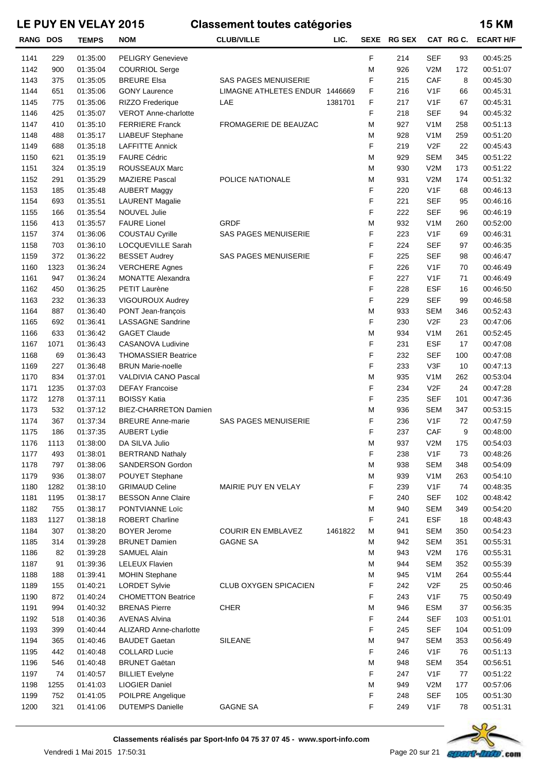# LE PUY EN VELAY 2015 — Classement toutes catégories — 15 KM

| RANG | DOS | TEMPS | NOM | CLUB/VILLE | LIC. | SEXE | RG SEX | CAT | RG C. | ECART H/F |
|---|---|---|---|---|---|---|---|---|---|---|
| 1141 | 229 | 01:35:00 | PELIGRY Genevieve | | | F | 214 | SEF | 93 | 00:45:25 |
| 1142 | 900 | 01:35:04 | COURRIOL Serge | | | M | 926 | V2M | 172 | 00:51:07 |
| 1143 | 375 | 01:35:05 | BREURE Elsa | SAS PAGES MENUISERIE | | F | 215 | CAF | 8 | 00:45:30 |
| 1144 | 651 | 01:35:06 | GONY Laurence | LIMAGNE ATHLETES ENDUR | 1446669 | F | 216 | V1F | 66 | 00:45:31 |
| 1145 | 775 | 01:35:06 | RIZZO Frederique | LAE | 1381701 | F | 217 | V1F | 67 | 00:45:31 |
| 1146 | 425 | 01:35:07 | VEROT Anne-charlotte | | | F | 218 | SEF | 94 | 00:45:32 |
| 1147 | 410 | 01:35:10 | FERRIERE Franck | FROMAGERIE DE BEAUZAC | | M | 927 | V1M | 258 | 00:51:13 |
| 1148 | 488 | 01:35:17 | LIABEUF Stephane | | | M | 928 | V1M | 259 | 00:51:20 |
| 1149 | 688 | 01:35:18 | LAFFITTE Annick | | | F | 219 | V2F | 22 | 00:45:43 |
| 1150 | 621 | 01:35:19 | FAURE Cédric | | | M | 929 | SEM | 345 | 00:51:22 |
| 1151 | 324 | 01:35:19 | ROUSSEAUX Marc | | | M | 930 | V2M | 173 | 00:51:22 |
| 1152 | 291 | 01:35:29 | MAZIERE Pascal | POLICE NATIONALE | | M | 931 | V2M | 174 | 00:51:32 |
| 1153 | 185 | 01:35:48 | AUBERT Maggy | | | F | 220 | V1F | 68 | 00:46:13 |
| 1154 | 693 | 01:35:51 | LAURENT Magalie | | | F | 221 | SEF | 95 | 00:46:16 |
| 1155 | 166 | 01:35:54 | NOUVEL Julie | | | F | 222 | SEF | 96 | 00:46:19 |
| 1156 | 413 | 01:35:57 | FAURE Lionel | GRDF | | M | 932 | V1M | 260 | 00:52:00 |
| 1157 | 374 | 01:36:06 | COUSTAU Cyrille | SAS PAGES MENUISERIE | | F | 223 | V1F | 69 | 00:46:31 |
| 1158 | 703 | 01:36:10 | LOCQUEVILLE Sarah | | | F | 224 | SEF | 97 | 00:46:35 |
| 1159 | 372 | 01:36:22 | BESSET Audrey | SAS PAGES MENUISERIE | | F | 225 | SEF | 98 | 00:46:47 |
| 1160 | 1323 | 01:36:24 | VERCHERE Agnes | | | F | 226 | V1F | 70 | 00:46:49 |
| 1161 | 947 | 01:36:24 | MONATTE Alexandra | | | F | 227 | V1F | 71 | 00:46:49 |
| 1162 | 450 | 01:36:25 | PETIT Laurène | | | F | 228 | ESF | 16 | 00:46:50 |
| 1163 | 232 | 01:36:33 | VIGOUROUX Audrey | | | F | 229 | SEF | 99 | 00:46:58 |
| 1164 | 887 | 01:36:40 | PONT Jean-françois | | | M | 933 | SEM | 346 | 00:52:43 |
| 1165 | 692 | 01:36:41 | LASSAGNE Sandrine | | | F | 230 | V2F | 23 | 00:47:06 |
| 1166 | 633 | 01:36:42 | GAGET Claude | | | M | 934 | V1M | 261 | 00:52:45 |
| 1167 | 1071 | 01:36:43 | CASANOVA Ludivine | | | F | 231 | ESF | 17 | 00:47:08 |
| 1168 | 69 | 01:36:43 | THOMASSIER Beatrice | | | F | 232 | SEF | 100 | 00:47:08 |
| 1169 | 227 | 01:36:48 | BRUN Marie-noelle | | | F | 233 | V3F | 10 | 00:47:13 |
| 1170 | 834 | 01:37:01 | VALDIVIA CANO Pascal | | | M | 935 | V1M | 262 | 00:53:04 |
| 1171 | 1235 | 01:37:03 | DEFAY Francoise | | | F | 234 | V2F | 24 | 00:47:28 |
| 1172 | 1278 | 01:37:11 | BOISSY Katia | | | F | 235 | SEF | 101 | 00:47:36 |
| 1173 | 532 | 01:37:12 | BIEZ-CHARRETON Damien | | | M | 936 | SEM | 347 | 00:53:15 |
| 1174 | 367 | 01:37:34 | BREURE Anne-marie | SAS PAGES MENUISERIE | | F | 236 | V1F | 72 | 00:47:59 |
| 1175 | 186 | 01:37:35 | AUBERT Lydie | | | F | 237 | CAF | 9 | 00:48:00 |
| 1176 | 1113 | 01:38:00 | DA SILVA Julio | | | M | 937 | V2M | 175 | 00:54:03 |
| 1177 | 493 | 01:38:01 | BERTRAND Nathaly | | | F | 238 | V1F | 73 | 00:48:26 |
| 1178 | 797 | 01:38:06 | SANDERSON Gordon | | | M | 938 | SEM | 348 | 00:54:09 |
| 1179 | 936 | 01:38:07 | POUYET Stephane | | | M | 939 | V1M | 263 | 00:54:10 |
| 1180 | 1282 | 01:38:10 | GRIMAUD Celine | MAIRIE PUY EN VELAY | | F | 239 | V1F | 74 | 00:48:35 |
| 1181 | 1195 | 01:38:17 | BESSON Anne Claire | | | F | 240 | SEF | 102 | 00:48:42 |
| 1182 | 755 | 01:38:17 | PONTVIANNE Loïc | | | M | 940 | SEM | 349 | 00:54:20 |
| 1183 | 1127 | 01:38:18 | ROBERT Charline | | | F | 241 | ESF | 18 | 00:48:43 |
| 1184 | 307 | 01:38:20 | BOYER Jerome | COURIR EN EMBLAVEZ | 1461822 | M | 941 | SEM | 350 | 00:54:23 |
| 1185 | 314 | 01:39:28 | BRUNET Damien | GAGNE SA | | M | 942 | SEM | 351 | 00:55:31 |
| 1186 | 82 | 01:39:28 | SAMUEL Alain | | | M | 943 | V2M | 176 | 00:55:31 |
| 1187 | 91 | 01:39:36 | LELEUX Flavien | | | M | 944 | SEM | 352 | 00:55:39 |
| 1188 | 188 | 01:39:41 | MOHIN Stephane | | | M | 945 | V1M | 264 | 00:55:44 |
| 1189 | 155 | 01:40:21 | LORDET Sylvie | CLUB OXYGEN SPICACIEN | | F | 242 | V2F | 25 | 00:50:46 |
| 1190 | 872 | 01:40:24 | CHOMETTON Beatrice | | | F | 243 | V1F | 75 | 00:50:49 |
| 1191 | 994 | 01:40:32 | BRENAS Pierre | CHER | | M | 946 | ESM | 37 | 00:56:35 |
| 1192 | 518 | 01:40:36 | AVENAS Alvina | | | F | 244 | SEF | 103 | 00:51:01 |
| 1193 | 399 | 01:40:44 | ALIZARD Anne-charlotte | | | F | 245 | SEF | 104 | 00:51:09 |
| 1194 | 365 | 01:40:46 | BAUDET Gaetan | SILEANE | | M | 947 | SEM | 353 | 00:56:49 |
| 1195 | 442 | 01:40:48 | COLLARD Lucie | | | F | 246 | V1F | 76 | 00:51:13 |
| 1196 | 546 | 01:40:48 | BRUNET Gaëtan | | | M | 948 | SEM | 354 | 00:56:51 |
| 1197 | 74 | 01:40:57 | BILLIET Evelyne | | | F | 247 | V1F | 77 | 00:51:22 |
| 1198 | 1255 | 01:41:03 | LIOGIER Daniel | | | M | 949 | V2M | 177 | 00:57:06 |
| 1199 | 752 | 01:41:05 | POILPRE Angelique | | | F | 248 | SEF | 105 | 00:51:30 |
| 1200 | 321 | 01:41:06 | DUTEMPS Danielle | GAGNE SA | | F | 249 | V1F | 78 | 00:51:31 |

**Classements réalisés par Sport-Info 04 75 37 07 45 - www.sport-info.com**

Vendredi 1 Mai 2015 17:50:31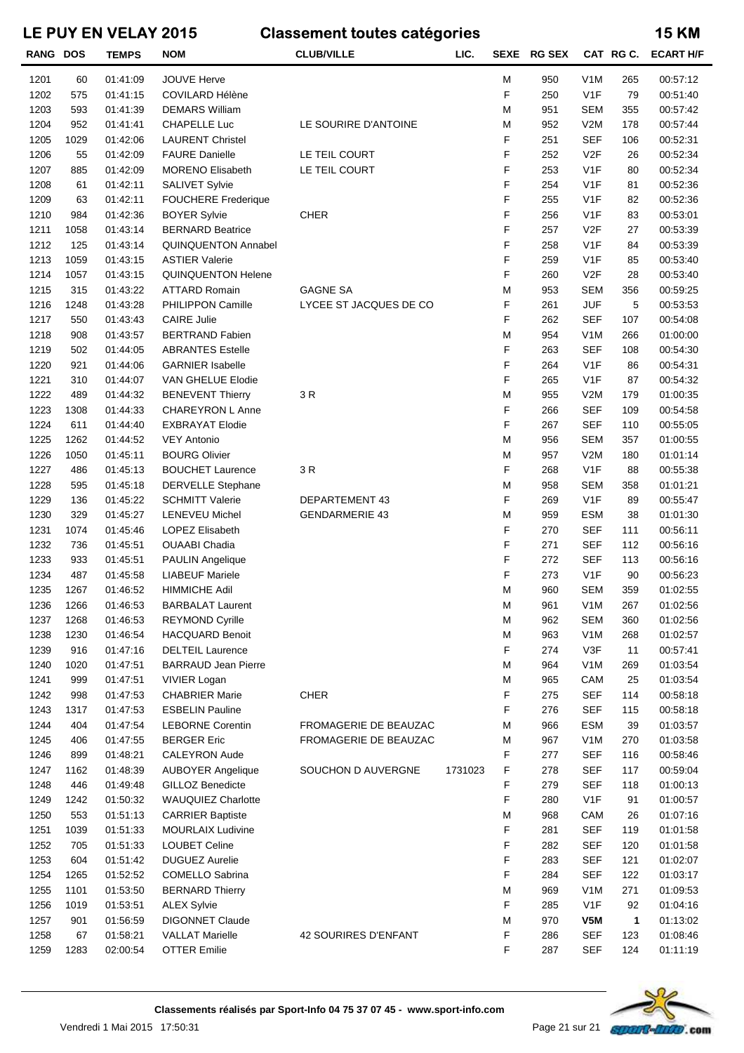# LE PUY EN VELAY 2015 — Classement toutes catégories — 15 KM

| RANG | DOS | TEMPS | NOM | CLUB/VILLE | LIC. | SEXE | RG SEX | CAT | RG C. | ECART H/F |
|---|---|---|---|---|---|---|---|---|---|---|
| 1201 | 60 | 01:41:09 | JOUVE Herve | | | M | 950 | V1M | 265 | 00:57:12 |
| 1202 | 575 | 01:41:15 | COVILARD Hélène | | | F | 250 | V1F | 79 | 00:51:40 |
| 1203 | 593 | 01:41:39 | DEMARS William | | | M | 951 | SEM | 355 | 00:57:42 |
| 1204 | 952 | 01:41:41 | CHAPELLE Luc | LE SOURIRE D'ANTOINE | | M | 952 | V2M | 178 | 00:57:44 |
| 1205 | 1029 | 01:42:06 | LAURENT Christel | | | F | 251 | SEF | 106 | 00:52:31 |
| 1206 | 55 | 01:42:09 | FAURE Danielle | LE TEIL COURT | | F | 252 | V2F | 26 | 00:52:34 |
| 1207 | 885 | 01:42:09 | MORENO Elisabeth | LE TEIL COURT | | F | 253 | V1F | 80 | 00:52:34 |
| 1208 | 61 | 01:42:11 | SALIVET Sylvie | | | F | 254 | V1F | 81 | 00:52:36 |
| 1209 | 63 | 01:42:11 | FOUCHERE Frederique | | | F | 255 | V1F | 82 | 00:52:36 |
| 1210 | 984 | 01:42:36 | BOYER Sylvie | CHER | | F | 256 | V1F | 83 | 00:53:01 |
| 1211 | 1058 | 01:43:14 | BERNARD Beatrice | | | F | 257 | V2F | 27 | 00:53:39 |
| 1212 | 125 | 01:43:14 | QUINQUENTON Annabel | | | F | 258 | V1F | 84 | 00:53:39 |
| 1213 | 1059 | 01:43:15 | ASTIER Valerie | | | F | 259 | V1F | 85 | 00:53:40 |
| 1214 | 1057 | 01:43:15 | QUINQUENTON Helene | | | F | 260 | V2F | 28 | 00:53:40 |
| 1215 | 315 | 01:43:22 | ATTARD Romain | GAGNE SA | | M | 953 | SEM | 356 | 00:59:25 |
| 1216 | 1248 | 01:43:28 | PHILIPPON Camille | LYCEE ST JACQUES DE CO | | F | 261 | JUF | 5 | 00:53:53 |
| 1217 | 550 | 01:43:43 | CAIRE Julie | | | F | 262 | SEF | 107 | 00:54:08 |
| 1218 | 908 | 01:43:57 | BERTRAND Fabien | | | M | 954 | V1M | 266 | 01:00:00 |
| 1219 | 502 | 01:44:05 | ABRANTES Estelle | | | F | 263 | SEF | 108 | 00:54:30 |
| 1220 | 921 | 01:44:06 | GARNIER Isabelle | | | F | 264 | V1F | 86 | 00:54:31 |
| 1221 | 310 | 01:44:07 | VAN GHELUE Elodie | | | F | 265 | V1F | 87 | 00:54:32 |
| 1222 | 489 | 01:44:32 | BENEVENT Thierry | 3 R | | M | 955 | V2M | 179 | 01:00:35 |
| 1223 | 1308 | 01:44:33 | CHAREYRON L Anne | | | F | 266 | SEF | 109 | 00:54:58 |
| 1224 | 611 | 01:44:40 | EXBRAYAT Elodie | | | F | 267 | SEF | 110 | 00:55:05 |
| 1225 | 1262 | 01:44:52 | VEY Antonio | | | M | 956 | SEM | 357 | 01:00:55 |
| 1226 | 1050 | 01:45:11 | BOURG Olivier | | | M | 957 | V2M | 180 | 01:01:14 |
| 1227 | 486 | 01:45:13 | BOUCHET Laurence | 3 R | | F | 268 | V1F | 88 | 00:55:38 |
| 1228 | 595 | 01:45:18 | DERVELLE Stephane | | | M | 958 | SEM | 358 | 01:01:21 |
| 1229 | 136 | 01:45:22 | SCHMITT Valerie | DEPARTEMENT 43 | | F | 269 | V1F | 89 | 00:55:47 |
| 1230 | 329 | 01:45:27 | LENEVEU Michel | GENDARMERIE 43 | | M | 959 | ESM | 38 | 01:01:30 |
| 1231 | 1074 | 01:45:46 | LOPEZ Elisabeth | | | F | 270 | SEF | 111 | 00:56:11 |
| 1232 | 736 | 01:45:51 | OUAABI Chadia | | | F | 271 | SEF | 112 | 00:56:16 |
| 1233 | 933 | 01:45:51 | PAULIN Angelique | | | F | 272 | SEF | 113 | 00:56:16 |
| 1234 | 487 | 01:45:58 | LIABEUF Mariele | | | F | 273 | V1F | 90 | 00:56:23 |
| 1235 | 1267 | 01:46:52 | HIMMICHE Adil | | | M | 960 | SEM | 359 | 01:02:55 |
| 1236 | 1266 | 01:46:53 | BARBALAT Laurent | | | M | 961 | V1M | 267 | 01:02:56 |
| 1237 | 1268 | 01:46:53 | REYMOND Cyrille | | | M | 962 | SEM | 360 | 01:02:56 |
| 1238 | 1230 | 01:46:54 | HACQUARD Benoit | | | M | 963 | V1M | 268 | 01:02:57 |
| 1239 | 916 | 01:47:16 | DELTEIL Laurence | | | F | 274 | V3F | 11 | 00:57:41 |
| 1240 | 1020 | 01:47:51 | BARRAUD Jean Pierre | | | M | 964 | V1M | 269 | 01:03:54 |
| 1241 | 999 | 01:47:51 | VIVIER Logan | | | M | 965 | CAM | 25 | 01:03:54 |
| 1242 | 998 | 01:47:53 | CHABRIER Marie | CHER | | F | 275 | SEF | 114 | 00:58:18 |
| 1243 | 1317 | 01:47:53 | ESBELIN Pauline | | | F | 276 | SEF | 115 | 00:58:18 |
| 1244 | 404 | 01:47:54 | LEBORNE Corentin | FROMAGERIE DE BEAUZAC | | M | 966 | ESM | 39 | 01:03:57 |
| 1245 | 406 | 01:47:55 | BERGER Eric | FROMAGERIE DE BEAUZAC | | M | 967 | V1M | 270 | 01:03:58 |
| 1246 | 899 | 01:48:21 | CALEYRON Aude | | | F | 277 | SEF | 116 | 00:58:46 |
| 1247 | 1162 | 01:48:39 | AUBOYER Angelique | SOUCHON D AUVERGNE | 1731023 | F | 278 | SEF | 117 | 00:59:04 |
| 1248 | 446 | 01:49:48 | GILLOZ Benedicte | | | F | 279 | SEF | 118 | 01:00:13 |
| 1249 | 1242 | 01:50:32 | WAUQUIEZ Charlotte | | | F | 280 | V1F | 91 | 01:00:57 |
| 1250 | 553 | 01:51:13 | CARRIER Baptiste | | | M | 968 | CAM | 26 | 01:07:16 |
| 1251 | 1039 | 01:51:33 | MOURLAIX Ludivine | | | F | 281 | SEF | 119 | 01:01:58 |
| 1252 | 705 | 01:51:33 | LOUBET Celine | | | F | 282 | SEF | 120 | 01:01:58 |
| 1253 | 604 | 01:51:42 | DUGUEZ Aurelie | | | F | 283 | SEF | 121 | 01:02:07 |
| 1254 | 1265 | 01:52:52 | COMELLO Sabrina | | | F | 284 | SEF | 122 | 01:03:17 |
| 1255 | 1101 | 01:53:50 | BERNARD Thierry | | | M | 969 | V1M | 271 | 01:09:53 |
| 1256 | 1019 | 01:53:51 | ALEX Sylvie | | | F | 285 | V1F | 92 | 01:04:16 |
| 1257 | 901 | 01:56:59 | DIGONNET Claude | | | M | 970 | **V5M** | **1** | 01:13:02 |
| 1258 | 67 | 01:58:21 | VALLAT Marielle | 42 SOURIRES D'ENFANT | | F | 286 | SEF | 123 | 01:08:46 |
| 1259 | 1283 | 02:00:54 | OTTER Emilie | | | F | 287 | SEF | 124 | 01:11:19 |

**Classements réalisés par Sport-Info 04 75 37 07 45 - www.sport-info.com**

Vendredi 1 Mai 2015 17:50:31